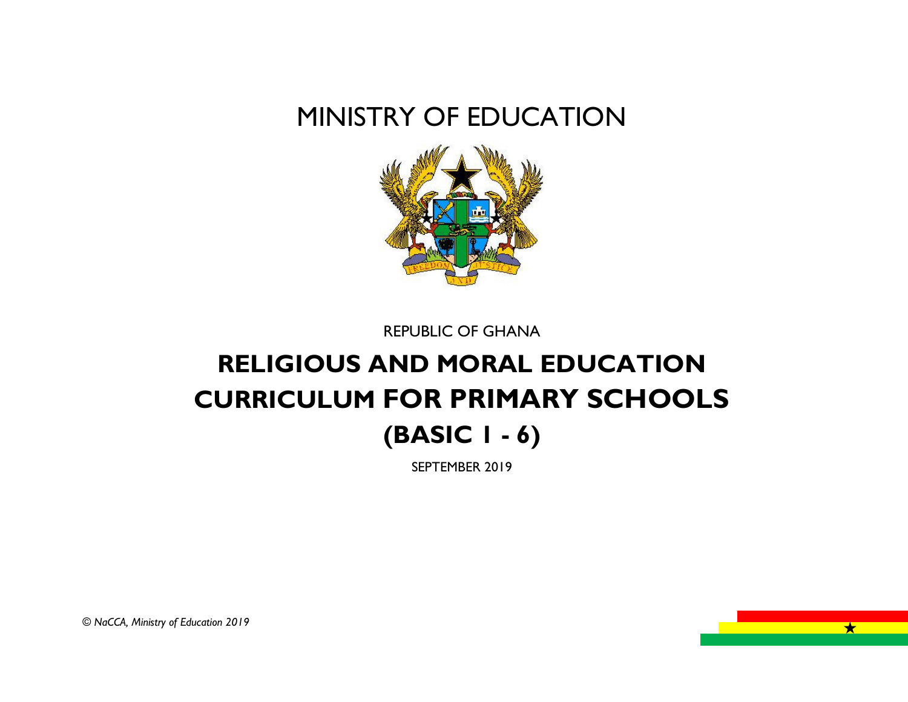# MINISTRY OF EDUCATION

REPUBLIC OF GHANA

# RELIGIOUS AND MORAL EDUCATION CURRICULUM FOR PRIMARY SCHOOLS (BASIC 1 - 6)

SEPTEMBER 2019

*© NaCCA, Ministry of Education 2019*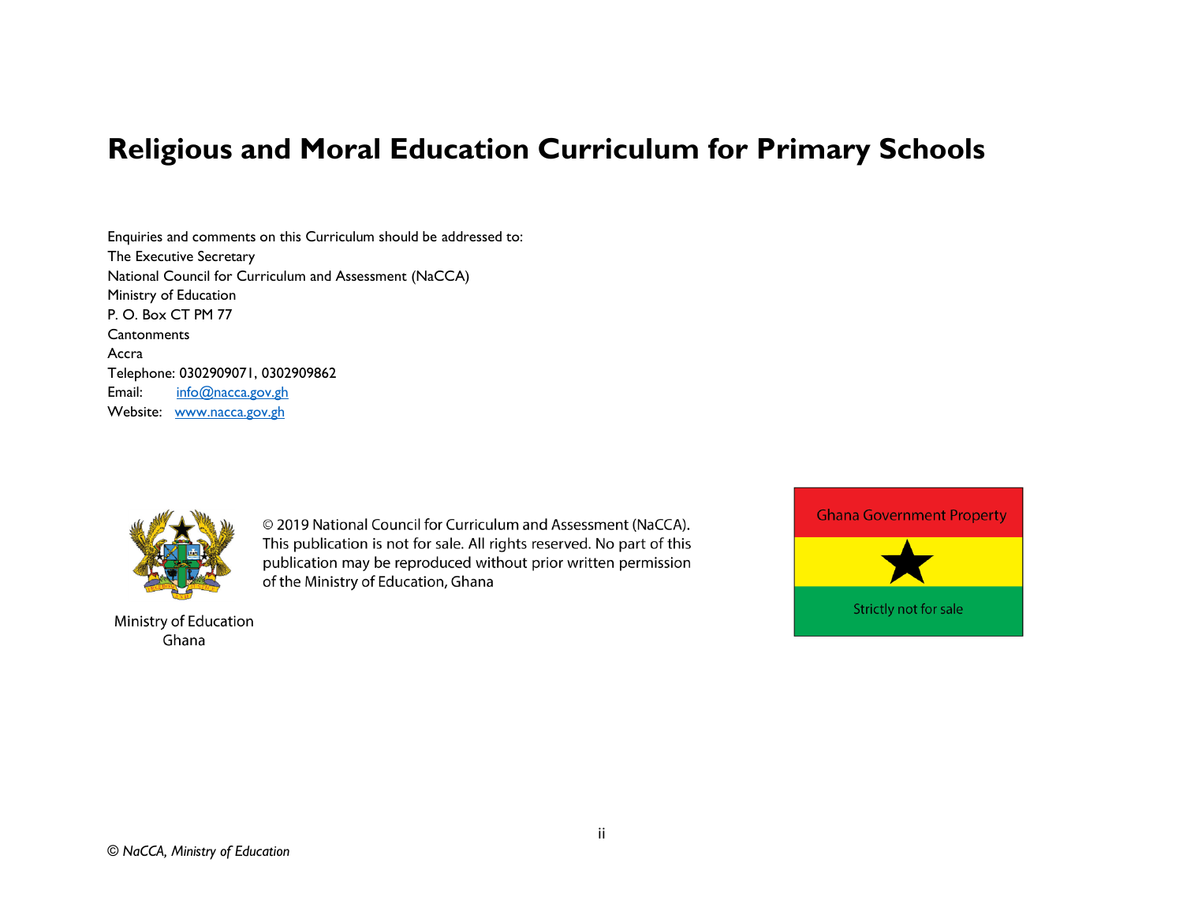# Religious and Moral Education Curriculum for Primary Schools

Enquiries and comments on this Curriculum should be addressed to:
The Executive Secretary
National Council for Curriculum and Assessment (NaCCA)
Ministry of Education
P. O. Box CT PM 77
Cantonments
Accra
Telephone: 0302909071, 0302909862
Email: info@nacca.gov.gh
Website: www.nacca.gov.gh

Ministry of Education
Ghana

© 2019 National Council for Curriculum and Assessment (NaCCA). This publication is not for sale. All rights reserved. No part of this publication may be reproduced without prior written permission of the Ministry of Education, Ghana

Ghana Government Property

Strictly not for sale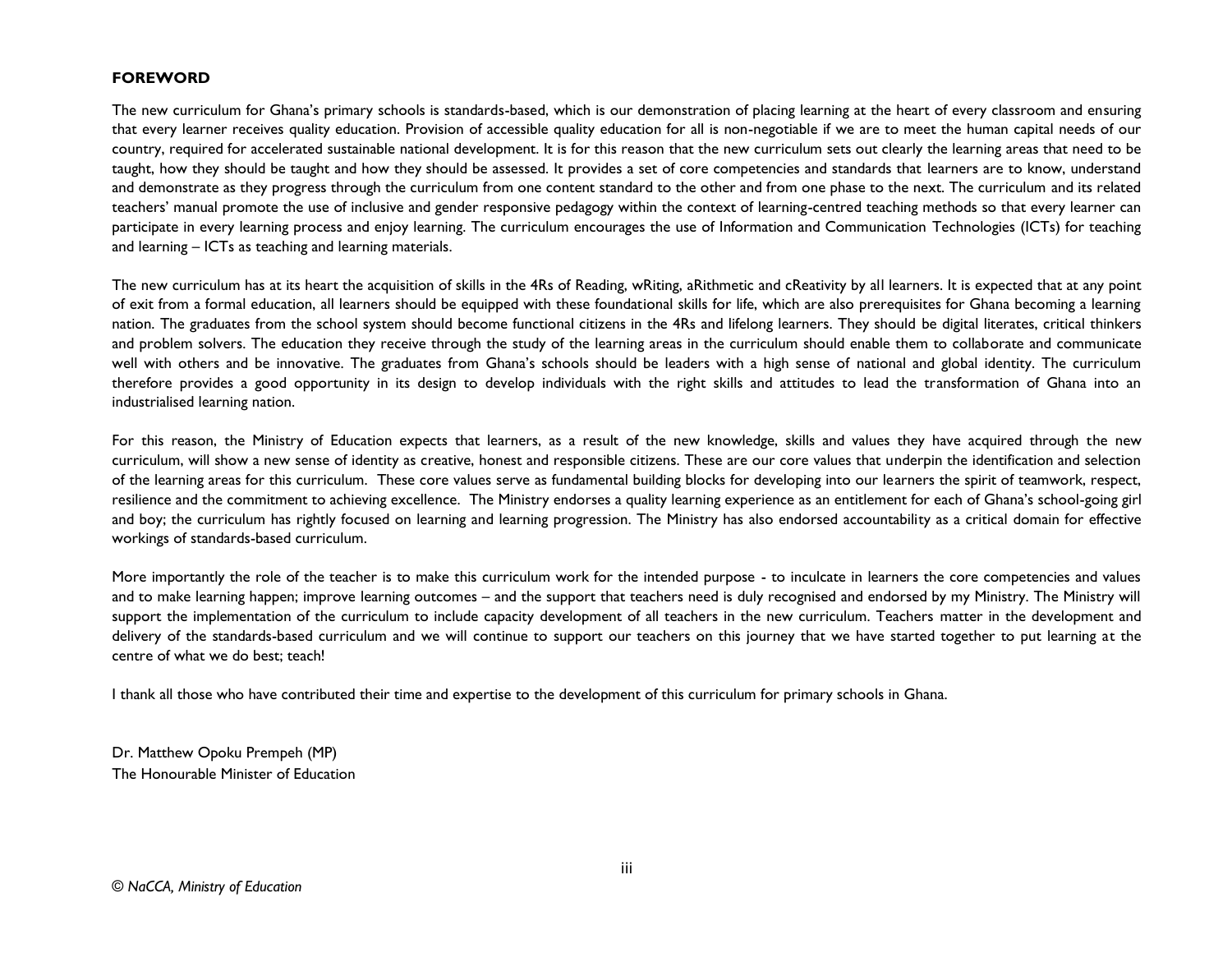## FOREWORD

The new curriculum for Ghana's primary schools is standards-based, which is our demonstration of placing learning at the heart of every classroom and ensuring that every learner receives quality education. Provision of accessible quality education for all is non-negotiable if we are to meet the human capital needs of our country, required for accelerated sustainable national development. It is for this reason that the new curriculum sets out clearly the learning areas that need to be taught, how they should be taught and how they should be assessed. It provides a set of core competencies and standards that learners are to know, understand and demonstrate as they progress through the curriculum from one content standard to the other and from one phase to the next. The curriculum and its related teachers' manual promote the use of inclusive and gender responsive pedagogy within the context of learning-centred teaching methods so that every learner can participate in every learning process and enjoy learning. The curriculum encourages the use of Information and Communication Technologies (ICTs) for teaching and learning – ICTs as teaching and learning materials.

The new curriculum has at its heart the acquisition of skills in the 4Rs of Reading, wRiting, aRithmetic and cReativity by all learners. It is expected that at any point of exit from a formal education, all learners should be equipped with these foundational skills for life, which are also prerequisites for Ghana becoming a learning nation. The graduates from the school system should become functional citizens in the 4Rs and lifelong learners. They should be digital literates, critical thinkers and problem solvers. The education they receive through the study of the learning areas in the curriculum should enable them to collaborate and communicate well with others and be innovative. The graduates from Ghana's schools should be leaders with a high sense of national and global identity. The curriculum therefore provides a good opportunity in its design to develop individuals with the right skills and attitudes to lead the transformation of Ghana into an industrialised learning nation.

For this reason, the Ministry of Education expects that learners, as a result of the new knowledge, skills and values they have acquired through the new curriculum, will show a new sense of identity as creative, honest and responsible citizens. These are our core values that underpin the identification and selection of the learning areas for this curriculum. These core values serve as fundamental building blocks for developing into our learners the spirit of teamwork, respect, resilience and the commitment to achieving excellence. The Ministry endorses a quality learning experience as an entitlement for each of Ghana's school-going girl and boy; the curriculum has rightly focused on learning and learning progression. The Ministry has also endorsed accountability as a critical domain for effective workings of standards-based curriculum.

More importantly the role of the teacher is to make this curriculum work for the intended purpose - to inculcate in learners the core competencies and values and to make learning happen; improve learning outcomes – and the support that teachers need is duly recognised and endorsed by my Ministry. The Ministry will support the implementation of the curriculum to include capacity development of all teachers in the new curriculum. Teachers matter in the development and delivery of the standards-based curriculum and we will continue to support our teachers on this journey that we have started together to put learning at the centre of what we do best; teach!

I thank all those who have contributed their time and expertise to the development of this curriculum for primary schools in Ghana.

Dr. Matthew Opoku Prempeh (MP)
The Honourable Minister of Education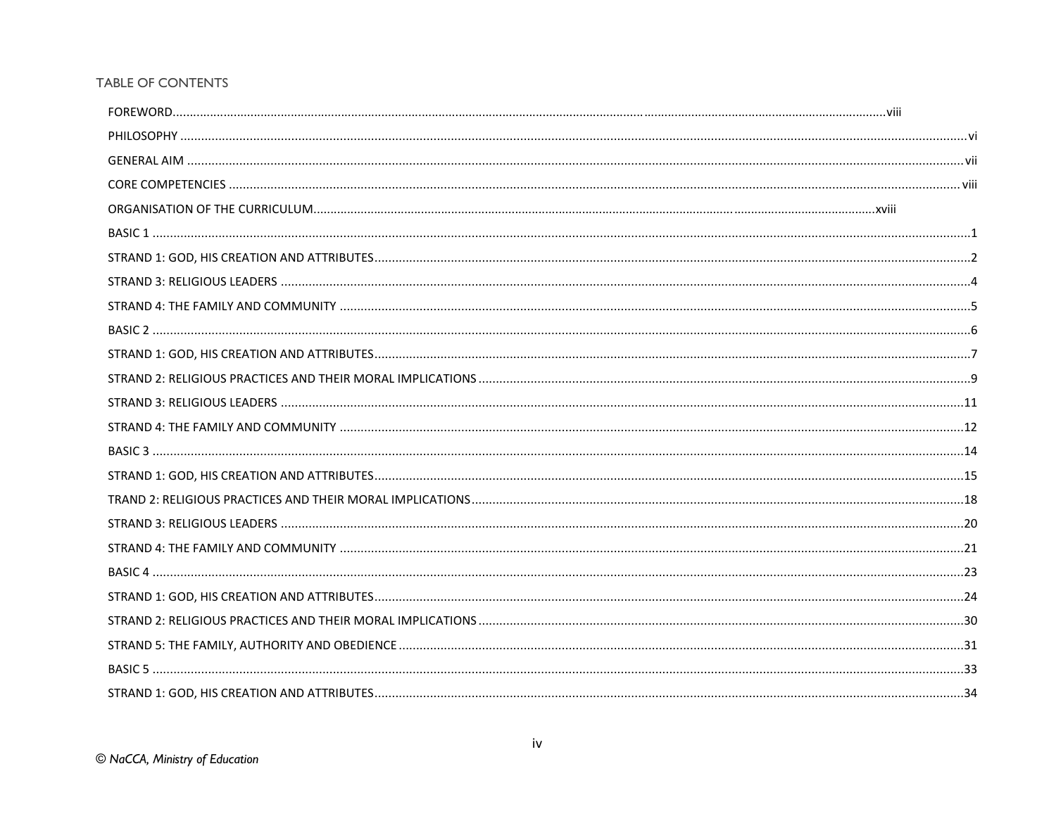## TABLE OF CONTENTS

FOREWORD .......... viii

PHILOSOPHY .......... vi

GENERAL AIM .......... vii

CORE COMPETENCIES .......... viii

ORGANISATION OF THE CURRICULUM .......... xviii

BASIC 1 .......... 1

STRAND 1: GOD, HIS CREATION AND ATTRIBUTES .......... 2

STRAND 3: RELIGIOUS LEADERS .......... 4

STRAND 4: THE FAMILY AND COMMUNITY .......... 5

BASIC 2 .......... 6

STRAND 1: GOD, HIS CREATION AND ATTRIBUTES .......... 7

STRAND 2: RELIGIOUS PRACTICES AND THEIR MORAL IMPLICATIONS .......... 9

STRAND 3: RELIGIOUS LEADERS .......... 11

STRAND 4: THE FAMILY AND COMMUNITY .......... 12

BASIC 3 .......... 14

STRAND 1: GOD, HIS CREATION AND ATTRIBUTES .......... 15

TRAND 2: RELIGIOUS PRACTICES AND THEIR MORAL IMPLICATIONS .......... 18

STRAND 3: RELIGIOUS LEADERS .......... 20

STRAND 4: THE FAMILY AND COMMUNITY .......... 21

BASIC 4 .......... 23

STRAND 1: GOD, HIS CREATION AND ATTRIBUTES .......... 24

STRAND 2: RELIGIOUS PRACTICES AND THEIR MORAL IMPLICATIONS .......... 30

STRAND 5: THE FAMILY, AUTHORITY AND OBEDIENCE .......... 31

BASIC 5 .......... 33

STRAND 1: GOD, HIS CREATION AND ATTRIBUTES .......... 34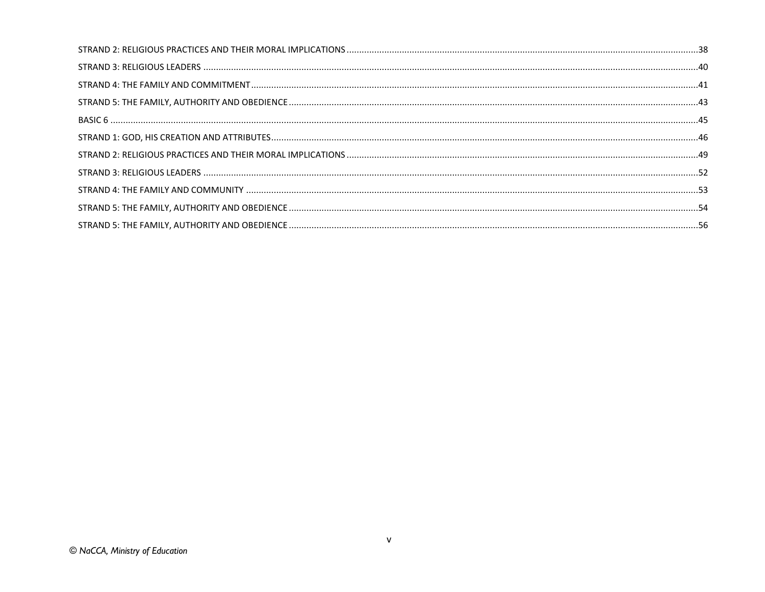STRAND 2: RELIGIOUS PRACTICES AND THEIR MORAL IMPLICATIONS ........................................................................................................................................38

STRAND 3: RELIGIOUS LEADERS .....................................................................................................................................................................................40

STRAND 4: THE FAMILY AND COMMITMENT.................................................................................................................................................................41

STRAND 5: THE FAMILY, AUTHORITY AND OBEDIENCE....................................................................................................................................................43

BASIC 6 ..............................................................................................................................................................................................................45

STRAND 1: GOD, HIS CREATION AND ATTRIBUTES.........................................................................................................................................................46

STRAND 2: RELIGIOUS PRACTICES AND THEIR MORAL IMPLICATIONS ........................................................................................................................................49

STRAND 3: RELIGIOUS LEADERS .....................................................................................................................................................................................52

STRAND 4: THE FAMILY AND COMMUNITY ....................................................................................................................................................................53

STRAND 5: THE FAMILY, AUTHORITY AND OBEDIENCE....................................................................................................................................................54

STRAND 5: THE FAMILY, AUTHORITY AND OBEDIENCE....................................................................................................................................................56

© NaCCA, Ministry of Education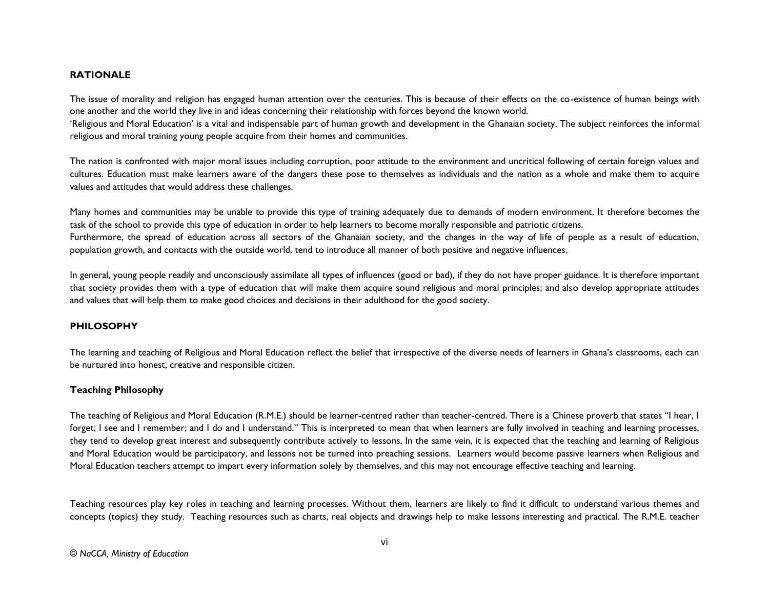## RATIONALE

The issue of morality and religion has engaged human attention over the centuries. This is because of their effects on the co-existence of human beings with one another and the world they live in and ideas concerning their relationship with forces beyond the known world.
'Religious and Moral Education' is a vital and indispensable part of human growth and development in the Ghanaian society. The subject reinforces the informal religious and moral training young people acquire from their homes and communities.

The nation is confronted with major moral issues including corruption, poor attitude to the environment and uncritical following of certain foreign values and cultures. Education must make learners aware of the dangers these pose to themselves as individuals and the nation as a whole and make them to acquire values and attitudes that would address these challenges.

Many homes and communities may be unable to provide this type of training adequately due to demands of modern environment. It therefore becomes the task of the school to provide this type of education in order to help learners to become morally responsible and patriotic citizens.
Furthermore, the spread of education across all sectors of the Ghanaian society, and the changes in the way of life of people as a result of education, population growth, and contacts with the outside world, tend to introduce all manner of both positive and negative influences.

In general, young people readily and unconsciously assimilate all types of influences (good or bad), if they do not have proper guidance. It is therefore important that society provides them with a type of education that will make them acquire sound religious and moral principles; and also develop appropriate attitudes and values that will help them to make good choices and decisions in their adulthood for the good society.

## PHILOSOPHY

The learning and teaching of Religious and Moral Education reflect the belief that irrespective of the diverse needs of learners in Ghana's classrooms, each can be nurtured into honest, creative and responsible citizen.

### Teaching Philosophy

The teaching of Religious and Moral Education (R.M.E.) should be learner-centred rather than teacher-centred. There is a Chinese proverb that states "I hear, I forget; I see and I remember; and I do and I understand." This is interpreted to mean that when learners are fully involved in teaching and learning processes, they tend to develop great interest and subsequently contribute actively to lessons. In the same vein, it is expected that the teaching and learning of Religious and Moral Education would be participatory, and lessons not be turned into preaching sessions. Learners would become passive learners when Religious and Moral Education teachers attempt to impart every information solely by themselves, and this may not encourage effective teaching and learning.

Teaching resources play key roles in teaching and learning processes. Without them, learners are likely to find it difficult to understand various themes and concepts (topics) they study. Teaching resources such as charts, real objects and drawings help to make lessons interesting and practical. The R.M.E. teacher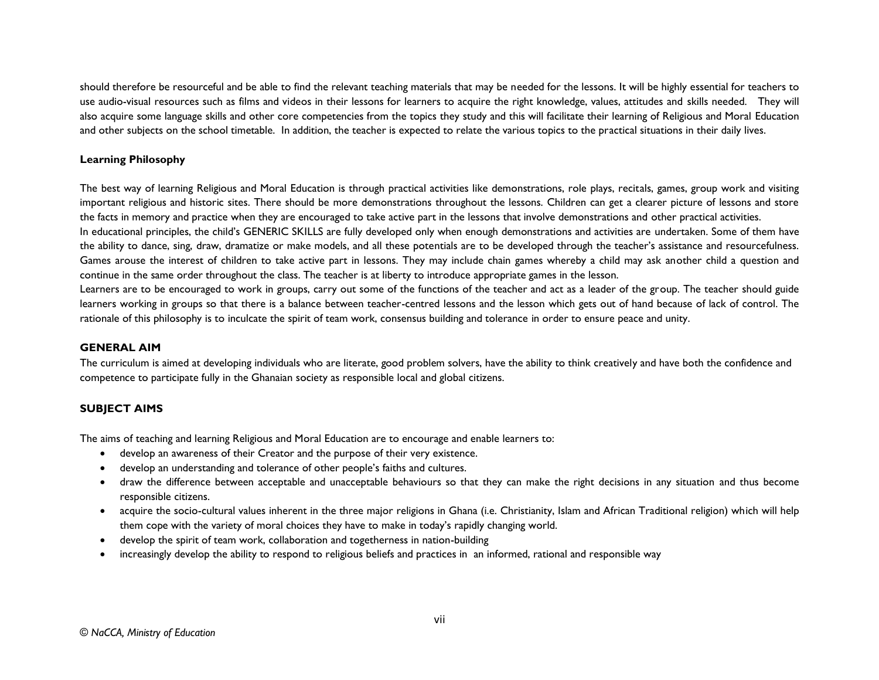should therefore be resourceful and be able to find the relevant teaching materials that may be needed for the lessons. It will be highly essential for teachers to use audio-visual resources such as films and videos in their lessons for learners to acquire the right knowledge, values, attitudes and skills needed. They will also acquire some language skills and other core competencies from the topics they study and this will facilitate their learning of Religious and Moral Education and other subjects on the school timetable. In addition, the teacher is expected to relate the various topics to the practical situations in their daily lives.

**Learning Philosophy**

The best way of learning Religious and Moral Education is through practical activities like demonstrations, role plays, recitals, games, group work and visiting important religious and historic sites. There should be more demonstrations throughout the lessons. Children can get a clearer picture of lessons and store the facts in memory and practice when they are encouraged to take active part in the lessons that involve demonstrations and other practical activities.

In educational principles, the child's GENERIC SKILLS are fully developed only when enough demonstrations and activities are undertaken. Some of them have the ability to dance, sing, draw, dramatize or make models, and all these potentials are to be developed through the teacher's assistance and resourcefulness. Games arouse the interest of children to take active part in lessons. They may include chain games whereby a child may ask another child a question and continue in the same order throughout the class. The teacher is at liberty to introduce appropriate games in the lesson.

Learners are to be encouraged to work in groups, carry out some of the functions of the teacher and act as a leader of the group. The teacher should guide learners working in groups so that there is a balance between teacher-centred lessons and the lesson which gets out of hand because of lack of control. The rationale of this philosophy is to inculcate the spirit of team work, consensus building and tolerance in order to ensure peace and unity.

## GENERAL AIM

The curriculum is aimed at developing individuals who are literate, good problem solvers, have the ability to think creatively and have both the confidence and competence to participate fully in the Ghanaian society as responsible local and global citizens.

## SUBJECT AIMS

The aims of teaching and learning Religious and Moral Education are to encourage and enable learners to:

- develop an awareness of their Creator and the purpose of their very existence.
- develop an understanding and tolerance of other people's faiths and cultures.
- draw the difference between acceptable and unacceptable behaviours so that they can make the right decisions in any situation and thus become responsible citizens.
- acquire the socio-cultural values inherent in the three major religions in Ghana (i.e. Christianity, Islam and African Traditional religion) which will help them cope with the variety of moral choices they have to make in today's rapidly changing world.
- develop the spirit of team work, collaboration and togetherness in nation-building
- increasingly develop the ability to respond to religious beliefs and practices in an informed, rational and responsible way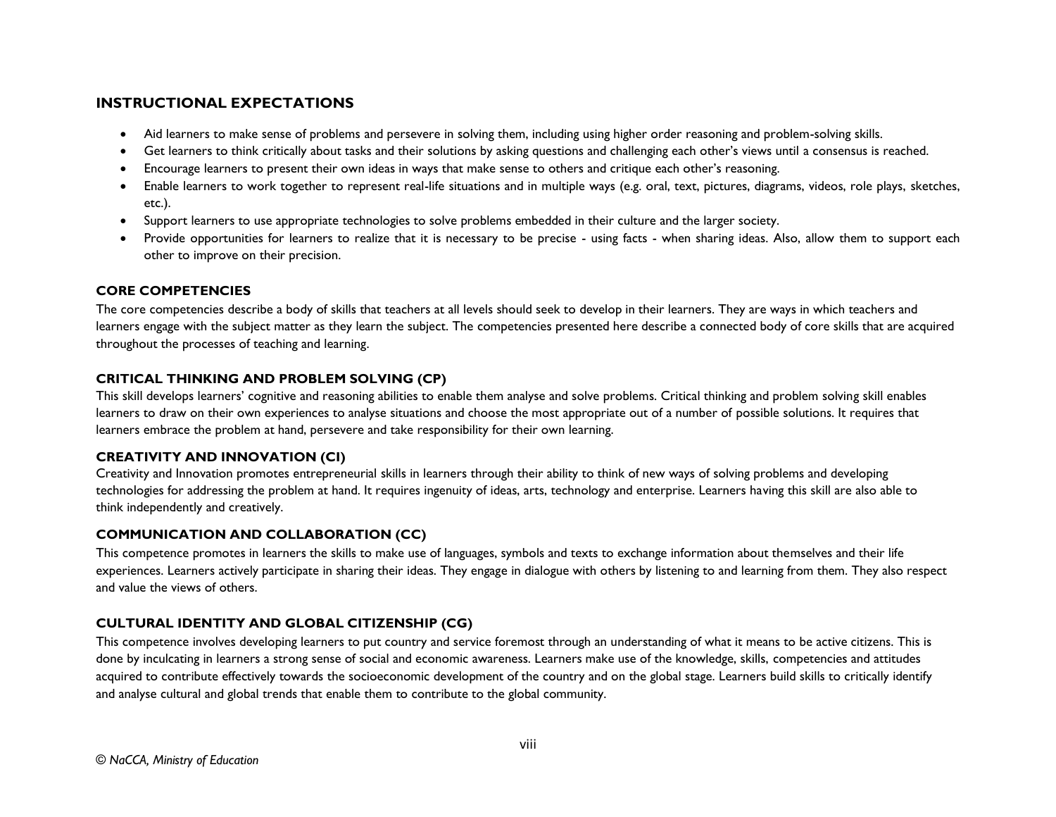## INSTRUCTIONAL EXPECTATIONS

- Aid learners to make sense of problems and persevere in solving them, including using higher order reasoning and problem-solving skills.
- Get learners to think critically about tasks and their solutions by asking questions and challenging each other's views until a consensus is reached.
- Encourage learners to present their own ideas in ways that make sense to others and critique each other's reasoning.
- Enable learners to work together to represent real-life situations and in multiple ways (e.g. oral, text, pictures, diagrams, videos, role plays, sketches, etc.).
- Support learners to use appropriate technologies to solve problems embedded in their culture and the larger society.
- Provide opportunities for learners to realize that it is necessary to be precise - using facts - when sharing ideas. Also, allow them to support each other to improve on their precision.

### CORE COMPETENCIES

The core competencies describe a body of skills that teachers at all levels should seek to develop in their learners. They are ways in which teachers and learners engage with the subject matter as they learn the subject. The competencies presented here describe a connected body of core skills that are acquired throughout the processes of teaching and learning.

### CRITICAL THINKING AND PROBLEM SOLVING (CP)

This skill develops learners' cognitive and reasoning abilities to enable them analyse and solve problems. Critical thinking and problem solving skill enables learners to draw on their own experiences to analyse situations and choose the most appropriate out of a number of possible solutions. It requires that learners embrace the problem at hand, persevere and take responsibility for their own learning.

### CREATIVITY AND INNOVATION (CI)

Creativity and Innovation promotes entrepreneurial skills in learners through their ability to think of new ways of solving problems and developing technologies for addressing the problem at hand. It requires ingenuity of ideas, arts, technology and enterprise. Learners having this skill are also able to think independently and creatively.

### COMMUNICATION AND COLLABORATION (CC)

This competence promotes in learners the skills to make use of languages, symbols and texts to exchange information about themselves and their life experiences. Learners actively participate in sharing their ideas. They engage in dialogue with others by listening to and learning from them. They also respect and value the views of others.

### CULTURAL IDENTITY AND GLOBAL CITIZENSHIP (CG)

This competence involves developing learners to put country and service foremost through an understanding of what it means to be active citizens. This is done by inculcating in learners a strong sense of social and economic awareness. Learners make use of the knowledge, skills, competencies and attitudes acquired to contribute effectively towards the socioeconomic development of the country and on the global stage. Learners build skills to critically identify and analyse cultural and global trends that enable them to contribute to the global community.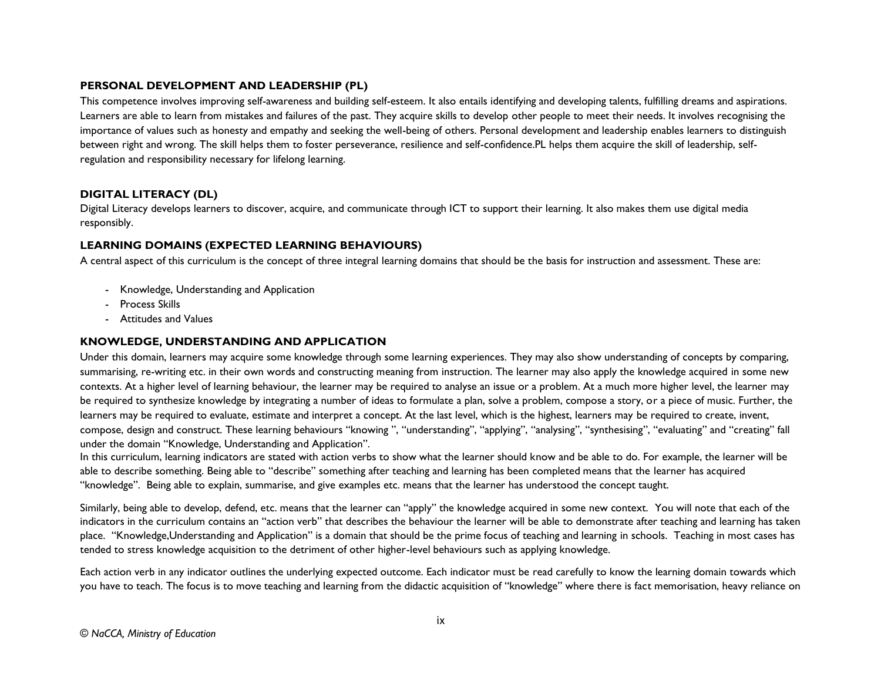### PERSONAL DEVELOPMENT AND LEADERSHIP (PL)

This competence involves improving self-awareness and building self-esteem. It also entails identifying and developing talents, fulfilling dreams and aspirations. Learners are able to learn from mistakes and failures of the past. They acquire skills to develop other people to meet their needs. It involves recognising the importance of values such as honesty and empathy and seeking the well-being of others. Personal development and leadership enables learners to distinguish between right and wrong. The skill helps them to foster perseverance, resilience and self-confidence.PL helps them acquire the skill of leadership, self-regulation and responsibility necessary for lifelong learning.

### DIGITAL LITERACY (DL)

Digital Literacy develops learners to discover, acquire, and communicate through ICT to support their learning. It also makes them use digital media responsibly.

### LEARNING DOMAINS (EXPECTED LEARNING BEHAVIOURS)

A central aspect of this curriculum is the concept of three integral learning domains that should be the basis for instruction and assessment. These are:

- Knowledge, Understanding and Application
- Process Skills
- Attitudes and Values

### KNOWLEDGE, UNDERSTANDING AND APPLICATION

Under this domain, learners may acquire some knowledge through some learning experiences. They may also show understanding of concepts by comparing, summarising, re-writing etc. in their own words and constructing meaning from instruction. The learner may also apply the knowledge acquired in some new contexts. At a higher level of learning behaviour, the learner may be required to analyse an issue or a problem. At a much more higher level, the learner may be required to synthesize knowledge by integrating a number of ideas to formulate a plan, solve a problem, compose a story, or a piece of music. Further, the learners may be required to evaluate, estimate and interpret a concept. At the last level, which is the highest, learners may be required to create, invent, compose, design and construct. These learning behaviours "knowing ", "understanding", "applying", "analysing", "synthesising", "evaluating" and "creating" fall under the domain "Knowledge, Understanding and Application".

In this curriculum, learning indicators are stated with action verbs to show what the learner should know and be able to do. For example, the learner will be able to describe something. Being able to "describe" something after teaching and learning has been completed means that the learner has acquired "knowledge". Being able to explain, summarise, and give examples etc. means that the learner has understood the concept taught.

Similarly, being able to develop, defend, etc. means that the learner can "apply" the knowledge acquired in some new context. You will note that each of the indicators in the curriculum contains an "action verb" that describes the behaviour the learner will be able to demonstrate after teaching and learning has taken place. "Knowledge,Understanding and Application" is a domain that should be the prime focus of teaching and learning in schools. Teaching in most cases has tended to stress knowledge acquisition to the detriment of other higher-level behaviours such as applying knowledge.

Each action verb in any indicator outlines the underlying expected outcome. Each indicator must be read carefully to know the learning domain towards which you have to teach. The focus is to move teaching and learning from the didactic acquisition of "knowledge" where there is fact memorisation, heavy reliance on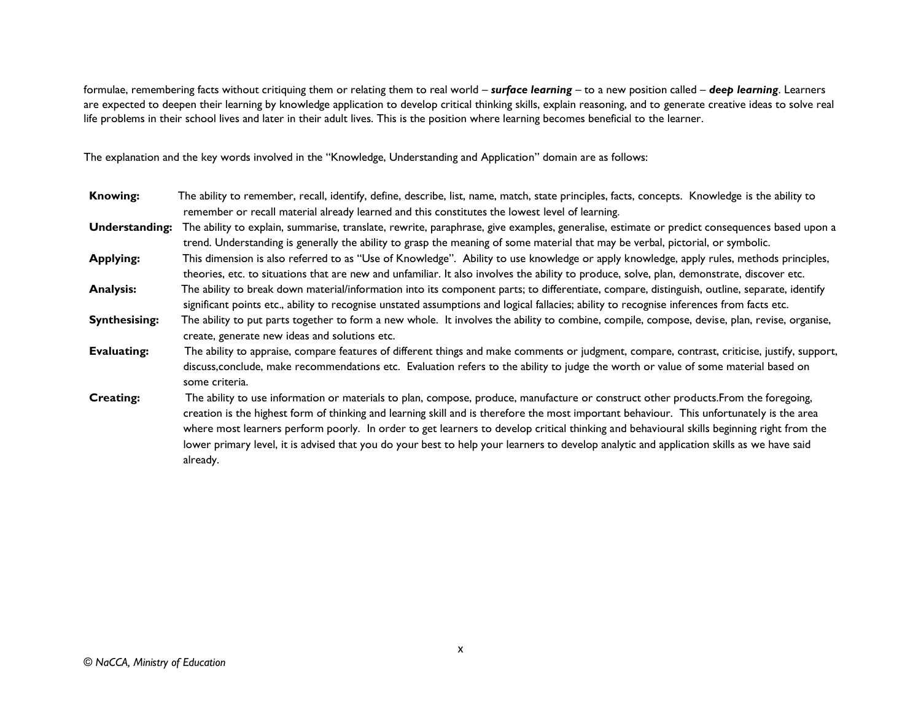formulae, remembering facts without critiquing them or relating them to real world – ***surface learning*** – to a new position called – ***deep learning***. Learners are expected to deepen their learning by knowledge application to develop critical thinking skills, explain reasoning, and to generate creative ideas to solve real life problems in their school lives and later in their adult lives. This is the position where learning becomes beneficial to the learner.

The explanation and the key words involved in the "Knowledge, Understanding and Application" domain are as follows:

**Knowing:** The ability to remember, recall, identify, define, describe, list, name, match, state principles, facts, concepts. Knowledge is the ability to remember or recall material already learned and this constitutes the lowest level of learning.

**Understanding:** The ability to explain, summarise, translate, rewrite, paraphrase, give examples, generalise, estimate or predict consequences based upon a trend. Understanding is generally the ability to grasp the meaning of some material that may be verbal, pictorial, or symbolic.

**Applying:** This dimension is also referred to as "Use of Knowledge". Ability to use knowledge or apply knowledge, apply rules, methods principles, theories, etc. to situations that are new and unfamiliar. It also involves the ability to produce, solve, plan, demonstrate, discover etc.

**Analysis:** The ability to break down material/information into its component parts; to differentiate, compare, distinguish, outline, separate, identify significant points etc., ability to recognise unstated assumptions and logical fallacies; ability to recognise inferences from facts etc.

**Synthesising:** The ability to put parts together to form a new whole. It involves the ability to combine, compile, compose, devise, plan, revise, organise, create, generate new ideas and solutions etc.

**Evaluating:** The ability to appraise, compare features of different things and make comments or judgment, compare, contrast, criticise, justify, support, discuss,conclude, make recommendations etc. Evaluation refers to the ability to judge the worth or value of some material based on some criteria.

**Creating:** The ability to use information or materials to plan, compose, produce, manufacture or construct other products.From the foregoing, creation is the highest form of thinking and learning skill and is therefore the most important behaviour. This unfortunately is the area where most learners perform poorly. In order to get learners to develop critical thinking and behavioural skills beginning right from the lower primary level, it is advised that you do your best to help your learners to develop analytic and application skills as we have said already.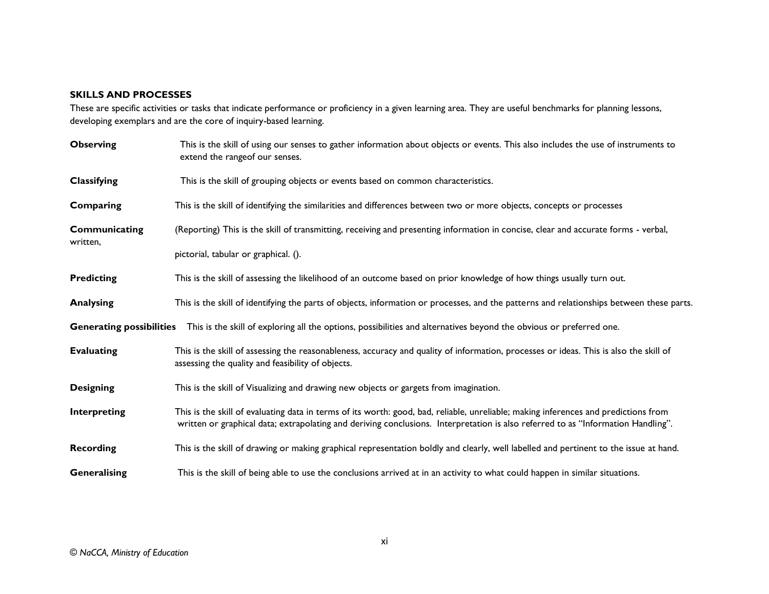**SKILLS AND PROCESSES**

These are specific activities or tasks that indicate performance or proficiency in a given learning area. They are useful benchmarks for planning lessons, developing exemplars and are the core of inquiry-based learning.

**Observing** This is the skill of using our senses to gather information about objects or events. This also includes the use of instruments to extend the rangeof our senses.

**Classifying** This is the skill of grouping objects or events based on common characteristics.

**Comparing** This is the skill of identifying the similarities and differences between two or more objects, concepts or processes

**Communicating** (Reporting) This is the skill of transmitting, receiving and presenting information in concise, clear and accurate forms - verbal, written, pictorial, tabular or graphical. ().

**Predicting** This is the skill of assessing the likelihood of an outcome based on prior knowledge of how things usually turn out.

**Analysing** This is the skill of identifying the parts of objects, information or processes, and the patterns and relationships between these parts.

**Generating possibilities** This is the skill of exploring all the options, possibilities and alternatives beyond the obvious or preferred one.

**Evaluating** This is the skill of assessing the reasonableness, accuracy and quality of information, processes or ideas. This is also the skill of assessing the quality and feasibility of objects.

**Designing** This is the skill of Visualizing and drawing new objects or gargets from imagination.

**Interpreting** This is the skill of evaluating data in terms of its worth: good, bad, reliable, unreliable; making inferences and predictions from written or graphical data; extrapolating and deriving conclusions. Interpretation is also referred to as "Information Handling".

**Recording** This is the skill of drawing or making graphical representation boldly and clearly, well labelled and pertinent to the issue at hand.

**Generalising** This is the skill of being able to use the conclusions arrived at in an activity to what could happen in similar situations.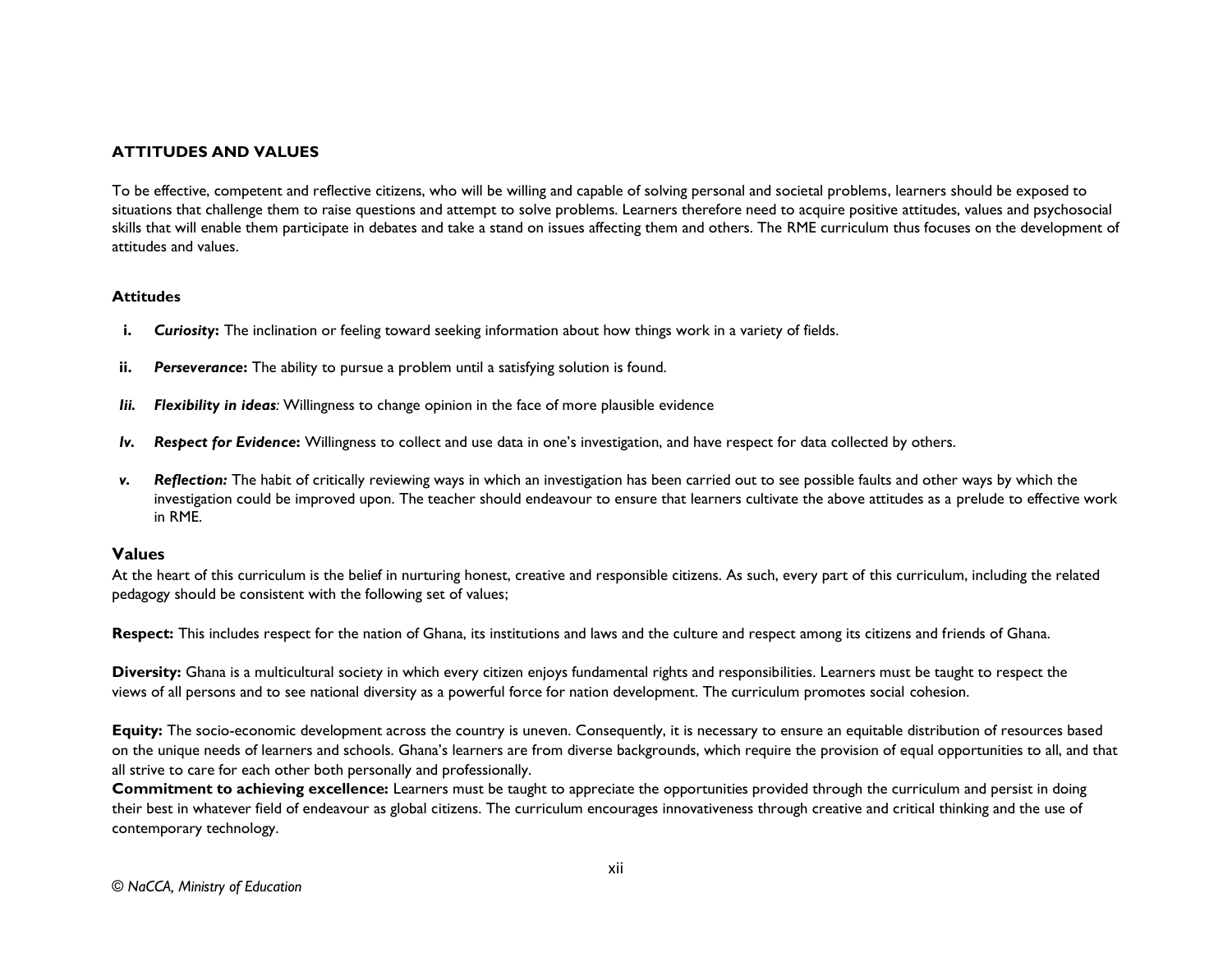## ATTITUDES AND VALUES

To be effective, competent and reflective citizens, who will be willing and capable of solving personal and societal problems, learners should be exposed to situations that challenge them to raise questions and attempt to solve problems. Learners therefore need to acquire positive attitudes, values and psychosocial skills that will enable them participate in debates and take a stand on issues affecting them and others. The RME curriculum thus focuses on the development of attitudes and values.

### Attitudes

- **i.** ***Curiosity*:** The inclination or feeling toward seeking information about how things work in a variety of fields.
- **ii.** ***Perseverance*:** The ability to pursue a problem until a satisfying solution is found.
- ***Iii.*** ***Flexibility in ideas**:* Willingness to change opinion in the face of more plausible evidence
- ***Iv.*** ***Respect for Evidence*:** Willingness to collect and use data in one's investigation, and have respect for data collected by others.
- ***v.*** ***Reflection:*** The habit of critically reviewing ways in which an investigation has been carried out to see possible faults and other ways by which the investigation could be improved upon. The teacher should endeavour to ensure that learners cultivate the above attitudes as a prelude to effective work in RME.

### Values

At the heart of this curriculum is the belief in nurturing honest, creative and responsible citizens. As such, every part of this curriculum, including the related pedagogy should be consistent with the following set of values;

**Respect:** This includes respect for the nation of Ghana, its institutions and laws and the culture and respect among its citizens and friends of Ghana.

**Diversity:** Ghana is a multicultural society in which every citizen enjoys fundamental rights and responsibilities. Learners must be taught to respect the views of all persons and to see national diversity as a powerful force for nation development. The curriculum promotes social cohesion.

**Equity:** The socio-economic development across the country is uneven. Consequently, it is necessary to ensure an equitable distribution of resources based on the unique needs of learners and schools. Ghana's learners are from diverse backgrounds, which require the provision of equal opportunities to all, and that all strive to care for each other both personally and professionally.

**Commitment to achieving excellence:** Learners must be taught to appreciate the opportunities provided through the curriculum and persist in doing their best in whatever field of endeavour as global citizens. The curriculum encourages innovativeness through creative and critical thinking and the use of contemporary technology.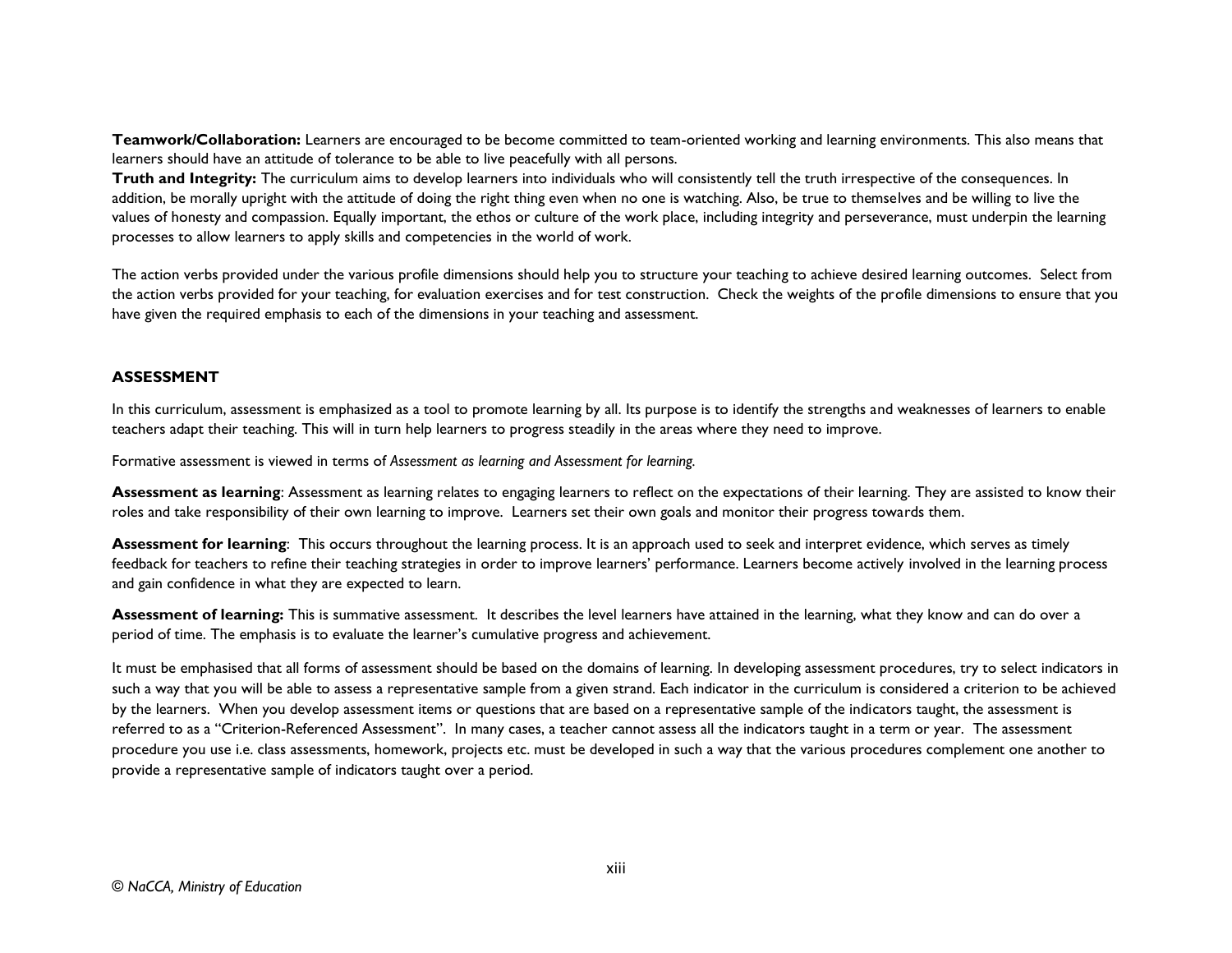**Teamwork/Collaboration:** Learners are encouraged to be become committed to team-oriented working and learning environments. This also means that learners should have an attitude of tolerance to be able to live peacefully with all persons.
**Truth and Integrity:** The curriculum aims to develop learners into individuals who will consistently tell the truth irrespective of the consequences. In addition, be morally upright with the attitude of doing the right thing even when no one is watching. Also, be true to themselves and be willing to live the values of honesty and compassion. Equally important, the ethos or culture of the work place, including integrity and perseverance, must underpin the learning processes to allow learners to apply skills and competencies in the world of work.

The action verbs provided under the various profile dimensions should help you to structure your teaching to achieve desired learning outcomes. Select from the action verbs provided for your teaching, for evaluation exercises and for test construction. Check the weights of the profile dimensions to ensure that you have given the required emphasis to each of the dimensions in your teaching and assessment.

## ASSESSMENT

In this curriculum, assessment is emphasized as a tool to promote learning by all. Its purpose is to identify the strengths and weaknesses of learners to enable teachers adapt their teaching. This will in turn help learners to progress steadily in the areas where they need to improve.

Formative assessment is viewed in terms of *Assessment as learning and Assessment for learning*.

**Assessment as learning**: Assessment as learning relates to engaging learners to reflect on the expectations of their learning. They are assisted to know their roles and take responsibility of their own learning to improve. Learners set their own goals and monitor their progress towards them.

**Assessment for learning**: This occurs throughout the learning process. It is an approach used to seek and interpret evidence, which serves as timely feedback for teachers to refine their teaching strategies in order to improve learners' performance. Learners become actively involved in the learning process and gain confidence in what they are expected to learn.

**Assessment of learning:** This is summative assessment. It describes the level learners have attained in the learning, what they know and can do over a period of time. The emphasis is to evaluate the learner's cumulative progress and achievement.

It must be emphasised that all forms of assessment should be based on the domains of learning. In developing assessment procedures, try to select indicators in such a way that you will be able to assess a representative sample from a given strand. Each indicator in the curriculum is considered a criterion to be achieved by the learners. When you develop assessment items or questions that are based on a representative sample of the indicators taught, the assessment is referred to as a "Criterion-Referenced Assessment". In many cases, a teacher cannot assess all the indicators taught in a term or year. The assessment procedure you use i.e. class assessments, homework, projects etc. must be developed in such a way that the various procedures complement one another to provide a representative sample of indicators taught over a period.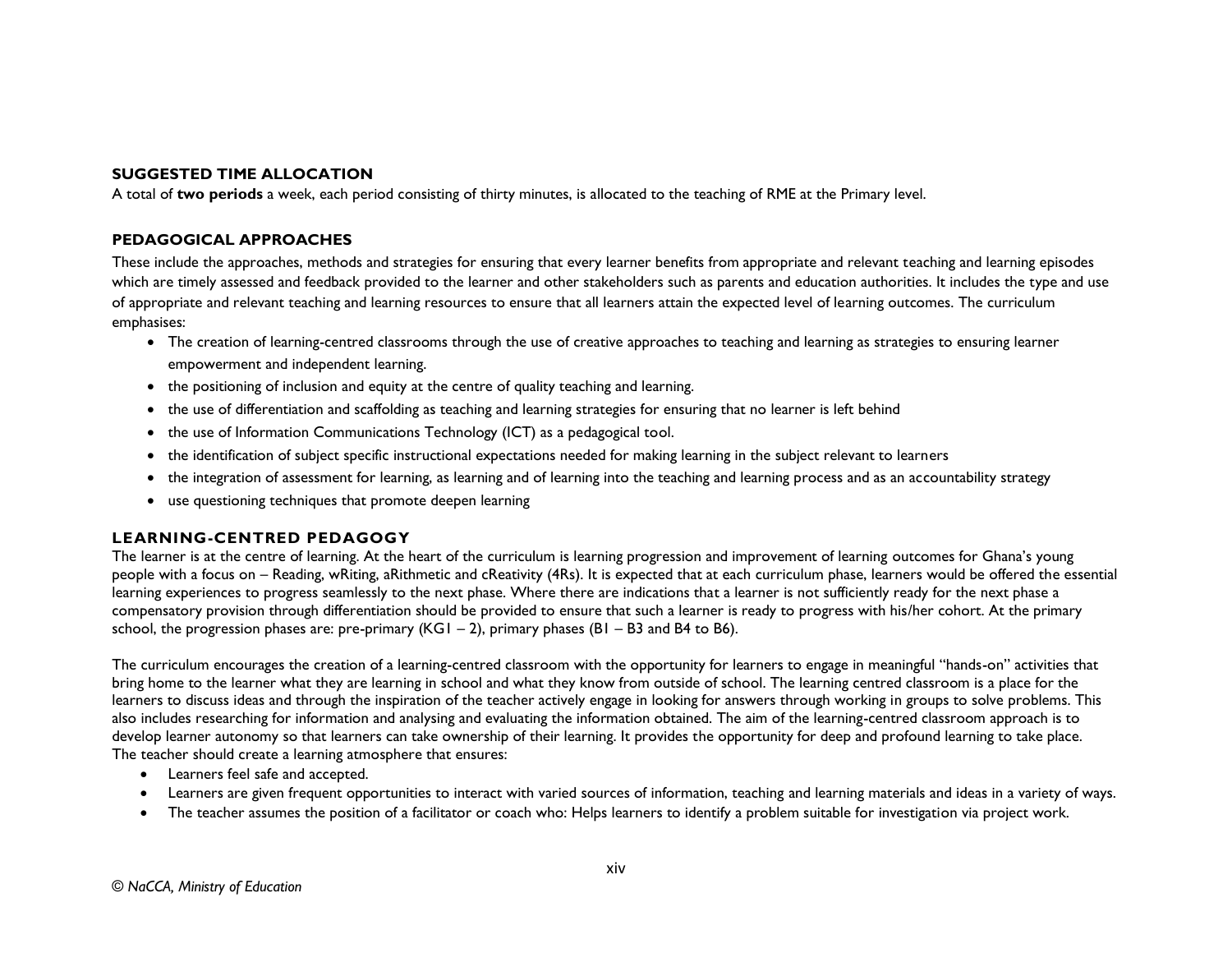## SUGGESTED TIME ALLOCATION

A total of **two periods** a week, each period consisting of thirty minutes, is allocated to the teaching of RME at the Primary level.

## PEDAGOGICAL APPROACHES

These include the approaches, methods and strategies for ensuring that every learner benefits from appropriate and relevant teaching and learning episodes which are timely assessed and feedback provided to the learner and other stakeholders such as parents and education authorities. It includes the type and use of appropriate and relevant teaching and learning resources to ensure that all learners attain the expected level of learning outcomes. The curriculum emphasises:

- The creation of learning-centred classrooms through the use of creative approaches to teaching and learning as strategies to ensuring learner empowerment and independent learning.
- the positioning of inclusion and equity at the centre of quality teaching and learning.
- the use of differentiation and scaffolding as teaching and learning strategies for ensuring that no learner is left behind
- the use of Information Communications Technology (ICT) as a pedagogical tool.
- the identification of subject specific instructional expectations needed for making learning in the subject relevant to learners
- the integration of assessment for learning, as learning and of learning into the teaching and learning process and as an accountability strategy
- use questioning techniques that promote deepen learning

## LEARNING-CENTRED PEDAGOGY

The learner is at the centre of learning. At the heart of the curriculum is learning progression and improvement of learning outcomes for Ghana's young people with a focus on – Reading, wRiting, aRithmetic and cReativity (4Rs). It is expected that at each curriculum phase, learners would be offered the essential learning experiences to progress seamlessly to the next phase. Where there are indications that a learner is not sufficiently ready for the next phase a compensatory provision through differentiation should be provided to ensure that such a learner is ready to progress with his/her cohort. At the primary school, the progression phases are: pre-primary (KG1 – 2), primary phases (B1 – B3 and B4 to B6).

The curriculum encourages the creation of a learning-centred classroom with the opportunity for learners to engage in meaningful "hands-on" activities that bring home to the learner what they are learning in school and what they know from outside of school. The learning centred classroom is a place for the learners to discuss ideas and through the inspiration of the teacher actively engage in looking for answers through working in groups to solve problems. This also includes researching for information and analysing and evaluating the information obtained. The aim of the learning-centred classroom approach is to develop learner autonomy so that learners can take ownership of their learning. It provides the opportunity for deep and profound learning to take place. The teacher should create a learning atmosphere that ensures:

- Learners feel safe and accepted.
- Learners are given frequent opportunities to interact with varied sources of information, teaching and learning materials and ideas in a variety of ways.
- The teacher assumes the position of a facilitator or coach who: Helps learners to identify a problem suitable for investigation via project work.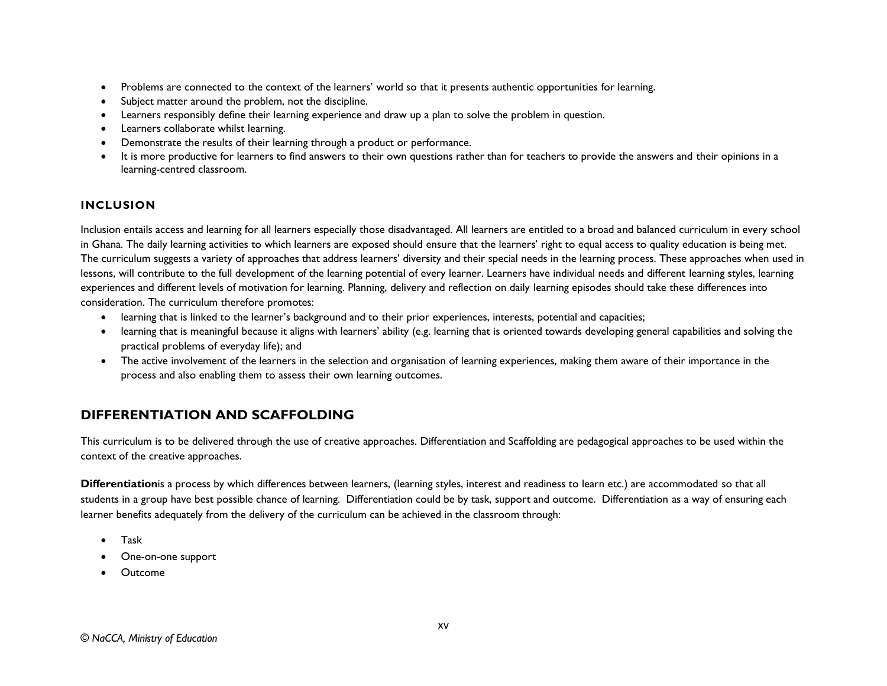- Problems are connected to the context of the learners' world so that it presents authentic opportunities for learning.
- Subject matter around the problem, not the discipline.
- Learners responsibly define their learning experience and draw up a plan to solve the problem in question.
- Learners collaborate whilst learning.
- Demonstrate the results of their learning through a product or performance.
- It is more productive for learners to find answers to their own questions rather than for teachers to provide the answers and their opinions in a learning-centred classroom.

### INCLUSION

Inclusion entails access and learning for all learners especially those disadvantaged. All learners are entitled to a broad and balanced curriculum in every school in Ghana. The daily learning activities to which learners are exposed should ensure that the learners' right to equal access to quality education is being met. The curriculum suggests a variety of approaches that address learners' diversity and their special needs in the learning process. These approaches when used in lessons, will contribute to the full development of the learning potential of every learner. Learners have individual needs and different learning styles, learning experiences and different levels of motivation for learning. Planning, delivery and reflection on daily learning episodes should take these differences into consideration. The curriculum therefore promotes:

- learning that is linked to the learner's background and to their prior experiences, interests, potential and capacities;
- learning that is meaningful because it aligns with learners' ability (e.g. learning that is oriented towards developing general capabilities and solving the practical problems of everyday life); and
- The active involvement of the learners in the selection and organisation of learning experiences, making them aware of their importance in the process and also enabling them to assess their own learning outcomes.

## DIFFERENTIATION AND SCAFFOLDING

This curriculum is to be delivered through the use of creative approaches. Differentiation and Scaffolding are pedagogical approaches to be used within the context of the creative approaches.

**Differentiation**is a process by which differences between learners, (learning styles, interest and readiness to learn etc.) are accommodated so that all students in a group have best possible chance of learning. Differentiation could be by task, support and outcome. Differentiation as a way of ensuring each learner benefits adequately from the delivery of the curriculum can be achieved in the classroom through:

- Task
- One-on-one support
- Outcome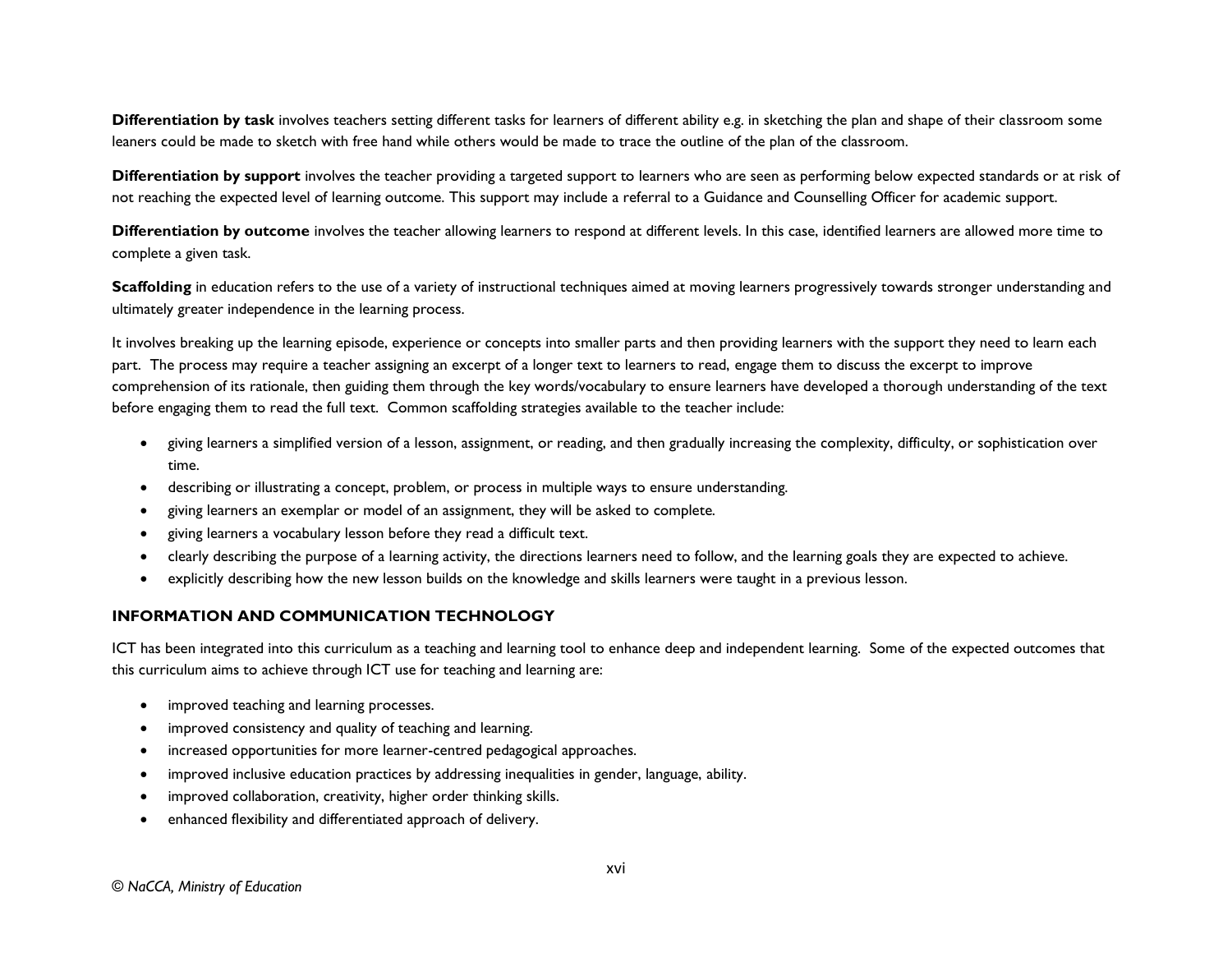**Differentiation by task** involves teachers setting different tasks for learners of different ability e.g. in sketching the plan and shape of their classroom some leaners could be made to sketch with free hand while others would be made to trace the outline of the plan of the classroom.

**Differentiation by support** involves the teacher providing a targeted support to learners who are seen as performing below expected standards or at risk of not reaching the expected level of learning outcome. This support may include a referral to a Guidance and Counselling Officer for academic support.

**Differentiation by outcome** involves the teacher allowing learners to respond at different levels. In this case, identified learners are allowed more time to complete a given task.

**Scaffolding** in education refers to the use of a variety of instructional techniques aimed at moving learners progressively towards stronger understanding and ultimately greater independence in the learning process.

It involves breaking up the learning episode, experience or concepts into smaller parts and then providing learners with the support they need to learn each part. The process may require a teacher assigning an excerpt of a longer text to learners to read, engage them to discuss the excerpt to improve comprehension of its rationale, then guiding them through the key words/vocabulary to ensure learners have developed a thorough understanding of the text before engaging them to read the full text. Common scaffolding strategies available to the teacher include:

- giving learners a simplified version of a lesson, assignment, or reading, and then gradually increasing the complexity, difficulty, or sophistication over time.
- describing or illustrating a concept, problem, or process in multiple ways to ensure understanding.
- giving learners an exemplar or model of an assignment, they will be asked to complete.
- giving learners a vocabulary lesson before they read a difficult text.
- clearly describing the purpose of a learning activity, the directions learners need to follow, and the learning goals they are expected to achieve.
- explicitly describing how the new lesson builds on the knowledge and skills learners were taught in a previous lesson.

## INFORMATION AND COMMUNICATION TECHNOLOGY

ICT has been integrated into this curriculum as a teaching and learning tool to enhance deep and independent learning. Some of the expected outcomes that this curriculum aims to achieve through ICT use for teaching and learning are:

- improved teaching and learning processes.
- improved consistency and quality of teaching and learning.
- increased opportunities for more learner-centred pedagogical approaches.
- improved inclusive education practices by addressing inequalities in gender, language, ability.
- improved collaboration, creativity, higher order thinking skills.
- enhanced flexibility and differentiated approach of delivery.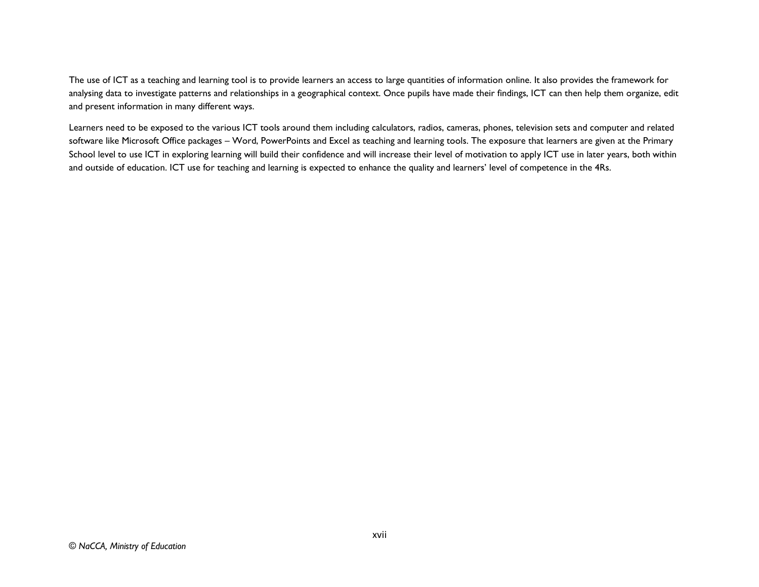The use of ICT as a teaching and learning tool is to provide learners an access to large quantities of information online. It also provides the framework for analysing data to investigate patterns and relationships in a geographical context. Once pupils have made their findings, ICT can then help them organize, edit and present information in many different ways.

Learners need to be exposed to the various ICT tools around them including calculators, radios, cameras, phones, television sets and computer and related software like Microsoft Office packages – Word, PowerPoints and Excel as teaching and learning tools. The exposure that learners are given at the Primary School level to use ICT in exploring learning will build their confidence and will increase their level of motivation to apply ICT use in later years, both within and outside of education. ICT use for teaching and learning is expected to enhance the quality and learners' level of competence in the 4Rs.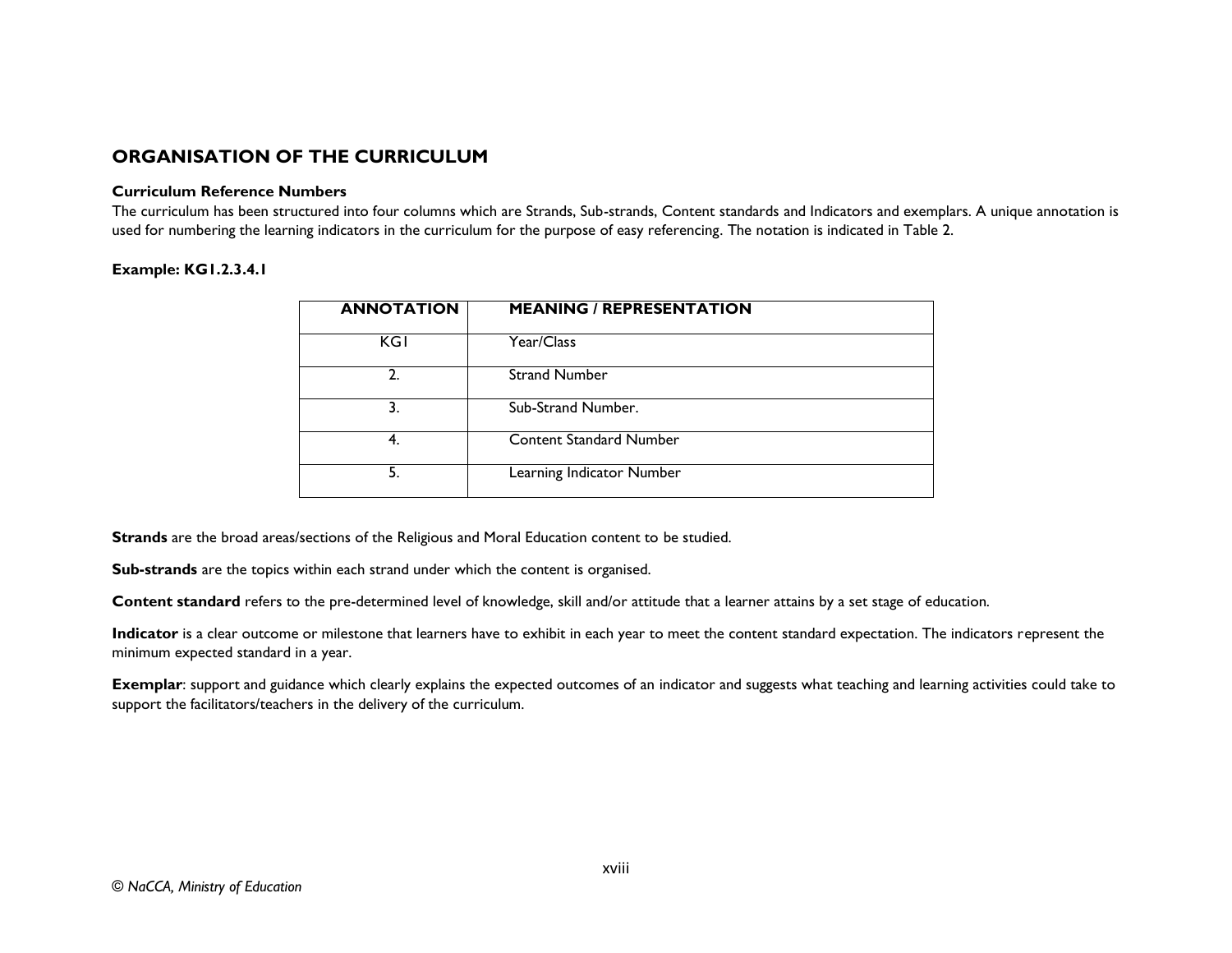## ORGANISATION OF THE CURRICULUM

**Curriculum Reference Numbers**

The curriculum has been structured into four columns which are Strands, Sub-strands, Content standards and Indicators and exemplars. A unique annotation is used for numbering the learning indicators in the curriculum for the purpose of easy referencing. The notation is indicated in Table 2.

**Example: KG1.2.3.4.1**

| ANNOTATION | MEANING / REPRESENTATION |
|---|---|
| KG1 | Year/Class |
| 2. | Strand Number |
| 3. | Sub-Strand Number. |
| 4. | Content Standard Number |
| 5. | Learning Indicator Number |

**Strands** are the broad areas/sections of the Religious and Moral Education content to be studied.

**Sub-strands** are the topics within each strand under which the content is organised.

**Content standard** refers to the pre-determined level of knowledge, skill and/or attitude that a learner attains by a set stage of education.

**Indicator** is a clear outcome or milestone that learners have to exhibit in each year to meet the content standard expectation. The indicators represent the minimum expected standard in a year.

**Exemplar**: support and guidance which clearly explains the expected outcomes of an indicator and suggests what teaching and learning activities could take to support the facilitators/teachers in the delivery of the curriculum.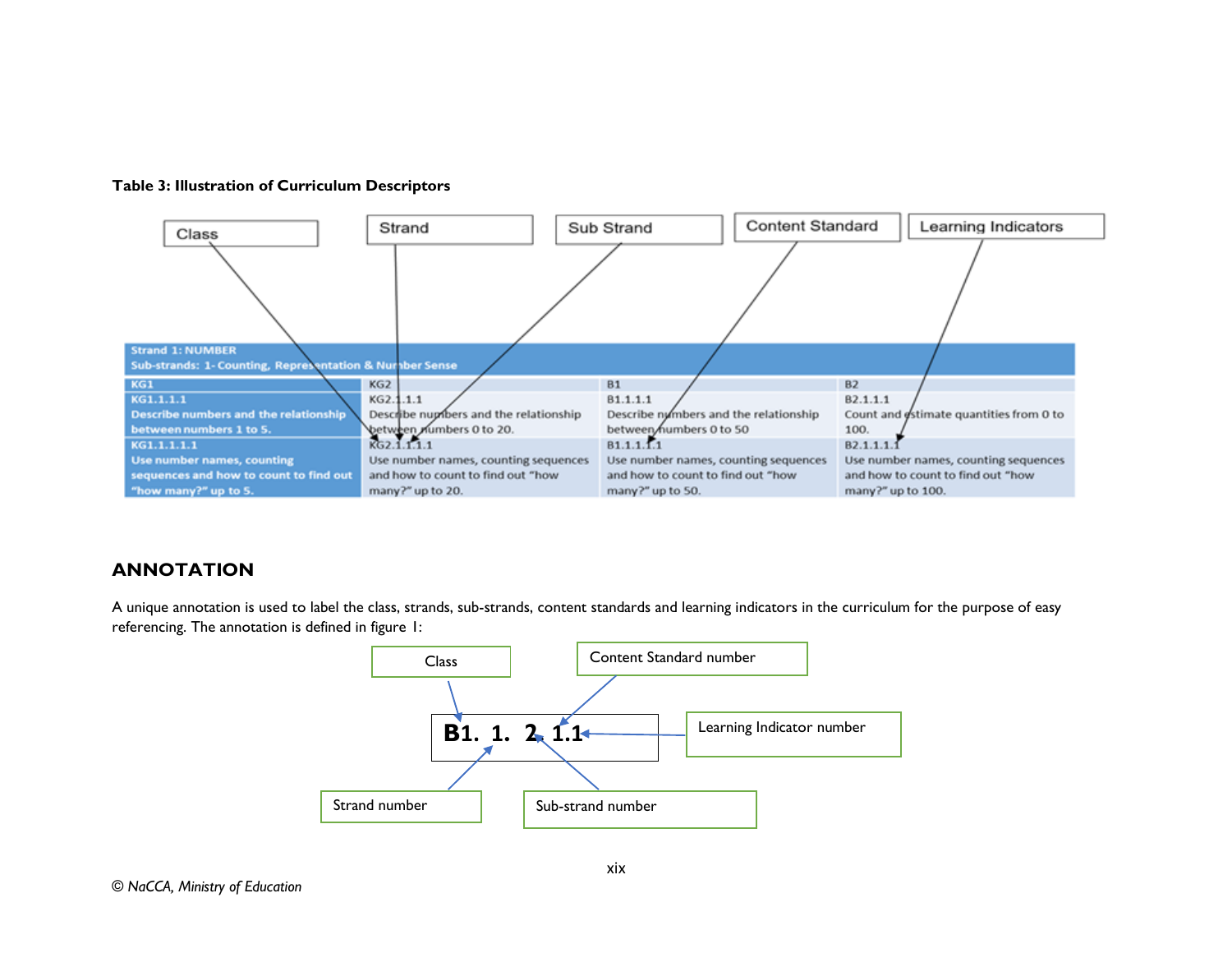**Table 3: Illustration of Curriculum Descriptors**

Class | Strand | Sub Strand | Content Standard | Learning Indicators

| Strand 1: NUMBER<br>Sub-strands: 1- Counting, Representation & Number Sense | | | |
|---|---|---|---|
| KG1 | KG2 | B1 | B2 |
| KG1.1.1.1<br>Describe numbers and the relationship between numbers 1 to 5. | KG2.1.1.1<br>Describe numbers and the relationship between numbers 0 to 20. | B1.1.1.1<br>Describe numbers and the relationship between numbers 0 to 50 | B2.1.1.1<br>Count and estimate quantities from 0 to 100. |
| KG1.1.1.1.1<br>Use number names, counting sequences and how to count to find out "how many?" up to 5. | KG2.1.1.1.1<br>Use number names, counting sequences and how to count to find out "how many?" up to 20. | B1.1.1.1.1<br>Use number names, counting sequences and how to count to find out "how many?" up to 50. | B2.1.1.1.1<br>Use number names, counting sequences and how to count to find out "how many?" up to 100. |

## ANNOTATION

A unique annotation is used to label the class, strands, sub-strands, content standards and learning indicators in the curriculum for the purpose of easy referencing. The annotation is defined in figure 1:

**B1. 1. 2. 1.1**

- Class
- Strand number
- Sub-strand number
- Content Standard number
- Learning Indicator number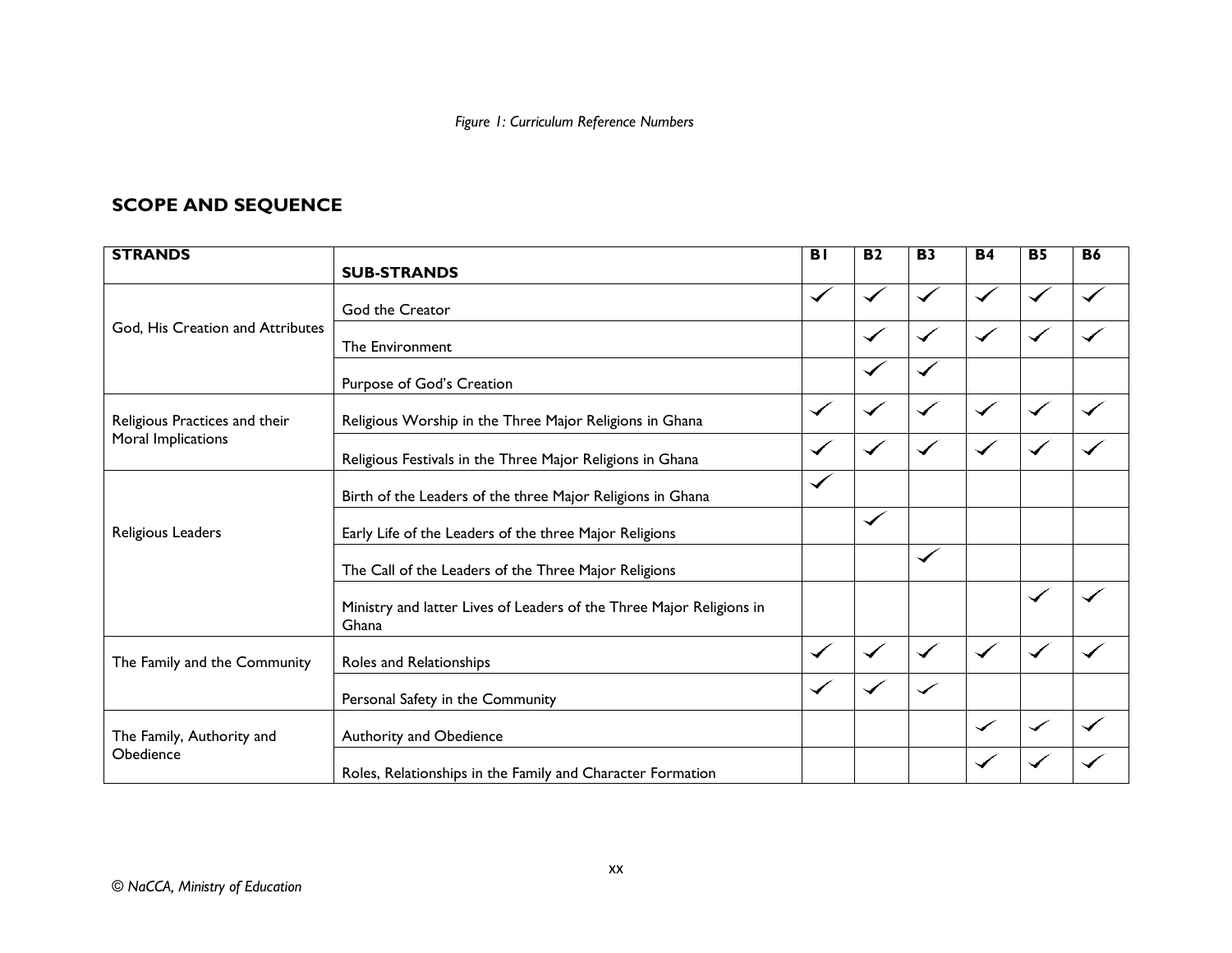*Figure 1: Curriculum Reference Numbers*

## SCOPE AND SEQUENCE

| STRANDS | SUB-STRANDS | B1 | B2 | B3 | B4 | B5 | B6 |
|---|---|---|---|---|---|---|---|
| God, His Creation and Attributes | God the Creator | ✓ | ✓ | ✓ | ✓ | ✓ | ✓ |
| | The Environment | | ✓ | ✓ | ✓ | ✓ | ✓ |
| | Purpose of God's Creation | | ✓ | ✓ | | | |
| Religious Practices and their Moral Implications | Religious Worship in the Three Major Religions in Ghana | ✓ | ✓ | ✓ | ✓ | ✓ | ✓ |
| | Religious Festivals in the Three Major Religions in Ghana | ✓ | ✓ | ✓ | ✓ | ✓ | ✓ |
| Religious Leaders | Birth of the Leaders of the three Major Religions in Ghana | ✓ | | | | | |
| | Early Life of the Leaders of the three Major Religions | | ✓ | | | | |
| | The Call of the Leaders of the Three Major Religions | | | ✓ | | | |
| | Ministry and latter Lives of Leaders of the Three Major Religions in Ghana | | | | | ✓ | ✓ |
| The Family and the Community | Roles and Relationships | ✓ | ✓ | ✓ | ✓ | ✓ | ✓ |
| | Personal Safety in the Community | ✓ | ✓ | ✓ | | | |
| The Family, Authority and Obedience | Authority and Obedience | | | | ✓ | ✓ | ✓ |
| | Roles, Relationships in the Family and Character Formation | | | | ✓ | ✓ | ✓ |

© NaCCA, Ministry of Education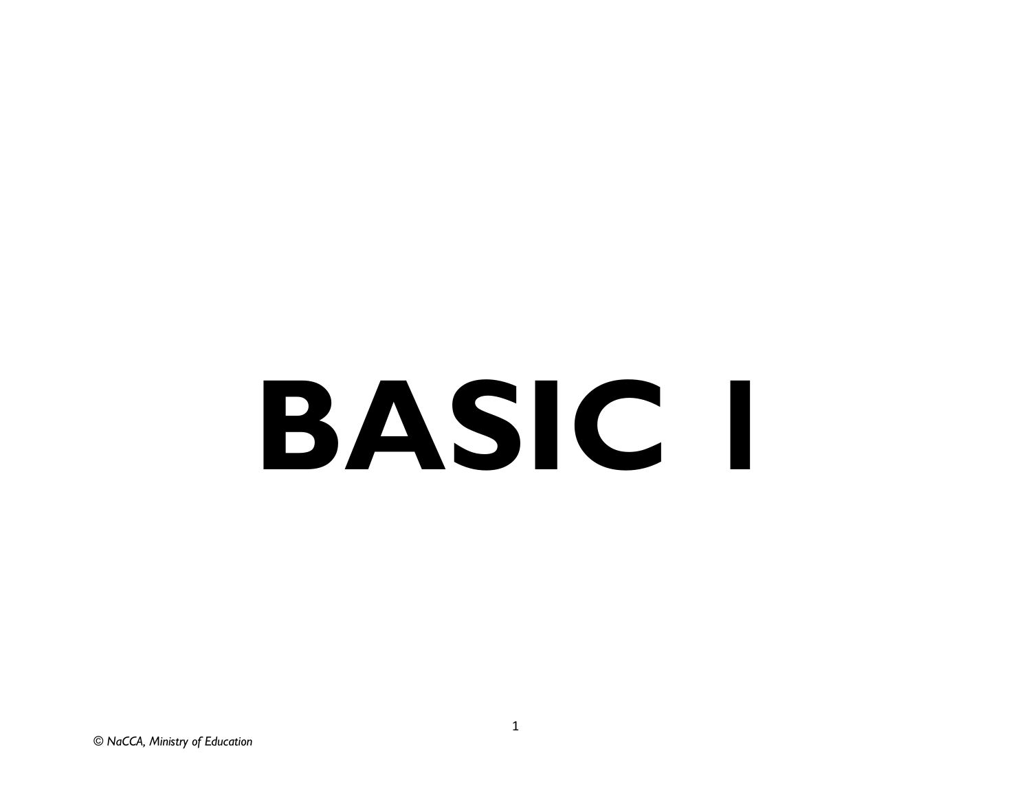# BASIC 1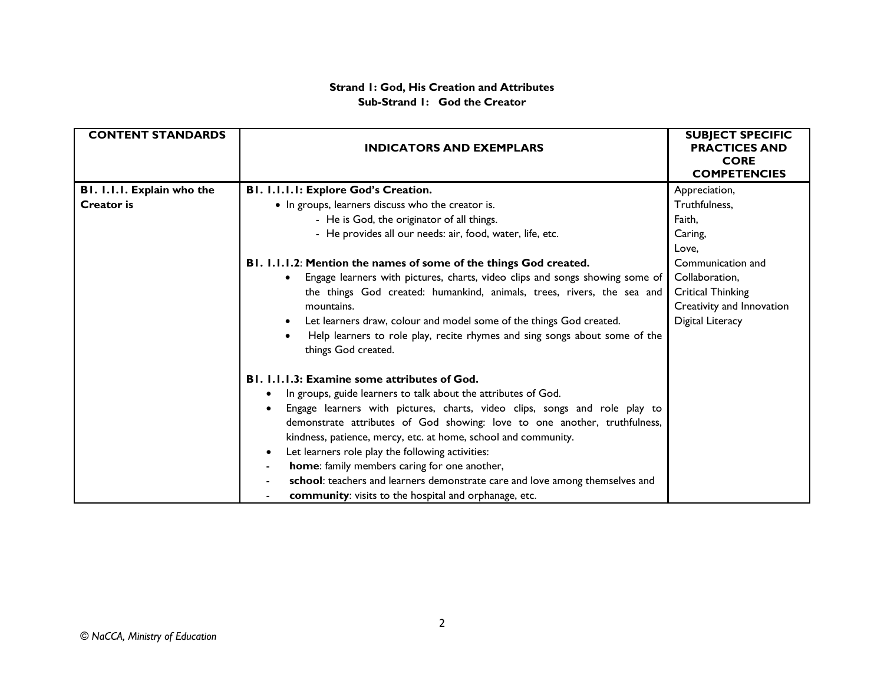**Strand 1: God, His Creation and Attributes**
**Sub-Strand 1: God the Creator**

| CONTENT STANDARDS | INDICATORS AND EXEMPLARS | SUBJECT SPECIFIC PRACTICES AND CORE COMPETENCIES |
|---|---|---|
| **B1. 1.1.1. Explain who the Creator is** | **B1. 1.1.1.1: Explore God's Creation.**<br>• In groups, learners discuss who the creator is.<br>- He is God, the originator of all things.<br>- He provides all our needs: air, food, water, life, etc.<br><br>**B1. 1.1.1.2**: **Mention the names of some of the things God created.**<br>• Engage learners with pictures, charts, video clips and songs showing some of the things God created: humankind, animals, trees, rivers, the sea and mountains.<br>• Let learners draw, colour and model some of the things God created.<br>• Help learners to role play, recite rhymes and sing songs about some of the things God created.<br><br>**B1. 1.1.1.3: Examine some attributes of God.**<br>• In groups, guide learners to talk about the attributes of God.<br>• Engage learners with pictures, charts, video clips, songs and role play to demonstrate attributes of God showing: love to one another, truthfulness, kindness, patience, mercy, etc. at home, school and community.<br>• Let learners role play the following activities:<br>- **home**: family members caring for one another,<br>- **school**: teachers and learners demonstrate care and love among themselves and<br>- **community**: visits to the hospital and orphanage, etc. | Appreciation,<br>Truthfulness,<br>Faith,<br>Caring,<br>Love,<br>Communication and Collaboration,<br>Critical Thinking<br>Creativity and Innovation<br>Digital Literacy |

© NaCCA, Ministry of Education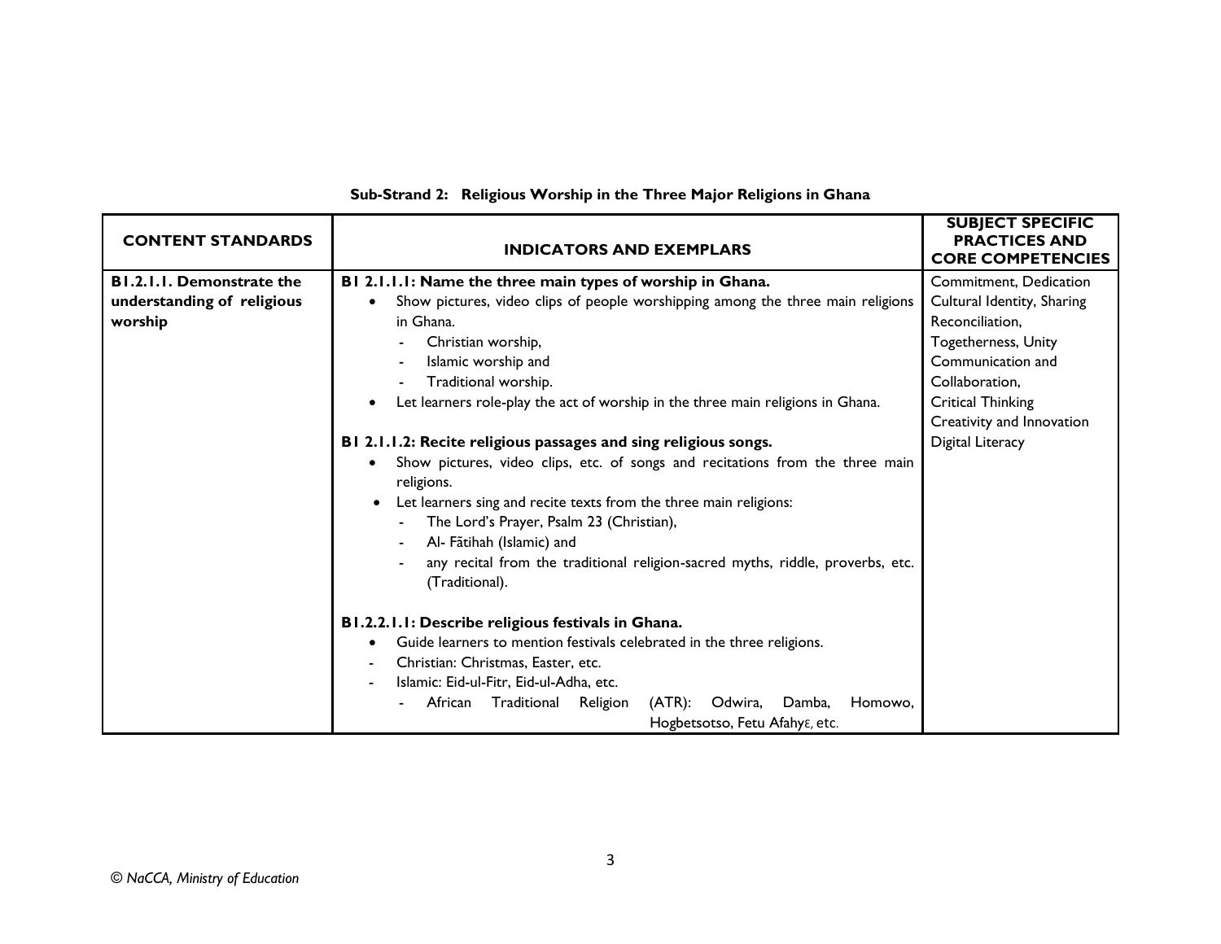**Sub-Strand 2: Religious Worship in the Three Major Religions in Ghana**

| CONTENT STANDARDS | INDICATORS AND EXEMPLARS | SUBJECT SPECIFIC PRACTICES AND CORE COMPETENCIES |
|---|---|---|
| **B1.2.1.1. Demonstrate the understanding of religious worship** | **B1 2.1.1.1: Name the three main types of worship in Ghana.**<br>• Show pictures, video clips of people worshipping among the three main religions in Ghana.<br>- Christian worship,<br>- Islamic worship and<br>- Traditional worship.<br>• Let learners role-play the act of worship in the three main religions in Ghana.<br><br>**B1 2.1.1.2: Recite religious passages and sing religious songs.**<br>• Show pictures, video clips, etc. of songs and recitations from the three main religions.<br>• Let learners sing and recite texts from the three main religions:<br>- The Lord's Prayer, Psalm 23 (Christian),<br>- Al- Fâtihah (Islamic) and<br>- any recital from the traditional religion-sacred myths, riddle, proverbs, etc. (Traditional).<br><br>**B1.2.2.1.1: Describe religious festivals in Ghana.**<br>• Guide learners to mention festivals celebrated in the three religions.<br>- Christian: Christmas, Easter, etc.<br>- Islamic: Eid-ul-Fitr, Eid-ul-Adha, etc.<br>- African Traditional Religion (ATR): Odwira, Damba, Homowo, Hogbetsotso, Fetu Afahyɛ, etc. | Commitment, Dedication<br>Cultural Identity, Sharing<br>Reconciliation,<br>Togetherness, Unity<br>Communication and Collaboration,<br>Critical Thinking<br>Creativity and Innovation<br>Digital Literacy |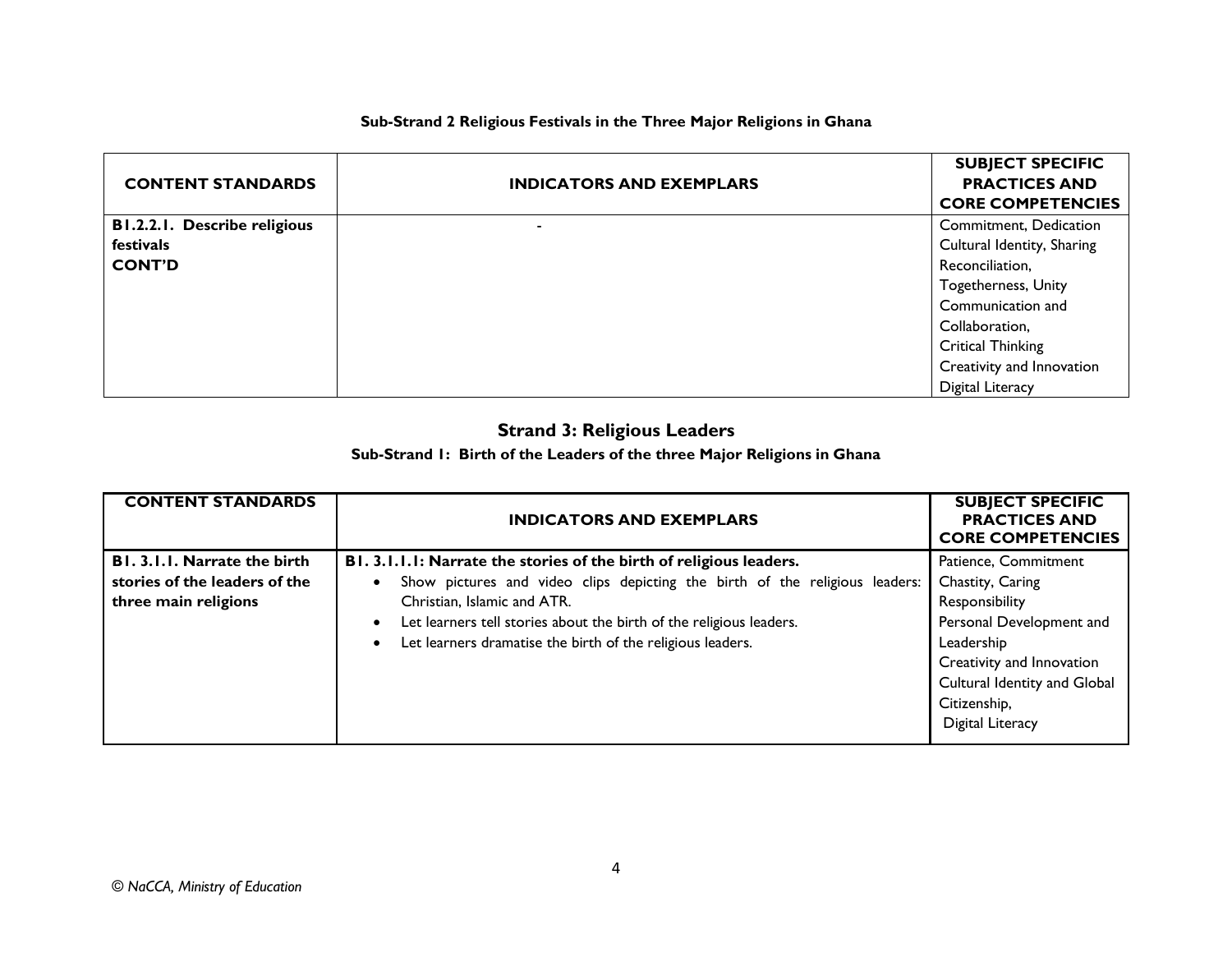**Sub-Strand 2 Religious Festivals in the Three Major Religions in Ghana**

| CONTENT STANDARDS | INDICATORS AND EXEMPLARS | SUBJECT SPECIFIC PRACTICES AND CORE COMPETENCIES |
|---|---|---|
| **B1.2.2.1. Describe religious festivals CONT'D** | - | Commitment, Dedication<br>Cultural Identity, Sharing<br>Reconciliation,<br>Togetherness, Unity<br>Communication and Collaboration,<br>Critical Thinking<br>Creativity and Innovation<br>Digital Literacy |

## Strand 3: Religious Leaders

### Sub-Strand 1: Birth of the Leaders of the three Major Religions in Ghana

| CONTENT STANDARDS | INDICATORS AND EXEMPLARS | SUBJECT SPECIFIC PRACTICES AND CORE COMPETENCIES |
|---|---|---|
| **B1. 3.1.1. Narrate the birth stories of the leaders of the three main religions** | **B1. 3.1.1.1: Narrate the stories of the birth of religious leaders.**<br>• Show pictures and video clips depicting the birth of the religious leaders: Christian, Islamic and ATR.<br>• Let learners tell stories about the birth of the religious leaders.<br>• Let learners dramatise the birth of the religious leaders. | Patience, Commitment<br>Chastity, Caring<br>Responsibility<br>Personal Development and Leadership<br>Creativity and Innovation<br>Cultural Identity and Global Citizenship,<br>Digital Literacy |

*© NaCCA, Ministry of Education*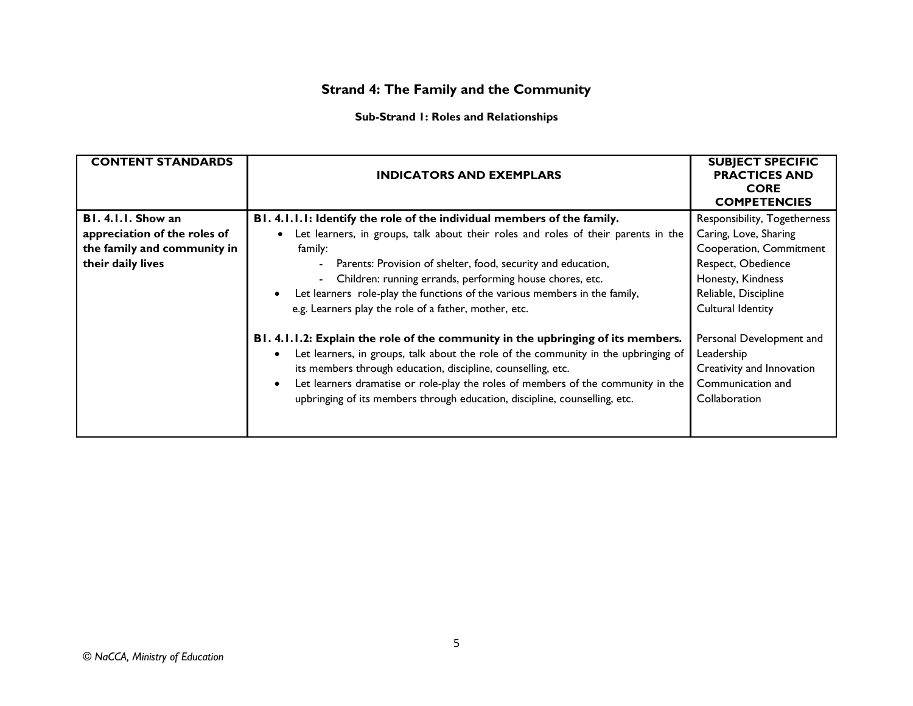## Strand 4: The Family and the Community

### Sub-Strand 1: Roles and Relationships

| CONTENT STANDARDS | INDICATORS AND EXEMPLARS | SUBJECT SPECIFIC PRACTICES AND CORE COMPETENCIES |
|---|---|---|
| **B1. 4.1.1. Show an appreciation of the roles of the family and community in their daily lives** | **B1. 4.1.1.1: Identify the role of the individual members of the family.**<br>• Let learners, in groups, talk about their roles and roles of their parents in the family:<br>- Parents: Provision of shelter, food, security and education,<br>- Children: running errands, performing house chores, etc.<br>• Let learners role-play the functions of the various members in the family, e.g. Learners play the role of a father, mother, etc.<br><br>**B1. 4.1.1.2: Explain the role of the community in the upbringing of its members.**<br>• Let learners, in groups, talk about the role of the community in the upbringing of its members through education, discipline, counselling, etc.<br>• Let learners dramatise or role-play the roles of members of the community in the upbringing of its members through education, discipline, counselling, etc. | Responsibility, Togetherness<br>Caring, Love, Sharing<br>Cooperation, Commitment<br>Respect, Obedience<br>Honesty, Kindness<br>Reliable, Discipline<br>Cultural Identity<br><br>Personal Development and Leadership<br>Creativity and Innovation<br>Communication and Collaboration |

*© NaCCA, Ministry of Education*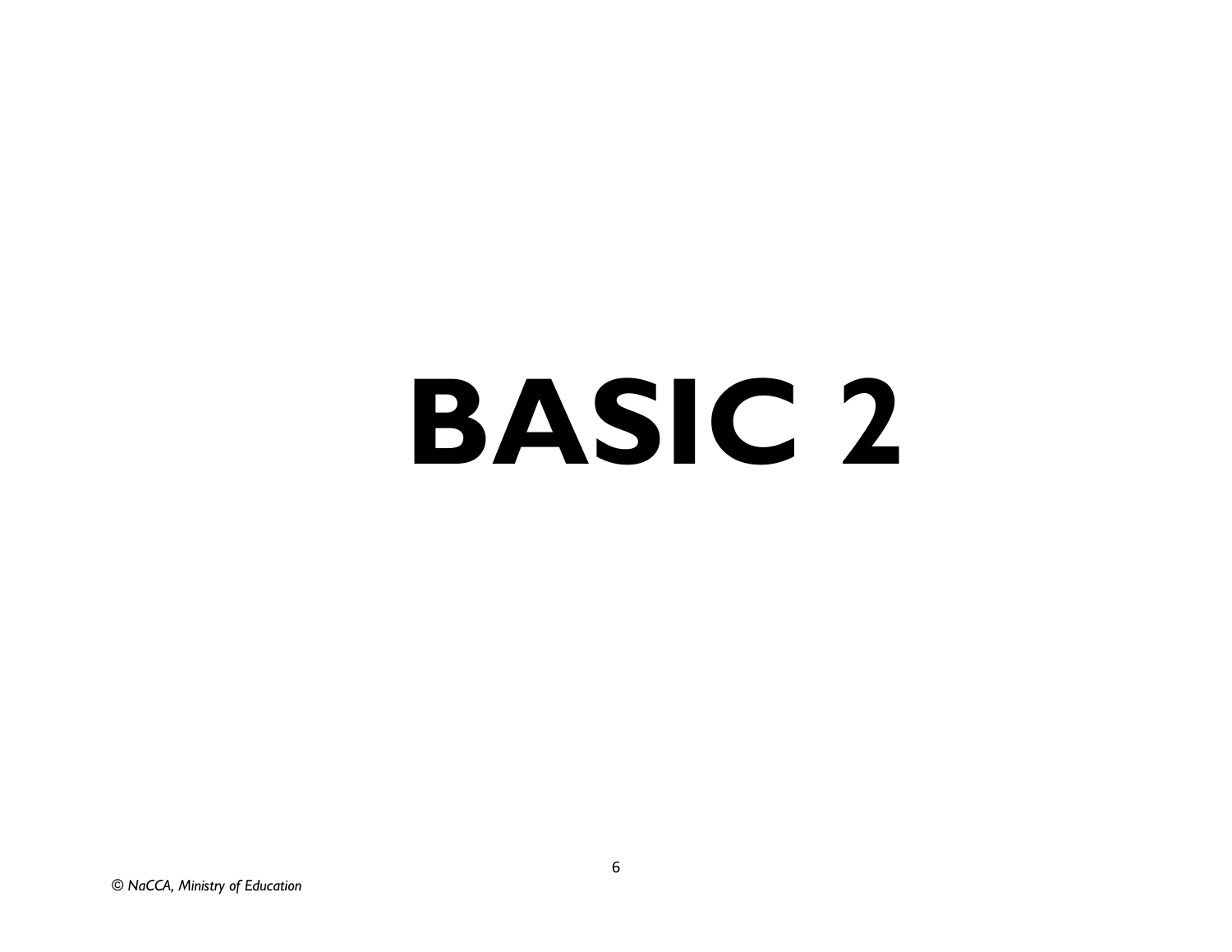# BASIC 2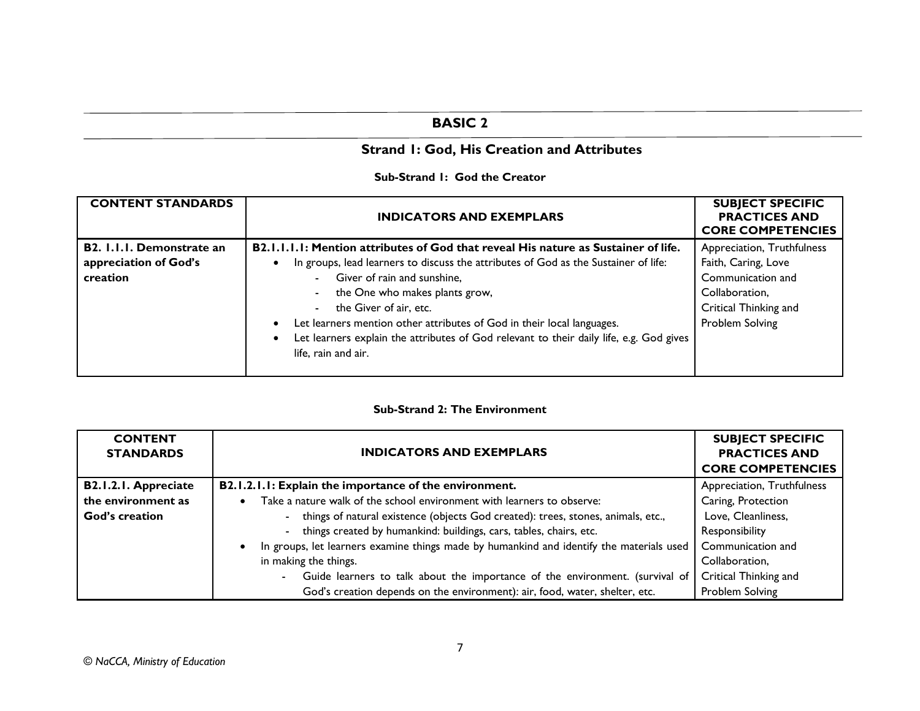# BASIC 2

## Strand 1: God, His Creation and Attributes

### Sub-Strand 1: God the Creator

| CONTENT STANDARDS | INDICATORS AND EXEMPLARS | SUBJECT SPECIFIC PRACTICES AND CORE COMPETENCIES |
|---|---|---|
| **B2. 1.1.1. Demonstrate an appreciation of God's creation** | **B2.1.1.1.1: Mention attributes of God that reveal His nature as Sustainer of life.**<br>• In groups, lead learners to discuss the attributes of God as the Sustainer of life:<br>- Giver of rain and sunshine,<br>- the One who makes plants grow,<br>- the Giver of air, etc.<br>• Let learners mention other attributes of God in their local languages.<br>• Let learners explain the attributes of God relevant to their daily life, e.g. God gives life, rain and air. | Appreciation, Truthfulness Faith, Caring, Love Communication and Collaboration, Critical Thinking and Problem Solving |

### Sub-Strand 2: The Environment

| CONTENT STANDARDS | INDICATORS AND EXEMPLARS | SUBJECT SPECIFIC PRACTICES AND CORE COMPETENCIES |
|---|---|---|
| **B2.1.2.1. Appreciate the environment as God's creation** | **B2.1.2.1.1: Explain the importance of the environment.**<br>• Take a nature walk of the school environment with learners to observe:<br>- things of natural existence (objects God created): trees, stones, animals, etc.,<br>- things created by humankind: buildings, cars, tables, chairs, etc.<br>• In groups, let learners examine things made by humankind and identify the materials used in making the things.<br>- Guide learners to talk about the importance of the environment. (survival of God's creation depends on the environment): air, food, water, shelter, etc. | Appreciation, Truthfulness Caring, Protection Love, Cleanliness, Responsibility Communication and Collaboration, Critical Thinking and Problem Solving |

© NaCCA, Ministry of Education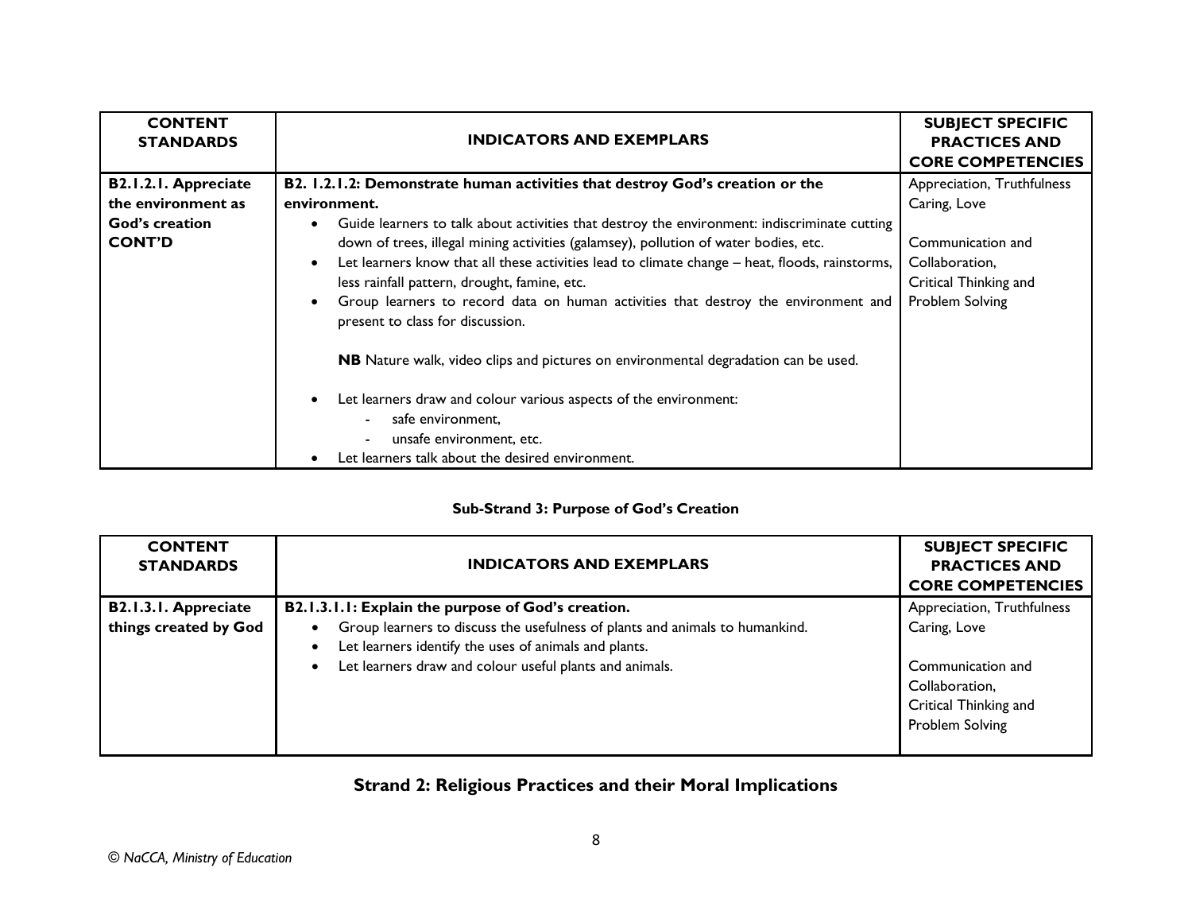| CONTENT STANDARDS | INDICATORS AND EXEMPLARS | SUBJECT SPECIFIC PRACTICES AND CORE COMPETENCIES |
|---|---|---|
| **B2.1.2.1. Appreciate the environment as God's creation CONT'D** | **B2. 1.2.1.2: Demonstrate human activities that destroy God's creation or the environment.**<br>• Guide learners to talk about activities that destroy the environment: indiscriminate cutting down of trees, illegal mining activities (galamsey), pollution of water bodies, etc.<br>• Let learners know that all these activities lead to climate change – heat, floods, rainstorms, less rainfall pattern, drought, famine, etc.<br>• Group learners to record data on human activities that destroy the environment and present to class for discussion.<br><br>**NB** Nature walk, video clips and pictures on environmental degradation can be used.<br><br>• Let learners draw and colour various aspects of the environment:<br>- safe environment,<br>- unsafe environment, etc.<br>• Let learners talk about the desired environment. | Appreciation, Truthfulness Caring, Love<br><br>Communication and Collaboration, Critical Thinking and Problem Solving |

**Sub-Strand 3: Purpose of God's Creation**

| CONTENT STANDARDS | INDICATORS AND EXEMPLARS | SUBJECT SPECIFIC PRACTICES AND CORE COMPETENCIES |
|---|---|---|
| **B2.1.3.1. Appreciate things created by God** | **B2.1.3.1.1: Explain the purpose of God's creation.**<br>• Group learners to discuss the usefulness of plants and animals to humankind.<br>• Let learners identify the uses of animals and plants.<br>• Let learners draw and colour useful plants and animals. | Appreciation, Truthfulness Caring, Love<br><br>Communication and Collaboration, Critical Thinking and Problem Solving |

## Strand 2: Religious Practices and their Moral Implications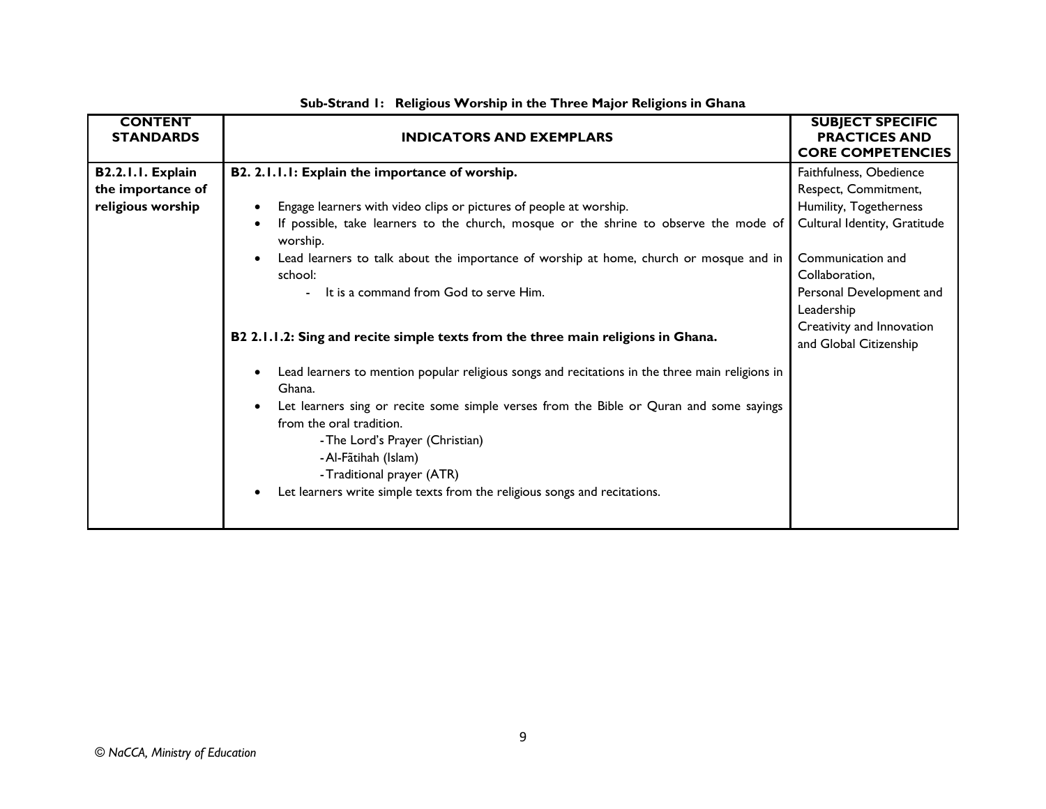**Sub-Strand 1: Religious Worship in the Three Major Religions in Ghana**

| CONTENT STANDARDS | INDICATORS AND EXEMPLARS | SUBJECT SPECIFIC PRACTICES AND CORE COMPETENCIES |
|---|---|---|
| **B2.2.1.1. Explain the importance of religious worship** | **B2. 2.1.1.1: Explain the importance of worship.**<br><br>• Engage learners with video clips or pictures of people at worship.<br>• If possible, take learners to the church, mosque or the shrine to observe the mode of worship.<br>• Lead learners to talk about the importance of worship at home, church or mosque and in school:<br>&nbsp;&nbsp;&nbsp;&nbsp;- It is a command from God to serve Him.<br><br>**B2 2.1.1.2: Sing and recite simple texts from the three main religions in Ghana.**<br><br>• Lead learners to mention popular religious songs and recitations in the three main religions in Ghana.<br>• Let learners sing or recite some simple verses from the Bible or Quran and some sayings from the oral tradition.<br>&nbsp;&nbsp;&nbsp;&nbsp;- The Lord's Prayer (Christian)<br>&nbsp;&nbsp;&nbsp;&nbsp;- Al-Fātihah (Islam)<br>&nbsp;&nbsp;&nbsp;&nbsp;- Traditional prayer (ATR)<br>• Let learners write simple texts from the religious songs and recitations. | Faithfulness, Obedience Respect, Commitment, Humility, Togetherness Cultural Identity, Gratitude<br><br>Communication and Collaboration,<br>Personal Development and Leadership<br>Creativity and Innovation and Global Citizenship |

*© NaCCA, Ministry of Education*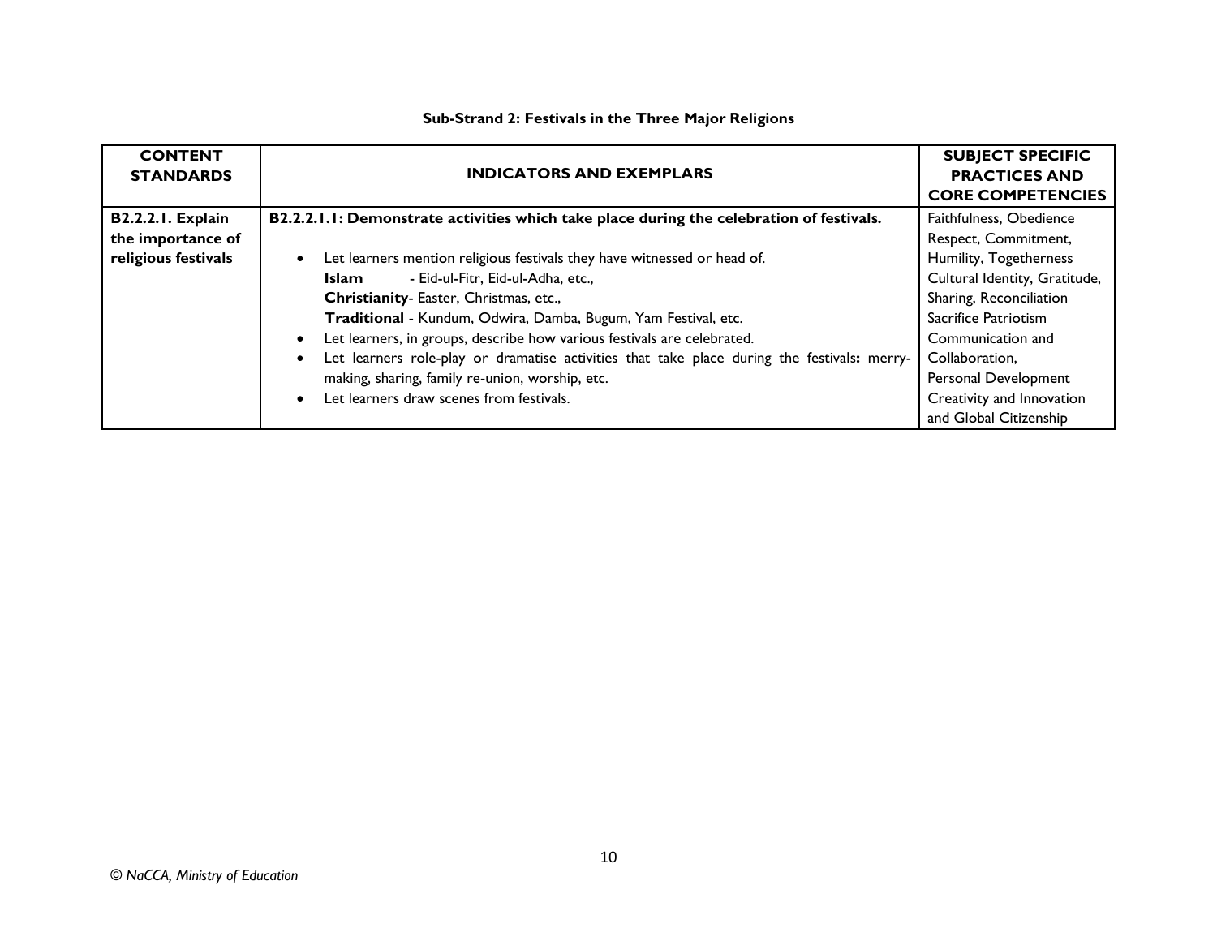**Sub-Strand 2: Festivals in the Three Major Religions**

| CONTENT STANDARDS | INDICATORS AND EXEMPLARS | SUBJECT SPECIFIC PRACTICES AND CORE COMPETENCIES |
|---|---|---|
| **B2.2.2.1. Explain the importance of religious festivals** | **B2.2.2.1.1: Demonstrate activities which take place during the celebration of festivals.**<br><br>• Let learners mention religious festivals they have witnessed or head of.<br>**Islam** - Eid-ul-Fitr, Eid-ul-Adha, etc.,<br>**Christianity**- Easter, Christmas, etc.,<br>**Traditional** - Kundum, Odwira, Damba, Bugum, Yam Festival, etc.<br>• Let learners, in groups, describe how various festivals are celebrated.<br>• Let learners role-play or dramatise activities that take place during the festivals**:** merry-making, sharing, family re-union, worship, etc.<br>• Let learners draw scenes from festivals. | Faithfulness, Obedience Respect, Commitment, Humility, Togetherness Cultural Identity, Gratitude, Sharing, Reconciliation Sacrifice Patriotism Communication and Collaboration, Personal Development Creativity and Innovation and Global Citizenship |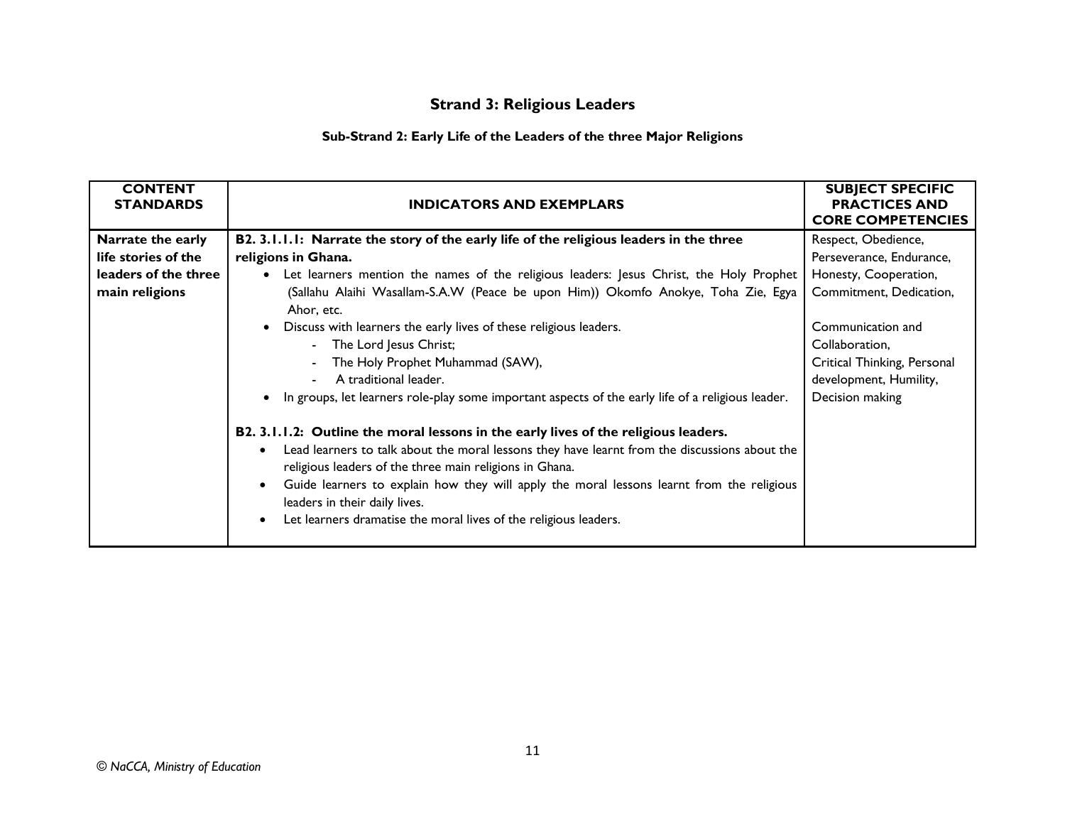## Strand 3: Religious Leaders

### Sub-Strand 2: Early Life of the Leaders of the three Major Religions

| CONTENT STANDARDS | INDICATORS AND EXEMPLARS | SUBJECT SPECIFIC PRACTICES AND CORE COMPETENCIES |
|---|---|---|
| **Narrate the early life stories of the leaders of the three main religions** | **B2. 3.1.1.1: Narrate the story of the early life of the religious leaders in the three religions in Ghana.**<br>• Let learners mention the names of the religious leaders: Jesus Christ, the Holy Prophet (Sallahu Alaihi Wasallam-S.A.W (Peace be upon Him)) Okomfo Anokye, Toha Zie, Egya Ahor, etc.<br>• Discuss with learners the early lives of these religious leaders.<br>- The Lord Jesus Christ;<br>- The Holy Prophet Muhammad (SAW),<br>- A traditional leader.<br>• In groups, let learners role-play some important aspects of the early life of a religious leader.<br><br>**B2. 3.1.1.2: Outline the moral lessons in the early lives of the religious leaders.**<br>• Lead learners to talk about the moral lessons they have learnt from the discussions about the religious leaders of the three main religions in Ghana.<br>• Guide learners to explain how they will apply the moral lessons learnt from the religious leaders in their daily lives.<br>• Let learners dramatise the moral lives of the religious leaders. | Respect, Obedience, Perseverance, Endurance, Honesty, Cooperation, Commitment, Dedication,<br><br>Communication and Collaboration, Critical Thinking, Personal development, Humility, Decision making |

*© NaCCA, Ministry of Education*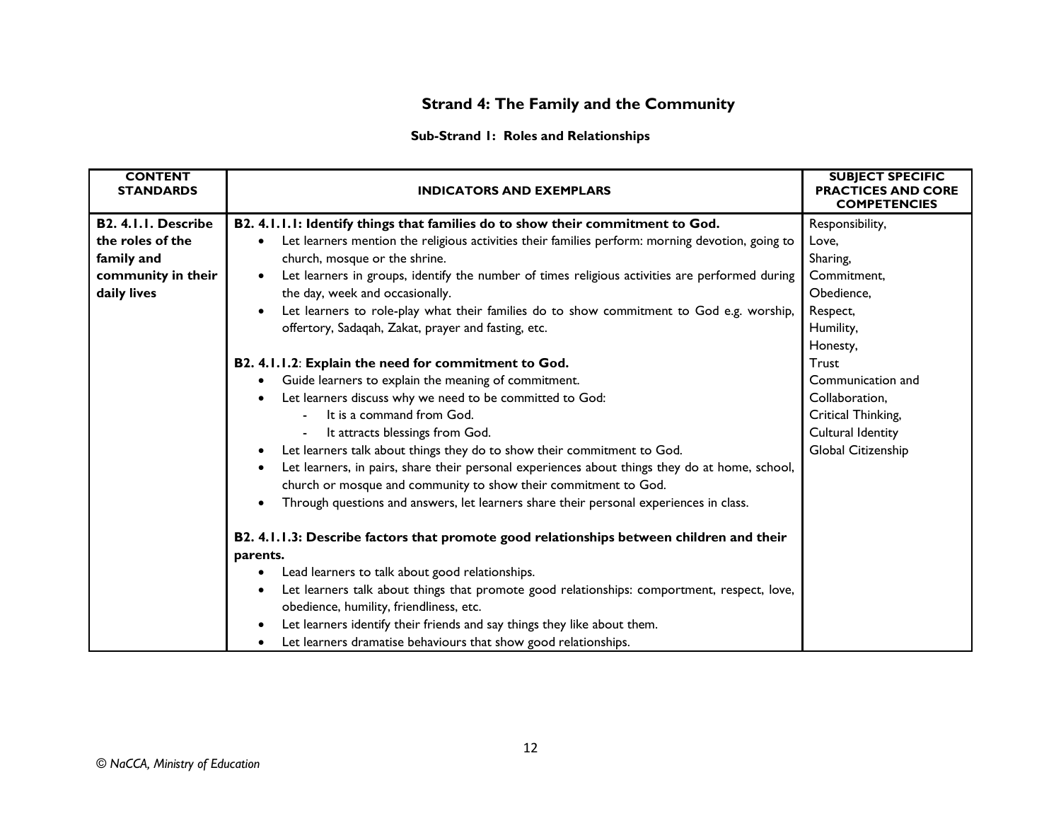## Strand 4: The Family and the Community

### Sub-Strand 1: Roles and Relationships

| CONTENT STANDARDS | INDICATORS AND EXEMPLARS | SUBJECT SPECIFIC PRACTICES AND CORE COMPETENCIES |
|---|---|---|
| **B2. 4.1.1. Describe the roles of the family and community in their daily lives** | **B2. 4.1.1.1: Identify things that families do to show their commitment to God.**<br>• Let learners mention the religious activities their families perform: morning devotion, going to church, mosque or the shrine.<br>• Let learners in groups, identify the number of times religious activities are performed during the day, week and occasionally.<br>• Let learners to role-play what their families do to show commitment to God e.g. worship, offertory, Sadaqah, Zakat, prayer and fasting, etc.<br><br>**B2. 4.1.1.2**: **Explain the need for commitment to God.**<br>• Guide learners to explain the meaning of commitment.<br>• Let learners discuss why we need to be committed to God:<br>&nbsp;&nbsp;- It is a command from God.<br>&nbsp;&nbsp;- It attracts blessings from God.<br>• Let learners talk about things they do to show their commitment to God.<br>• Let learners, in pairs, share their personal experiences about things they do at home, school, church or mosque and community to show their commitment to God.<br>• Through questions and answers, let learners share their personal experiences in class.<br><br>**B2. 4.1.1.3: Describe factors that promote good relationships between children and their parents.**<br>• Lead learners to talk about good relationships.<br>• Let learners talk about things that promote good relationships: comportment, respect, love, obedience, humility, friendliness, etc.<br>• Let learners identify their friends and say things they like about them.<br>• Let learners dramatise behaviours that show good relationships. | Responsibility,<br>Love,<br>Sharing,<br>Commitment,<br>Obedience,<br>Respect,<br>Humility,<br>Honesty,<br>Trust<br>Communication and Collaboration,<br>Critical Thinking,<br>Cultural Identity<br>Global Citizenship |

*© NaCCA, Ministry of Education*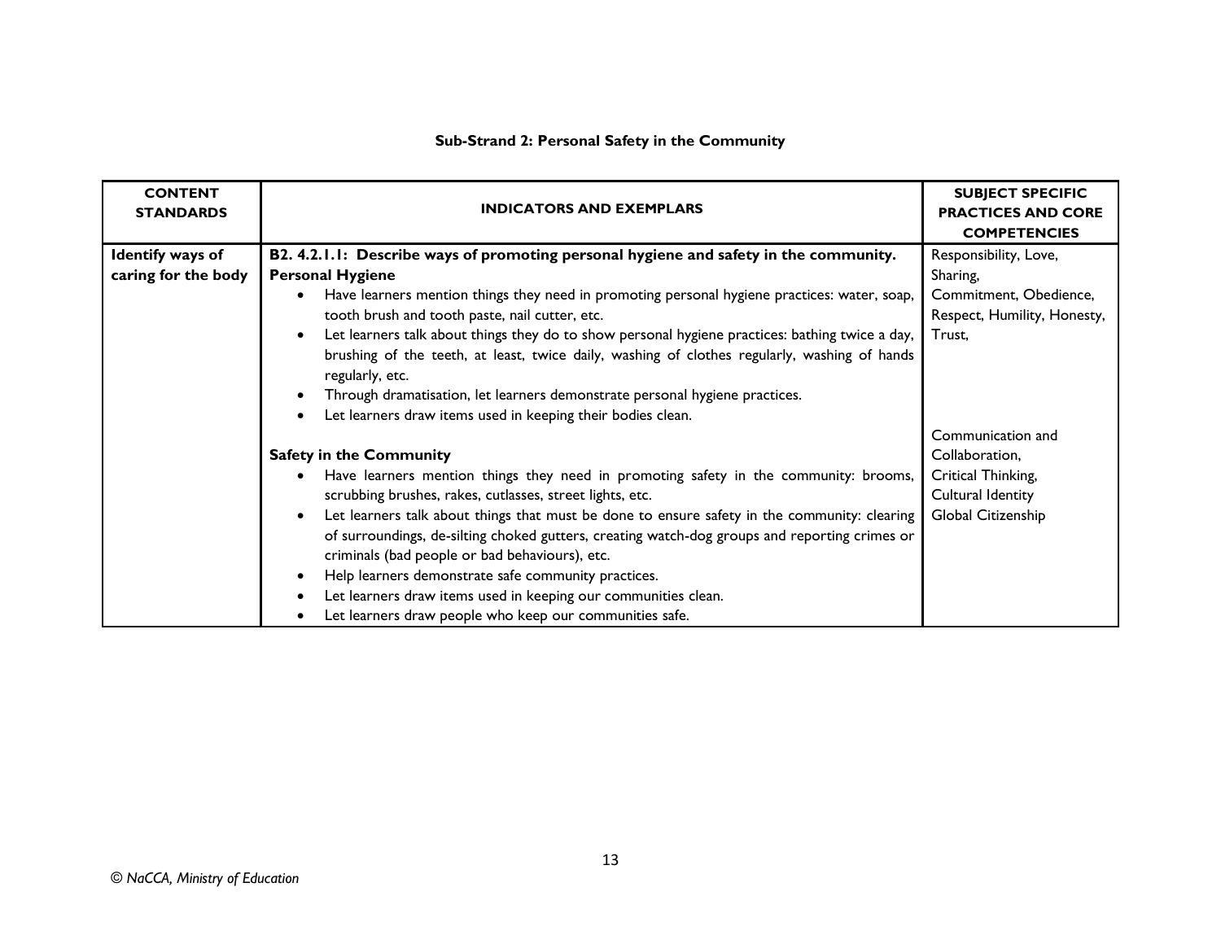**Sub-Strand 2: Personal Safety in the Community**

| CONTENT STANDARDS | INDICATORS AND EXEMPLARS | SUBJECT SPECIFIC PRACTICES AND CORE COMPETENCIES |
|---|---|---|
| **Identify ways of caring for the body** | **B2. 4.2.1.1: Describe ways of promoting personal hygiene and safety in the community.**<br>**Personal Hygiene**<br>• Have learners mention things they need in promoting personal hygiene practices: water, soap, tooth brush and tooth paste, nail cutter, etc.<br>• Let learners talk about things they do to show personal hygiene practices: bathing twice a day, brushing of the teeth, at least, twice daily, washing of clothes regularly, washing of hands regularly, etc.<br>• Through dramatisation, let learners demonstrate personal hygiene practices.<br>• Let learners draw items used in keeping their bodies clean.<br><br>**Safety in the Community**<br>• Have learners mention things they need in promoting safety in the community: brooms, scrubbing brushes, rakes, cutlasses, street lights, etc.<br>• Let learners talk about things that must be done to ensure safety in the community: clearing of surroundings, de-silting choked gutters, creating watch-dog groups and reporting crimes or criminals (bad people or bad behaviours), etc.<br>• Help learners demonstrate safe community practices.<br>• Let learners draw items used in keeping our communities clean.<br>• Let learners draw people who keep our communities safe. | Responsibility, Love, Sharing, Commitment, Obedience, Respect, Humility, Honesty, Trust,<br><br>Communication and Collaboration, Critical Thinking, Cultural Identity Global Citizenship |

*© NaCCA, Ministry of Education*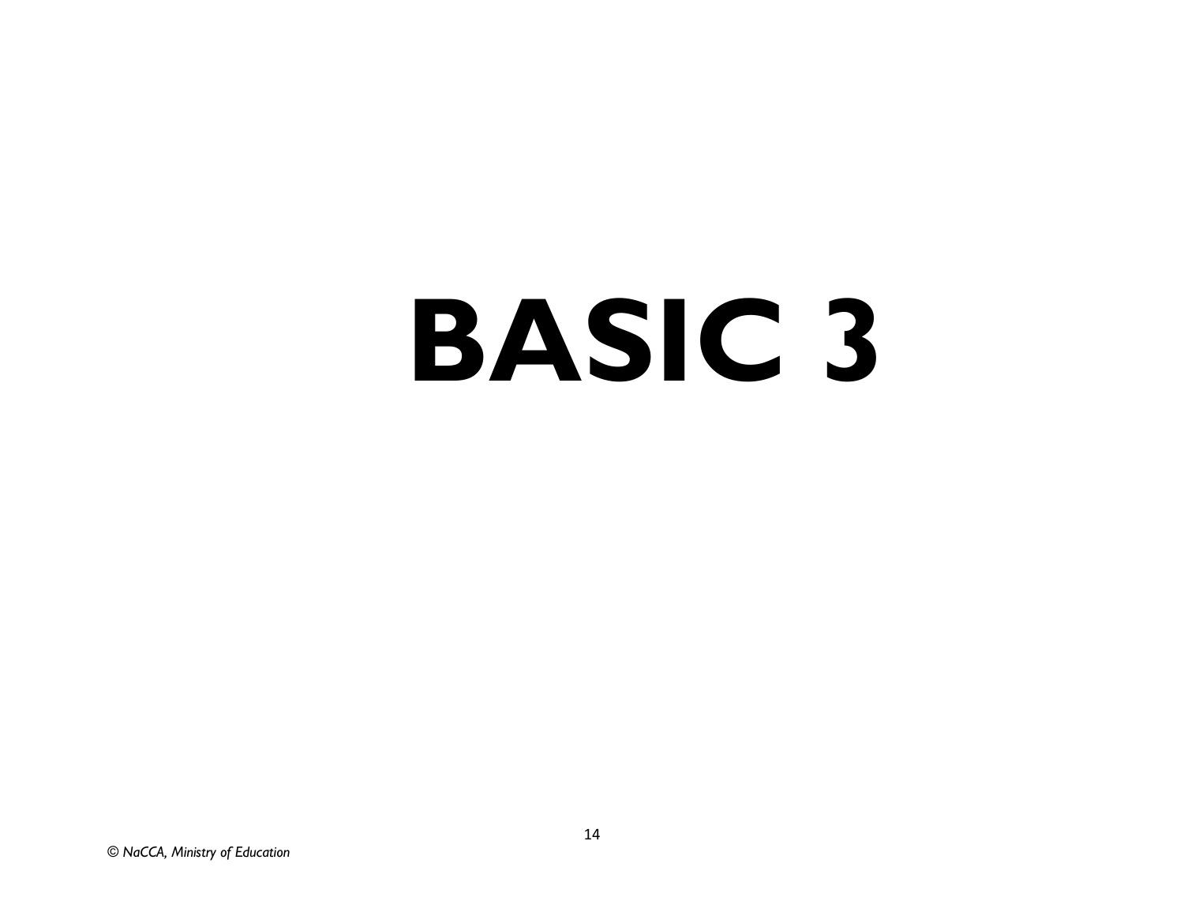# BASIC 3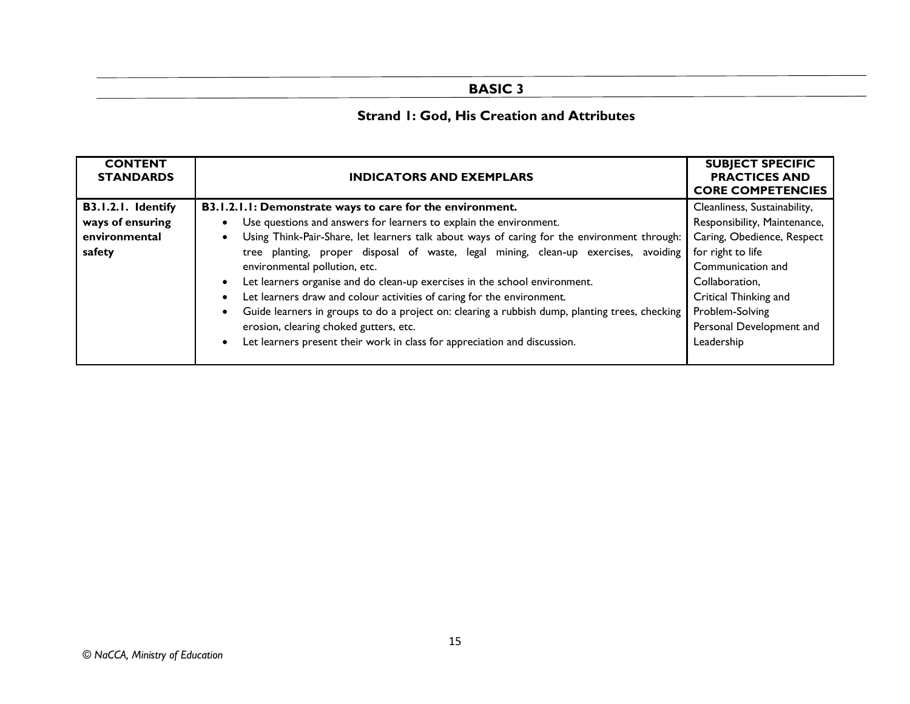## BASIC 3

### Strand 1: God, His Creation and Attributes

| CONTENT STANDARDS | INDICATORS AND EXEMPLARS | SUBJECT SPECIFIC PRACTICES AND CORE COMPETENCIES |
|---|---|---|
| **B3.1.2.1. Identify ways of ensuring environmental safety** | **B3.1.2.1.1: Demonstrate ways to care for the environment.**<br>• Use questions and answers for learners to explain the environment.<br>• Using Think-Pair-Share, let learners talk about ways of caring for the environment through: tree planting, proper disposal of waste, legal mining, clean-up exercises, avoiding environmental pollution, etc.<br>• Let learners organise and do clean-up exercises in the school environment.<br>• Let learners draw and colour activities of caring for the environment.<br>• Guide learners in groups to do a project on: clearing a rubbish dump, planting trees, checking erosion, clearing choked gutters, etc.<br>• Let learners present their work in class for appreciation and discussion. | Cleanliness, Sustainability, Responsibility, Maintenance, Caring, Obedience, Respect for right to life<br>Communication and Collaboration,<br>Critical Thinking and Problem-Solving<br>Personal Development and Leadership |

*© NaCCA, Ministry of Education*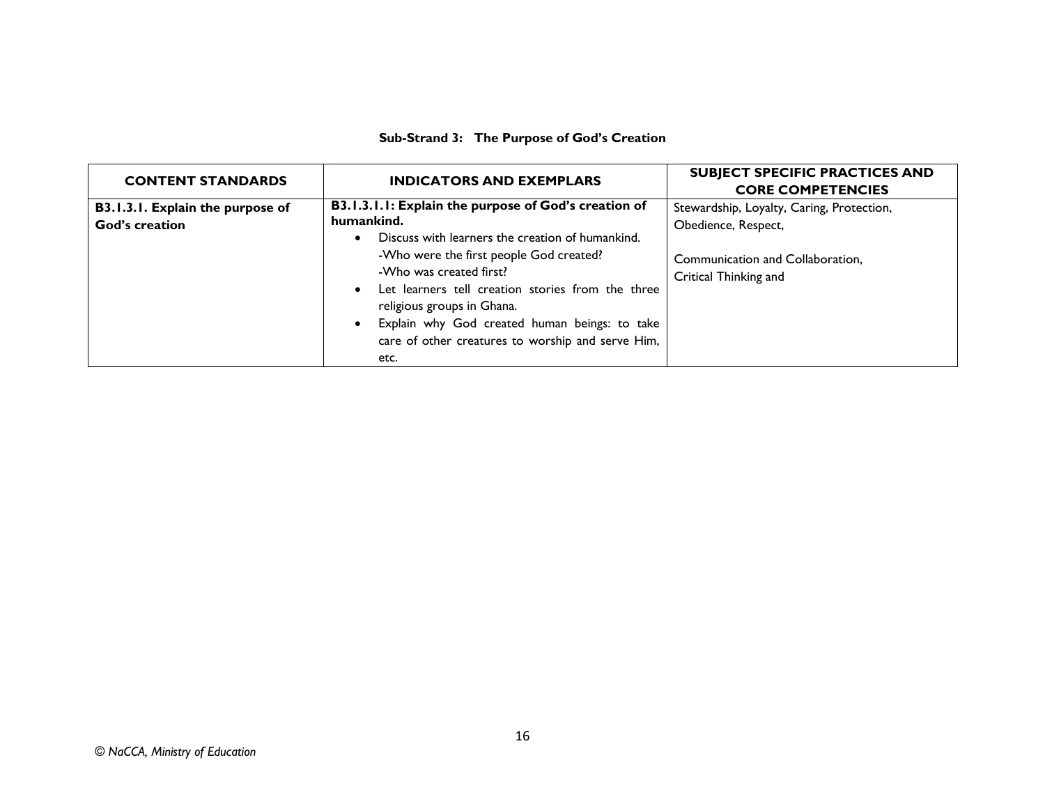**Sub-Strand 3: The Purpose of God's Creation**

| CONTENT STANDARDS | INDICATORS AND EXEMPLARS | SUBJECT SPECIFIC PRACTICES AND CORE COMPETENCIES |
|---|---|---|
| **B3.1.3.1. Explain the purpose of God's creation** | **B3.1.3.1.1: Explain the purpose of God's creation of humankind.**<br>• Discuss with learners the creation of humankind.<br>-Who were the first people God created?<br>-Who was created first?<br>• Let learners tell creation stories from the three religious groups in Ghana.<br>• Explain why God created human beings: to take care of other creatures to worship and serve Him, etc. | Stewardship, Loyalty, Caring, Protection, Obedience, Respect,<br><br>Communication and Collaboration, Critical Thinking and |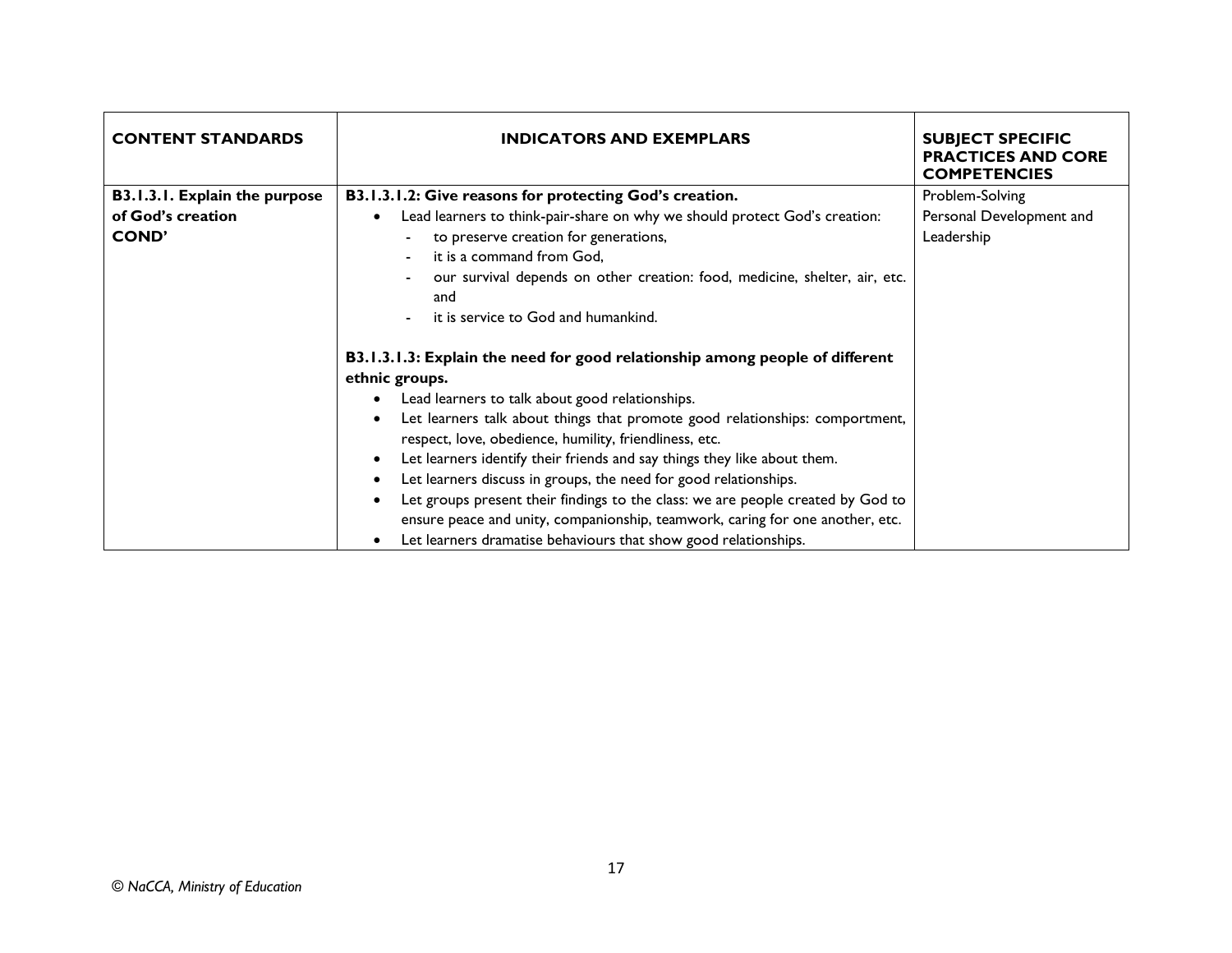| CONTENT STANDARDS | INDICATORS AND EXEMPLARS | SUBJECT SPECIFIC PRACTICES AND CORE COMPETENCIES |
|---|---|---|
| **B3.1.3.1. Explain the purpose of God's creation**<br>**COND'** | **B3.1.3.1.2: Give reasons for protecting God's creation.**<br>• Lead learners to think-pair-share on why we should protect God's creation:<br>- to preserve creation for generations,<br>- it is a command from God,<br>- our survival depends on other creation: food, medicine, shelter, air, etc. and<br>- it is service to God and humankind.<br><br>**B3.1.3.1.3: Explain the need for good relationship among people of different ethnic groups.**<br>• Lead learners to talk about good relationships.<br>• Let learners talk about things that promote good relationships: comportment, respect, love, obedience, humility, friendliness, etc.<br>• Let learners identify their friends and say things they like about them.<br>• Let learners discuss in groups, the need for good relationships.<br>• Let groups present their findings to the class: we are people created by God to ensure peace and unity, companionship, teamwork, caring for one another, etc.<br>• Let learners dramatise behaviours that show good relationships. | Problem-Solving<br>Personal Development and Leadership |

*© NaCCA, Ministry of Education*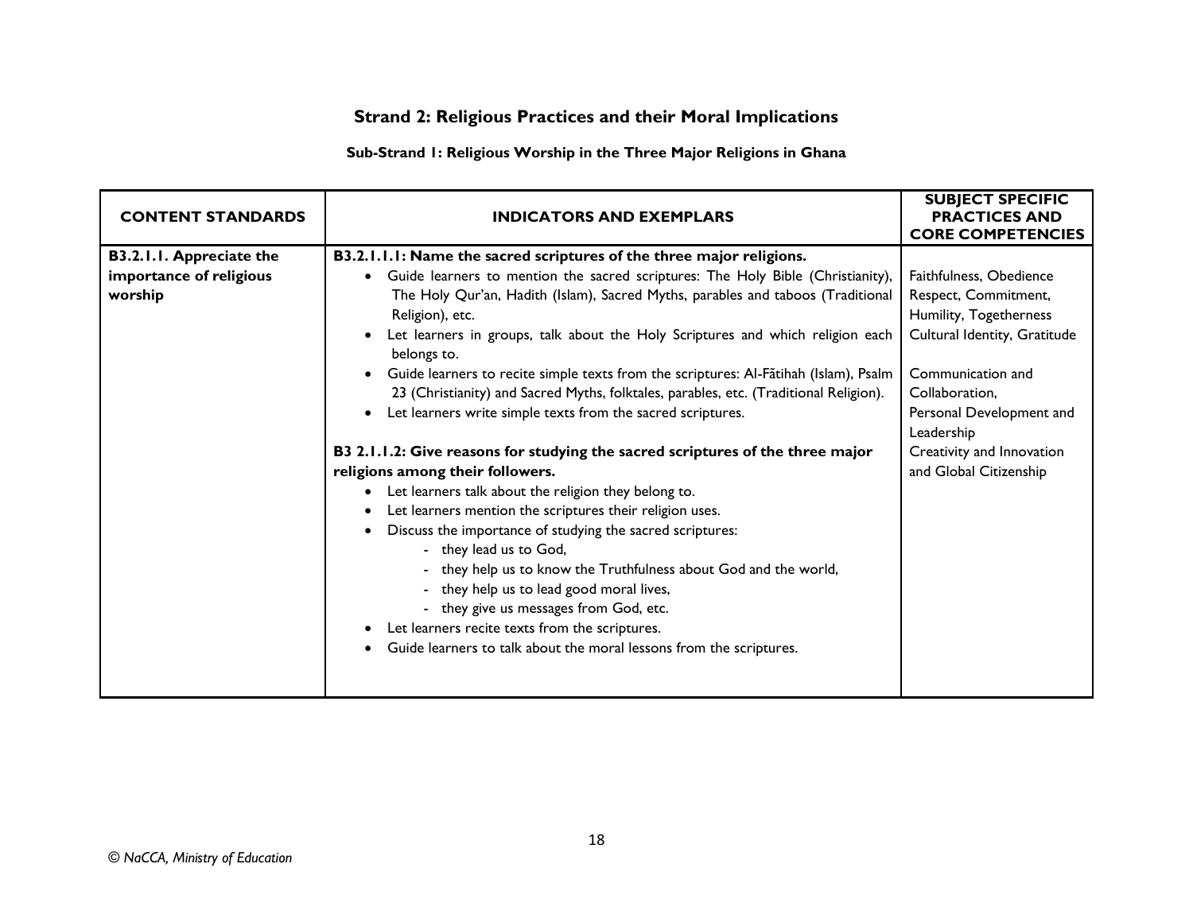## Strand 2: Religious Practices and their Moral Implications

### Sub-Strand 1: Religious Worship in the Three Major Religions in Ghana

| CONTENT STANDARDS | INDICATORS AND EXEMPLARS | SUBJECT SPECIFIC PRACTICES AND CORE COMPETENCIES |
|---|---|---|
| **B3.2.1.1. Appreciate the importance of religious worship** | **B3.2.1.1.1: Name the sacred scriptures of the three major religions.**<br>• Guide learners to mention the sacred scriptures: The Holy Bible (Christianity), The Holy Qur'an, Hadith (Islam), Sacred Myths, parables and taboos (Traditional Religion), etc.<br>• Let learners in groups, talk about the Holy Scriptures and which religion each belongs to.<br>• Guide learners to recite simple texts from the scriptures: Al-Fãtihah (Islam), Psalm 23 (Christianity) and Sacred Myths, folktales, parables, etc. (Traditional Religion).<br>• Let learners write simple texts from the sacred scriptures.<br><br>**B3 2.1.1.2: Give reasons for studying the sacred scriptures of the three major religions among their followers.**<br>• Let learners talk about the religion they belong to.<br>• Let learners mention the scriptures their religion uses.<br>• Discuss the importance of studying the sacred scriptures:<br>&nbsp;&nbsp;- they lead us to God,<br>&nbsp;&nbsp;- they help us to know the Truthfulness about God and the world,<br>&nbsp;&nbsp;- they help us to lead good moral lives,<br>&nbsp;&nbsp;- they give us messages from God, etc.<br>• Let learners recite texts from the scriptures.<br>• Guide learners to talk about the moral lessons from the scriptures. | Faithfulness, Obedience<br>Respect, Commitment,<br>Humility, Togetherness<br>Cultural Identity, Gratitude<br><br>Communication and Collaboration,<br>Personal Development and Leadership<br>Creativity and Innovation and Global Citizenship |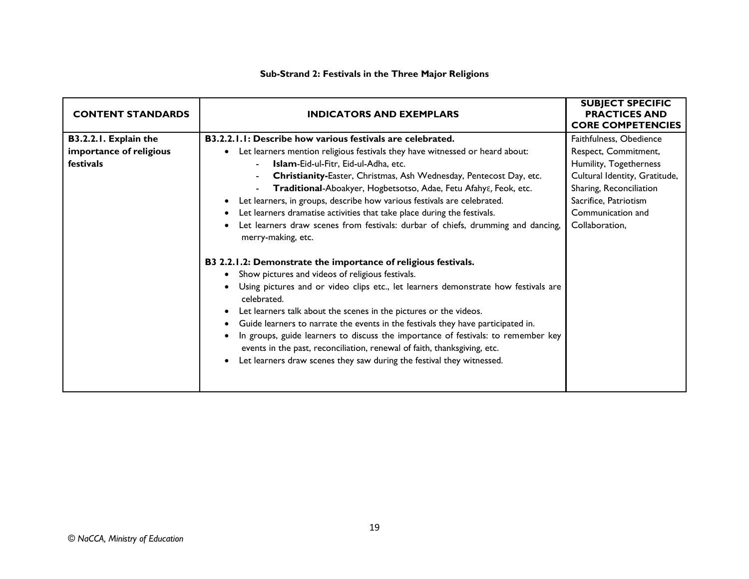### Sub-Strand 2: Festivals in the Three Major Religions

| CONTENT STANDARDS | INDICATORS AND EXEMPLARS | SUBJECT SPECIFIC PRACTICES AND CORE COMPETENCIES |
|---|---|---|
| **B3.2.2.1. Explain the importance of religious festivals** | **B3.2.2.1.1: Describe how various festivals are celebrated.**<br>• Let learners mention religious festivals they have witnessed or heard about:<br>- **Islam**-Eid-ul-Fitr, Eid-ul-Adha, etc.<br>- **Christianity-**Easter, Christmas, Ash Wednesday, Pentecost Day, etc.<br>- **Traditional**-Aboakyer, Hogbetsotso, Adae, Fetu Afahyɛ, Feok, etc.<br>• Let learners, in groups, describe how various festivals are celebrated.<br>• Let learners dramatise activities that take place during the festivals.<br>• Let learners draw scenes from festivals: durbar of chiefs, drumming and dancing, merry-making, etc.<br><br>**B3 2.2.1.2: Demonstrate the importance of religious festivals.**<br>• Show pictures and videos of religious festivals.<br>• Using pictures and or video clips etc., let learners demonstrate how festivals are celebrated.<br>• Let learners talk about the scenes in the pictures or the videos.<br>• Guide learners to narrate the events in the festivals they have participated in.<br>• In groups, guide learners to discuss the importance of festivals: to remember key events in the past, reconciliation, renewal of faith, thanksgiving, etc.<br>• Let learners draw scenes they saw during the festival they witnessed. | Faithfulness, Obedience Respect, Commitment, Humility, Togetherness Cultural Identity, Gratitude, Sharing, Reconciliation Sacrifice, Patriotism Communication and Collaboration, |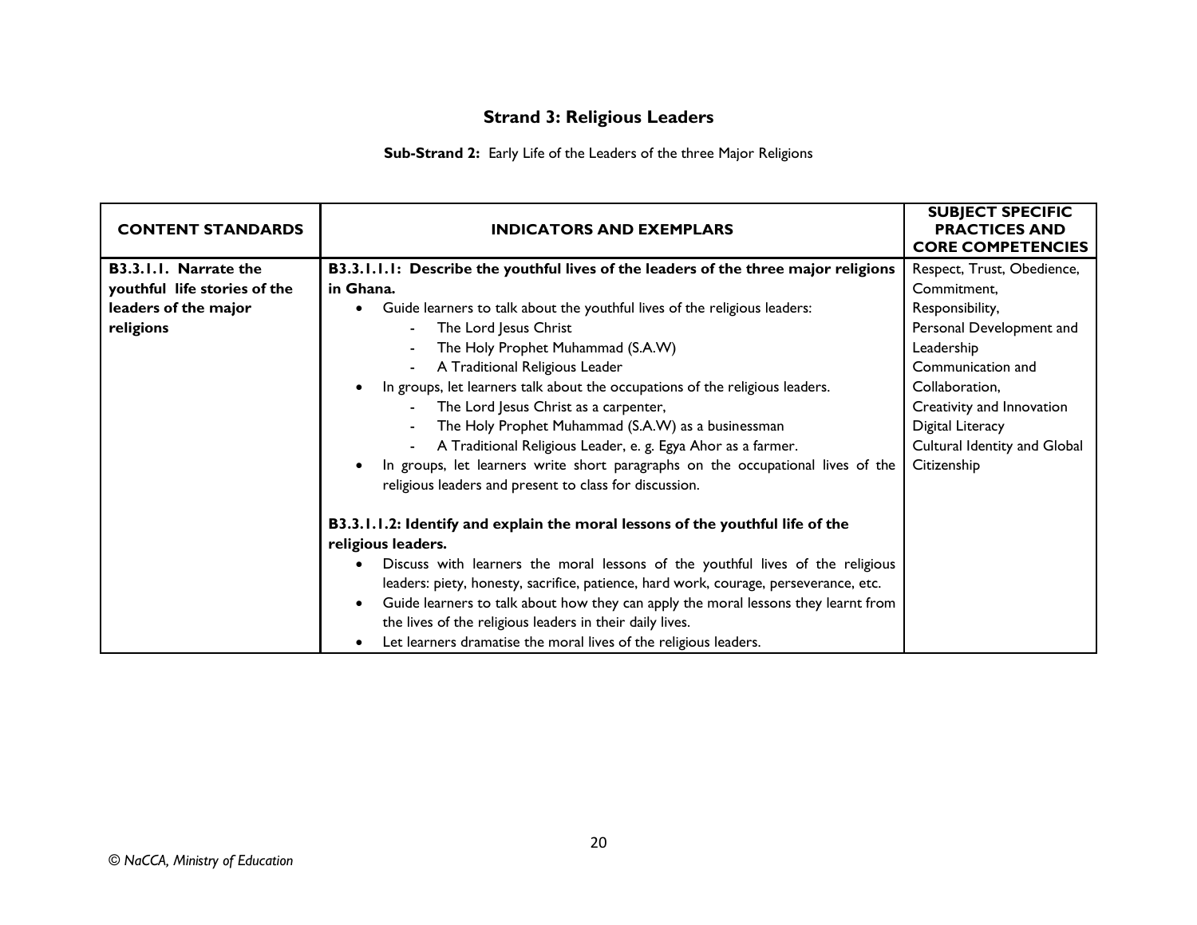## Strand 3: Religious Leaders

**Sub-Strand 2:** Early Life of the Leaders of the three Major Religions

| CONTENT STANDARDS | INDICATORS AND EXEMPLARS | SUBJECT SPECIFIC PRACTICES AND CORE COMPETENCIES |
|---|---|---|
| **B3.3.1.1. Narrate the youthful life stories of the leaders of the major religions** | **B3.3.1.1.1: Describe the youthful lives of the leaders of the three major religions in Ghana.**<br>• Guide learners to talk about the youthful lives of the religious leaders:<br>- The Lord Jesus Christ<br>- The Holy Prophet Muhammad (S.A.W)<br>- A Traditional Religious Leader<br>• In groups, let learners talk about the occupations of the religious leaders.<br>- The Lord Jesus Christ as a carpenter,<br>- The Holy Prophet Muhammad (S.A.W) as a businessman<br>- A Traditional Religious Leader, e. g. Egya Ahor as a farmer.<br>• In groups, let learners write short paragraphs on the occupational lives of the religious leaders and present to class for discussion.<br><br>**B3.3.1.1.2: Identify and explain the moral lessons of the youthful life of the religious leaders.**<br>• Discuss with learners the moral lessons of the youthful lives of the religious leaders: piety, honesty, sacrifice, patience, hard work, courage, perseverance, etc.<br>• Guide learners to talk about how they can apply the moral lessons they learnt from the lives of the religious leaders in their daily lives.<br>• Let learners dramatise the moral lives of the religious leaders. | Respect, Trust, Obedience, Commitment, Responsibility, Personal Development and Leadership Communication and Collaboration, Creativity and Innovation Digital Literacy Cultural Identity and Global Citizenship |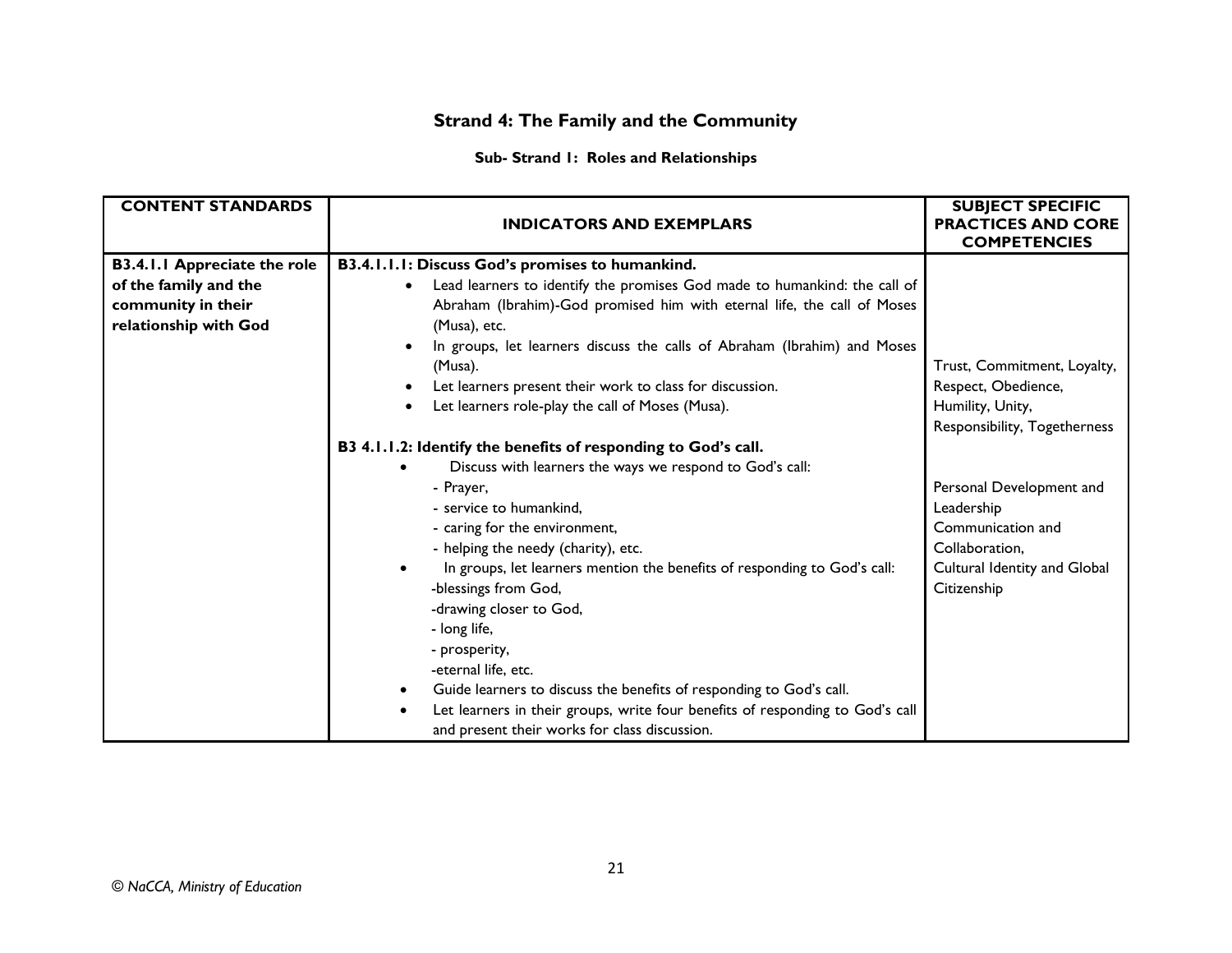# Strand 4: The Family and the Community

### Sub- Strand 1: Roles and Relationships

| CONTENT STANDARDS | INDICATORS AND EXEMPLARS | SUBJECT SPECIFIC PRACTICES AND CORE COMPETENCIES |
|---|---|---|
| **B3.4.1.1 Appreciate the role of the family and the community in their relationship with God** | **B3.4.1.1.1: Discuss God's promises to humankind.**<br>• Lead learners to identify the promises God made to humankind: the call of Abraham (Ibrahim)-God promised him with eternal life, the call of Moses (Musa), etc.<br>• In groups, let learners discuss the calls of Abraham (Ibrahim) and Moses (Musa).<br>• Let learners present their work to class for discussion.<br>• Let learners role-play the call of Moses (Musa).<br><br>**B3 4.1.1.2: Identify the benefits of responding to God's call.**<br>• Discuss with learners the ways we respond to God's call:<br>- Prayer,<br>- service to humankind,<br>- caring for the environment,<br>- helping the needy (charity), etc.<br>• In groups, let learners mention the benefits of responding to God's call:<br>-blessings from God,<br>-drawing closer to God,<br>- long life,<br>- prosperity,<br>-eternal life, etc.<br>• Guide learners to discuss the benefits of responding to God's call.<br>• Let learners in their groups, write four benefits of responding to God's call and present their works for class discussion. | Trust, Commitment, Loyalty, Respect, Obedience, Humility, Unity, Responsibility, Togetherness<br><br>Personal Development and Leadership<br>Communication and Collaboration,<br>Cultural Identity and Global Citizenship |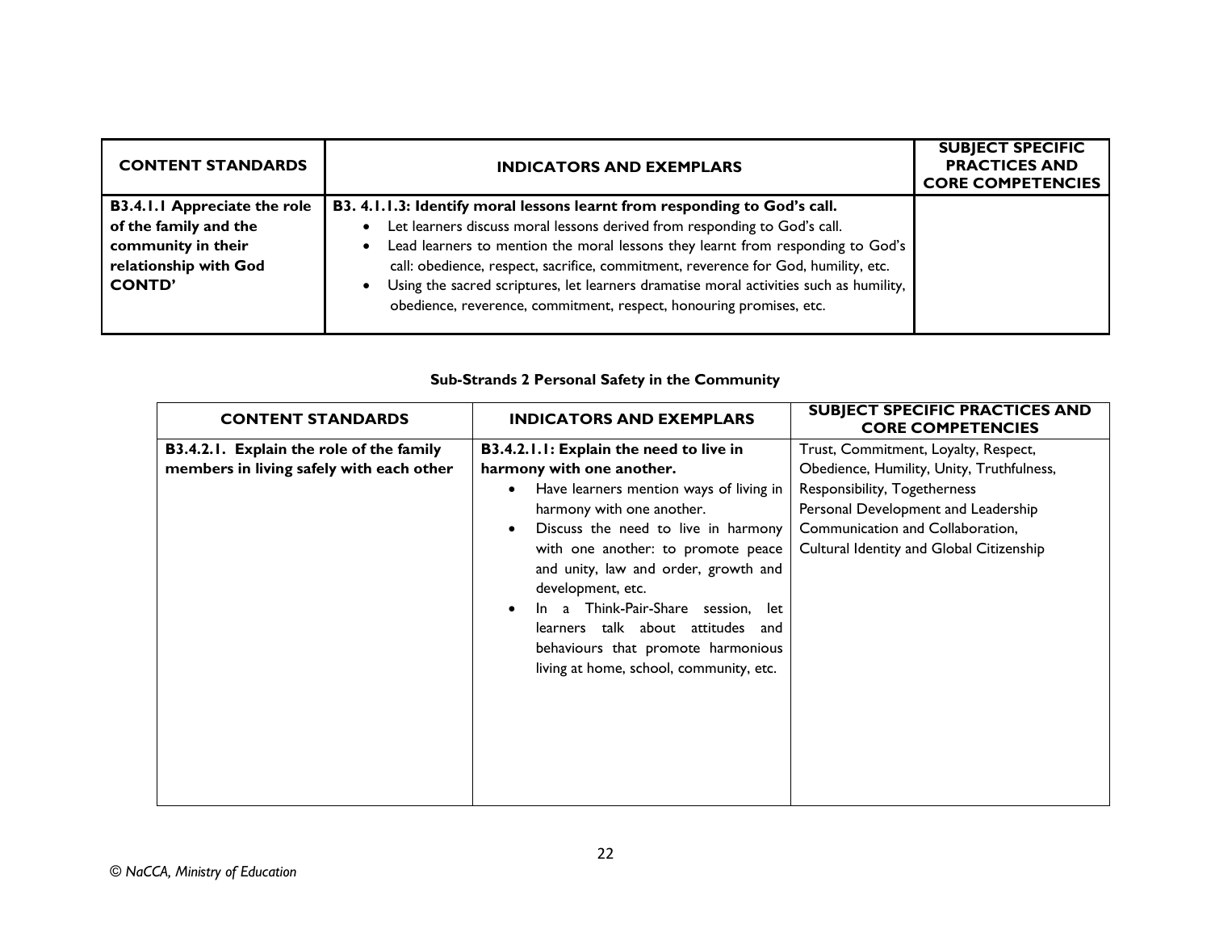| CONTENT STANDARDS | INDICATORS AND EXEMPLARS | SUBJECT SPECIFIC PRACTICES AND CORE COMPETENCIES |
|---|---|---|
| **B3.4.1.1 Appreciate the role of the family and the community in their relationship with God CONTD'** | **B3. 4.1.1.3: Identify moral lessons learnt from responding to God's call.**<br>• Let learners discuss moral lessons derived from responding to God's call.<br>• Lead learners to mention the moral lessons they learnt from responding to God's call: obedience, respect, sacrifice, commitment, reverence for God, humility, etc.<br>• Using the sacred scriptures, let learners dramatise moral activities such as humility, obedience, reverence, commitment, respect, honouring promises, etc. | |

**Sub-Strands 2 Personal Safety in the Community**

| CONTENT STANDARDS | INDICATORS AND EXEMPLARS | SUBJECT SPECIFIC PRACTICES AND CORE COMPETENCIES |
|---|---|---|
| **B3.4.2.1. Explain the role of the family members in living safely with each other** | **B3.4.2.1.1: Explain the need to live in harmony with one another.**<br>• Have learners mention ways of living in harmony with one another.<br>• Discuss the need to live in harmony with one another: to promote peace and unity, law and order, growth and development, etc.<br>• In a Think-Pair-Share session, let learners talk about attitudes and behaviours that promote harmonious living at home, school, community, etc. | Trust, Commitment, Loyalty, Respect, Obedience, Humility, Unity, Truthfulness, Responsibility, Togetherness<br>Personal Development and Leadership<br>Communication and Collaboration,<br>Cultural Identity and Global Citizenship |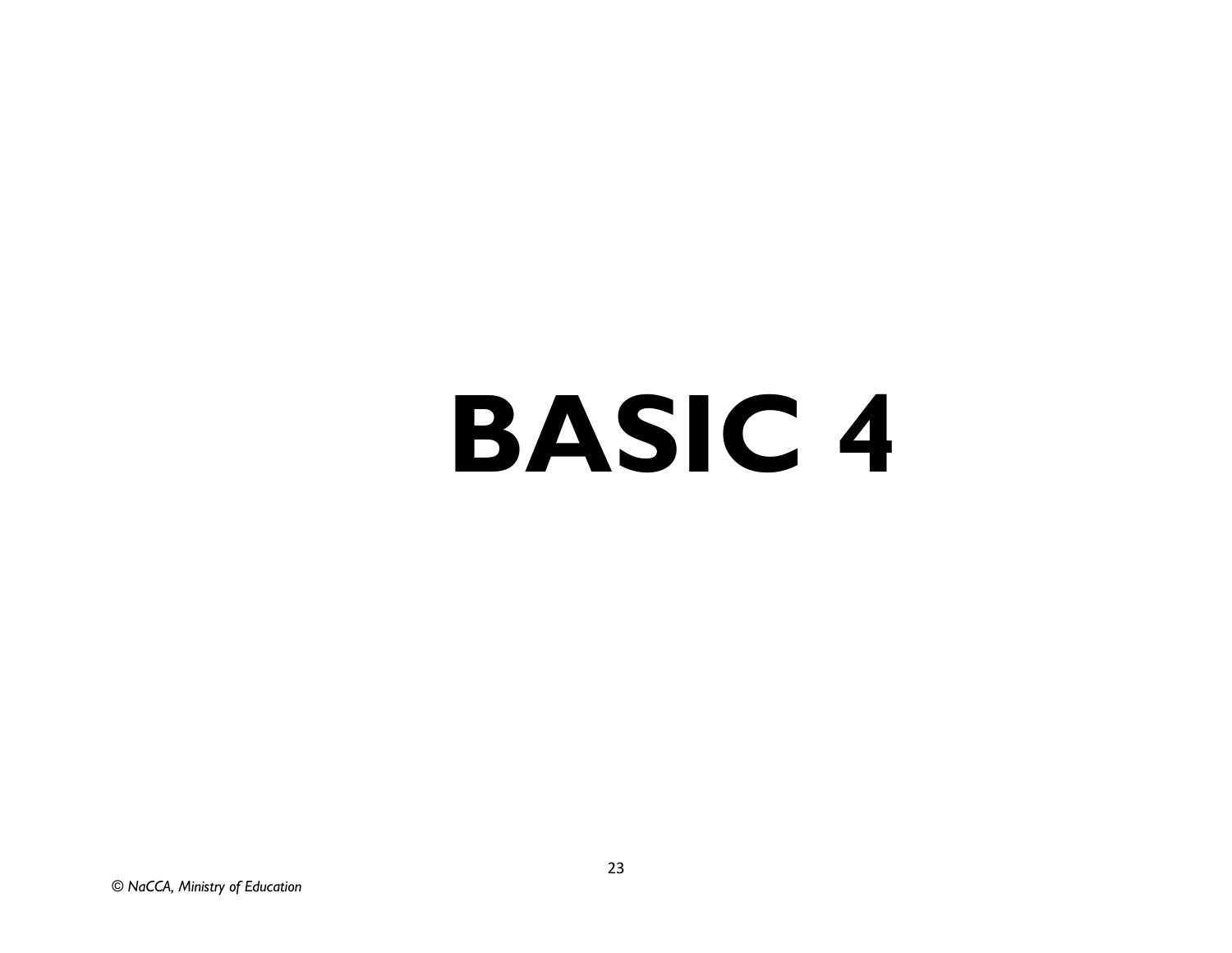# BASIC 4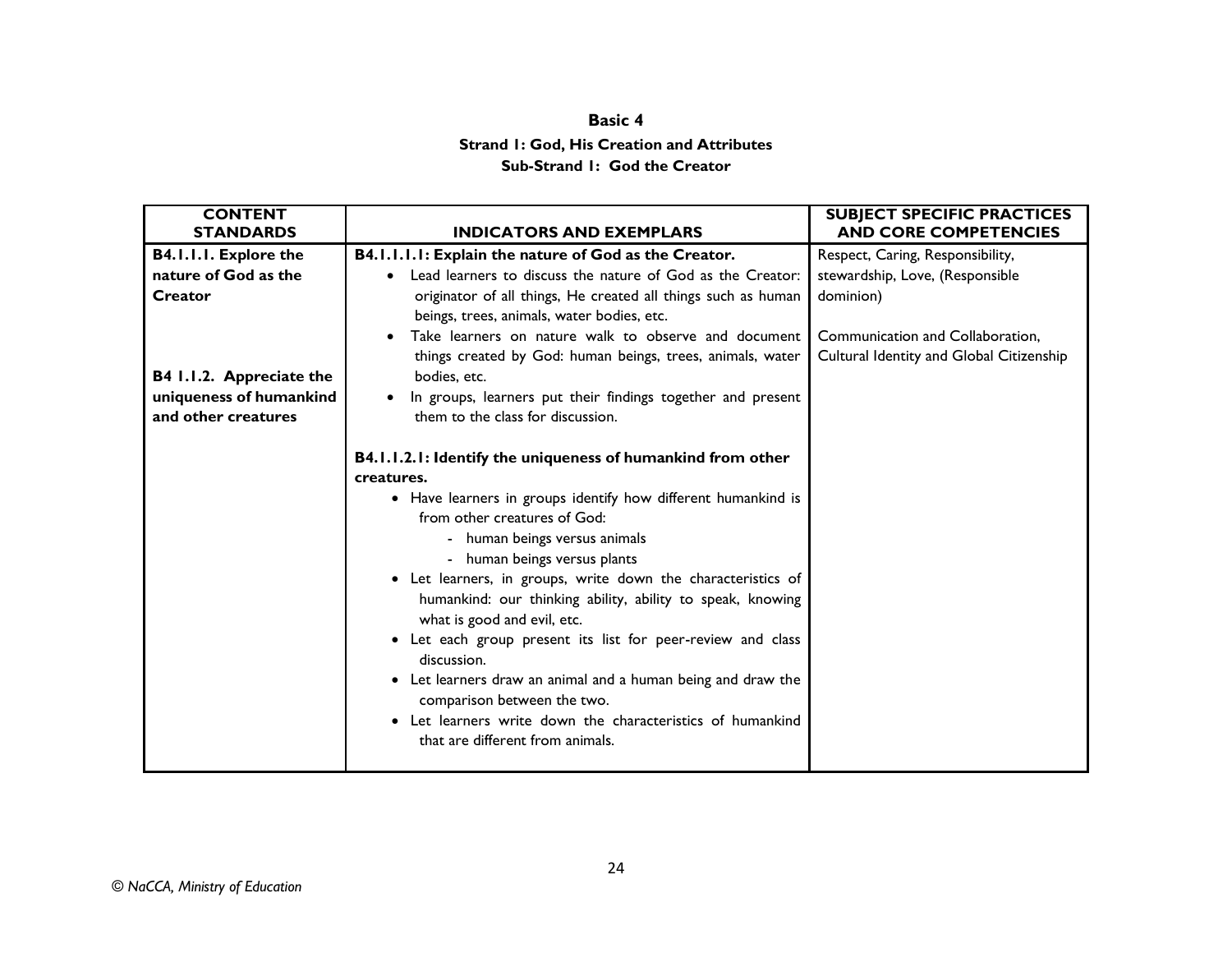**Basic 4**

**Strand 1: God, His Creation and Attributes**

**Sub-Strand 1: God the Creator**

| CONTENT STANDARDS | INDICATORS AND EXEMPLARS | SUBJECT SPECIFIC PRACTICES AND CORE COMPETENCIES |
|---|---|---|
| **B4.1.1.1. Explore the nature of God as the Creator**<br><br>**B4 1.1.2. Appreciate the uniqueness of humankind and other creatures** | **B4.1.1.1.1: Explain the nature of God as the Creator.**<br>• Lead learners to discuss the nature of God as the Creator: originator of all things, He created all things such as human beings, trees, animals, water bodies, etc.<br>• Take learners on nature walk to observe and document things created by God: human beings, trees, animals, water bodies, etc.<br>• In groups, learners put their findings together and present them to the class for discussion.<br><br>**B4.1.1.2.1: Identify the uniqueness of humankind from other creatures.**<br>• Have learners in groups identify how different humankind is from other creatures of God:<br>  - human beings versus animals<br>  - human beings versus plants<br>• Let learners, in groups, write down the characteristics of humankind: our thinking ability, ability to speak, knowing what is good and evil, etc.<br>• Let each group present its list for peer-review and class discussion.<br>• Let learners draw an animal and a human being and draw the comparison between the two.<br>• Let learners write down the characteristics of humankind that are different from animals. | Respect, Caring, Responsibility, stewardship, Love, (Responsible dominion)<br><br>Communication and Collaboration, Cultural Identity and Global Citizenship |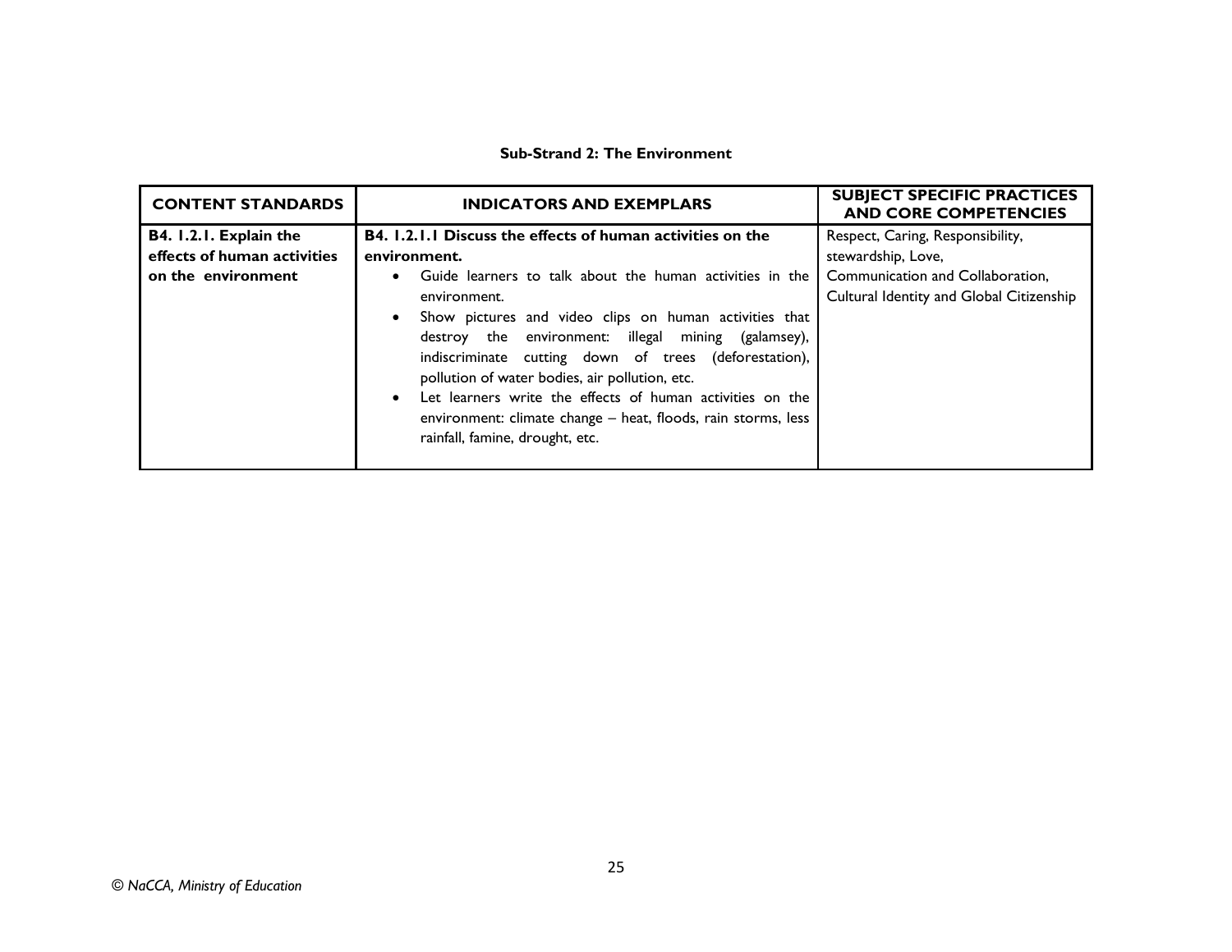### Sub-Strand 2: The Environment

| CONTENT STANDARDS | INDICATORS AND EXEMPLARS | SUBJECT SPECIFIC PRACTICES AND CORE COMPETENCIES |
|---|---|---|
| **B4. 1.2.1. Explain the effects of human activities on the environment** | **B4. 1.2.1.1 Discuss the effects of human activities on the environment.**<br>• Guide learners to talk about the human activities in the environment.<br>• Show pictures and video clips on human activities that destroy the environment: illegal mining (galamsey), indiscriminate cutting down of trees (deforestation), pollution of water bodies, air pollution, etc.<br>• Let learners write the effects of human activities on the environment: climate change – heat, floods, rain storms, less rainfall, famine, drought, etc. | Respect, Caring, Responsibility, stewardship, Love,<br>Communication and Collaboration,<br>Cultural Identity and Global Citizenship |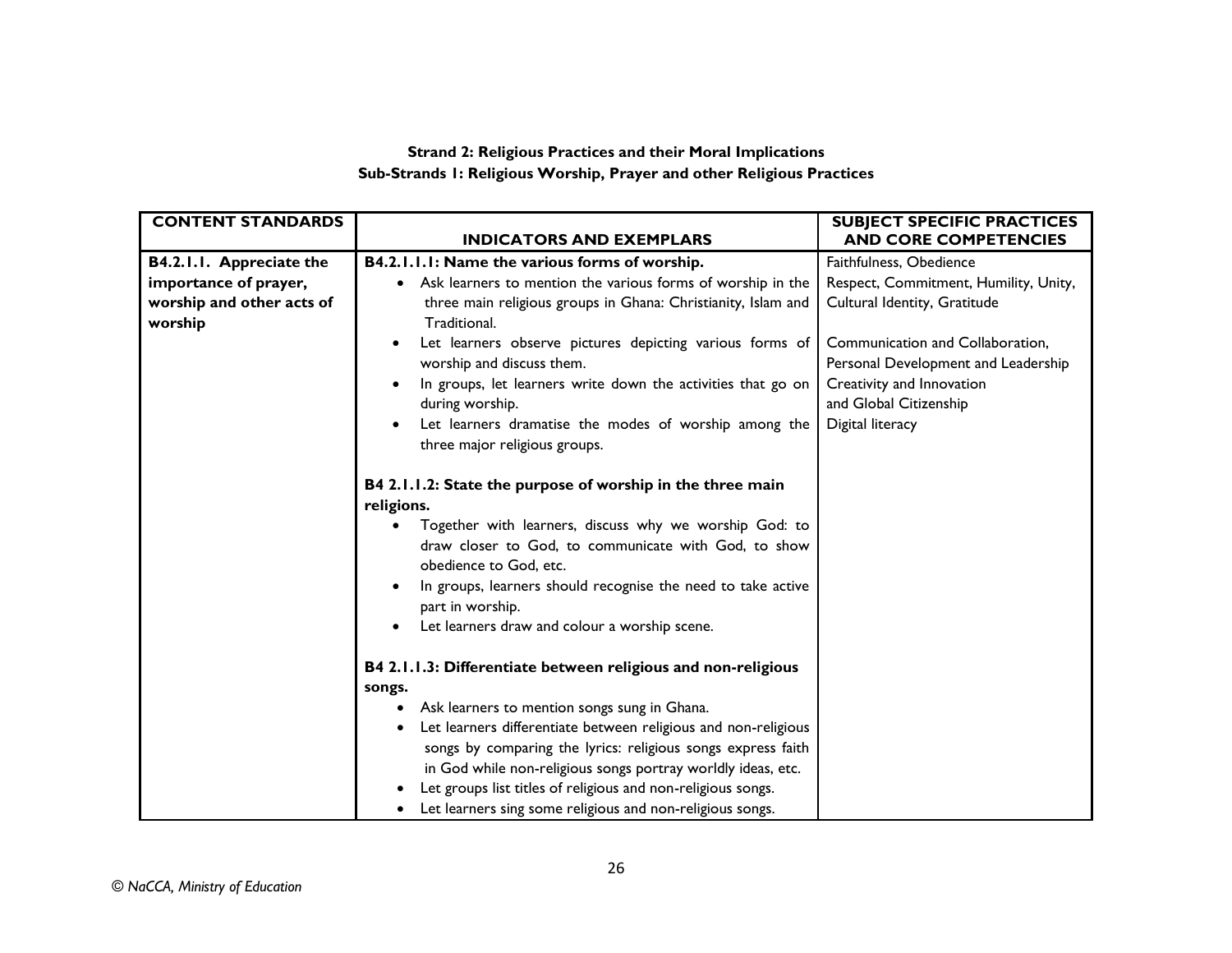**Strand 2: Religious Practices and their Moral Implications**
**Sub-Strands 1: Religious Worship, Prayer and other Religious Practices**

| CONTENT STANDARDS | INDICATORS AND EXEMPLARS | SUBJECT SPECIFIC PRACTICES AND CORE COMPETENCIES |
|---|---|---|
| **B4.2.1.1. Appreciate the importance of prayer, worship and other acts of worship** | **B4.2.1.1.1: Name the various forms of worship.**<br>• Ask learners to mention the various forms of worship in the three main religious groups in Ghana: Christianity, Islam and Traditional.<br>• Let learners observe pictures depicting various forms of worship and discuss them.<br>• In groups, let learners write down the activities that go on during worship.<br>• Let learners dramatise the modes of worship among the three major religious groups.<br><br>**B4 2.1.1.2: State the purpose of worship in the three main religions.**<br>• Together with learners, discuss why we worship God: to draw closer to God, to communicate with God, to show obedience to God, etc.<br>• In groups, learners should recognise the need to take active part in worship.<br>• Let learners draw and colour a worship scene.<br><br>**B4 2.1.1.3: Differentiate between religious and non-religious songs.**<br>• Ask learners to mention songs sung in Ghana.<br>• Let learners differentiate between religious and non-religious songs by comparing the lyrics: religious songs express faith in God while non-religious songs portray worldly ideas, etc.<br>• Let groups list titles of religious and non-religious songs.<br>• Let learners sing some religious and non-religious songs. | Faithfulness, Obedience<br>Respect, Commitment, Humility, Unity, Cultural Identity, Gratitude<br><br>Communication and Collaboration, Personal Development and Leadership<br>Creativity and Innovation<br>and Global Citizenship<br>Digital literacy |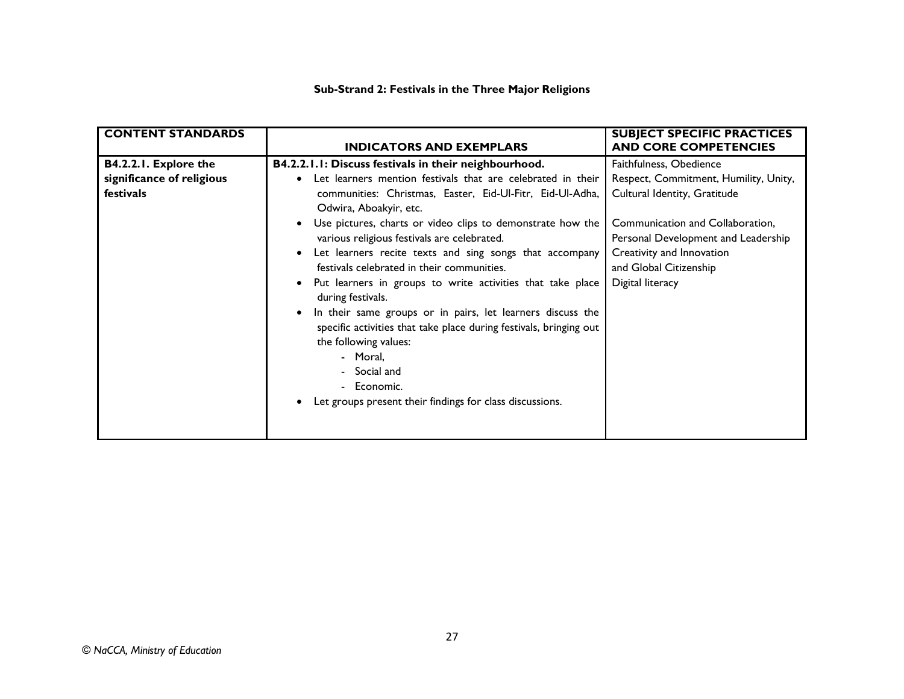**Sub-Strand 2: Festivals in the Three Major Religions**

| CONTENT STANDARDS | INDICATORS AND EXEMPLARS | SUBJECT SPECIFIC PRACTICES AND CORE COMPETENCIES |
|---|---|---|
| **B4.2.2.1. Explore the significance of religious festivals** | **B4.2.2.1.1: Discuss festivals in their neighbourhood.**<br>• Let learners mention festivals that are celebrated in their communities: Christmas, Easter, Eid-Ul-Fitr, Eid-Ul-Adha, Odwira, Aboakyir, etc.<br>• Use pictures, charts or video clips to demonstrate how the various religious festivals are celebrated.<br>• Let learners recite texts and sing songs that accompany festivals celebrated in their communities.<br>• Put learners in groups to write activities that take place during festivals.<br>• In their same groups or in pairs, let learners discuss the specific activities that take place during festivals, bringing out the following values:<br>  - Moral,<br>  - Social and<br>  - Economic.<br>• Let groups present their findings for class discussions. | Faithfulness, Obedience<br>Respect, Commitment, Humility, Unity, Cultural Identity, Gratitude<br><br>Communication and Collaboration, Personal Development and Leadership<br>Creativity and Innovation<br>and Global Citizenship<br>Digital literacy |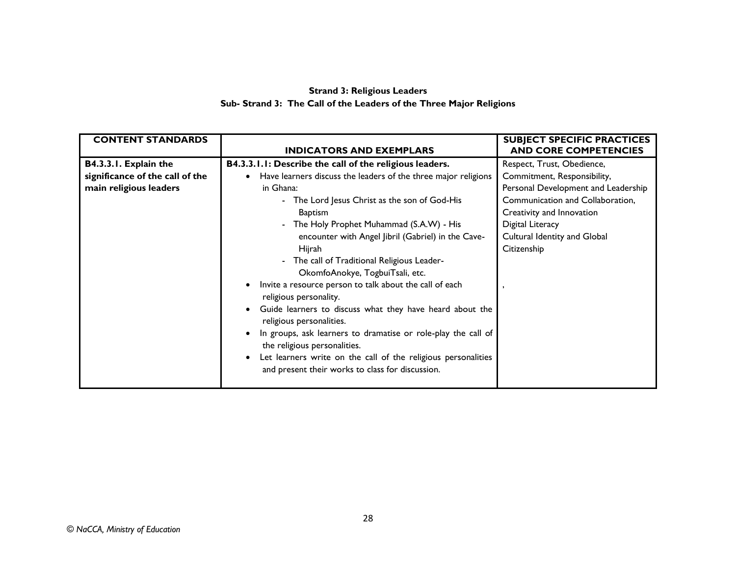**Strand 3: Religious Leaders**

**Sub- Strand 3: The Call of the Leaders of the Three Major Religions**

| CONTENT STANDARDS | INDICATORS AND EXEMPLARS | SUBJECT SPECIFIC PRACTICES AND CORE COMPETENCIES |
|---|---|---|
| **B4.3.3.1. Explain the significance of the call of the main religious leaders** | **B4.3.3.1.1: Describe the call of the religious leaders.**<br>• Have learners discuss the leaders of the three major religions in Ghana:<br>- The Lord Jesus Christ as the son of God-His Baptism<br>- The Holy Prophet Muhammad (S.A.W) - His encounter with Angel Jibril (Gabriel) in the Cave-Hijrah<br>- The call of Traditional Religious Leader-OkomfoAnokye, TogbuiTsali, etc.<br>• Invite a resource person to talk about the call of each religious personality.<br>• Guide learners to discuss what they have heard about the religious personalities.<br>• In groups, ask learners to dramatise or role-play the call of the religious personalities.<br>• Let learners write on the call of the religious personalities and present their works to class for discussion. | Respect, Trust, Obedience, Commitment, Responsibility, Personal Development and Leadership Communication and Collaboration, Creativity and Innovation Digital Literacy Cultural Identity and Global Citizenship<br><br>, |

© NaCCA, Ministry of Education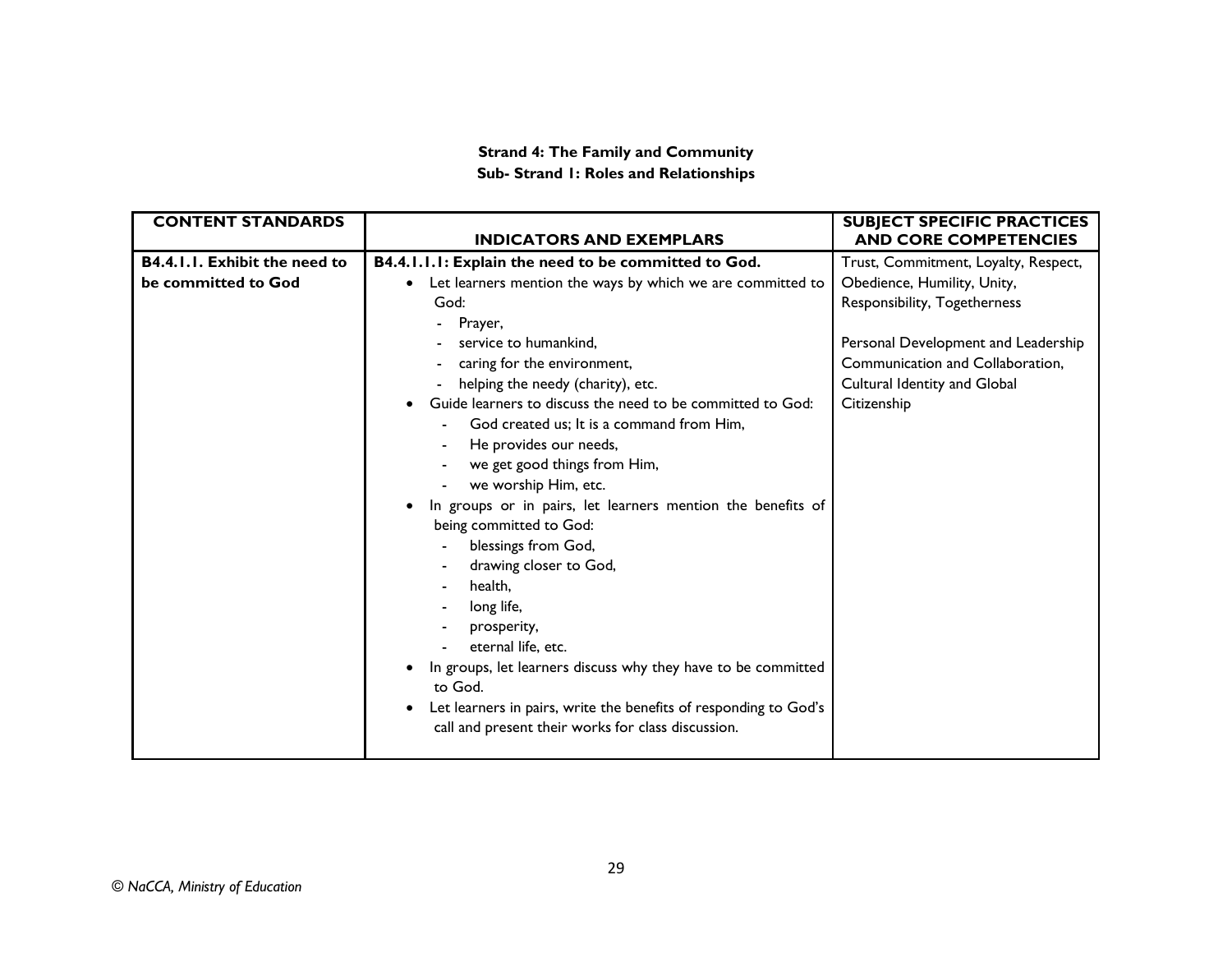**Strand 4: The Family and Community**

**Sub- Strand 1: Roles and Relationships**

| CONTENT STANDARDS | INDICATORS AND EXEMPLARS | SUBJECT SPECIFIC PRACTICES AND CORE COMPETENCIES |
|---|---|---|
| **B4.4.1.1. Exhibit the need to be committed to God** | **B4.4.1.1.1: Explain the need to be committed to God.**<br>• Let learners mention the ways by which we are committed to God:<br>- Prayer,<br>- service to humankind,<br>- caring for the environment,<br>- helping the needy (charity), etc.<br>• Guide learners to discuss the need to be committed to God:<br>- God created us; It is a command from Him,<br>- He provides our needs,<br>- we get good things from Him,<br>- we worship Him, etc.<br>• In groups or in pairs, let learners mention the benefits of being committed to God:<br>- blessings from God,<br>- drawing closer to God,<br>- health,<br>- long life,<br>- prosperity,<br>- eternal life, etc.<br>• In groups, let learners discuss why they have to be committed to God.<br>• Let learners in pairs, write the benefits of responding to God's call and present their works for class discussion. | Trust, Commitment, Loyalty, Respect, Obedience, Humility, Unity, Responsibility, Togetherness<br><br>Personal Development and Leadership Communication and Collaboration, Cultural Identity and Global Citizenship |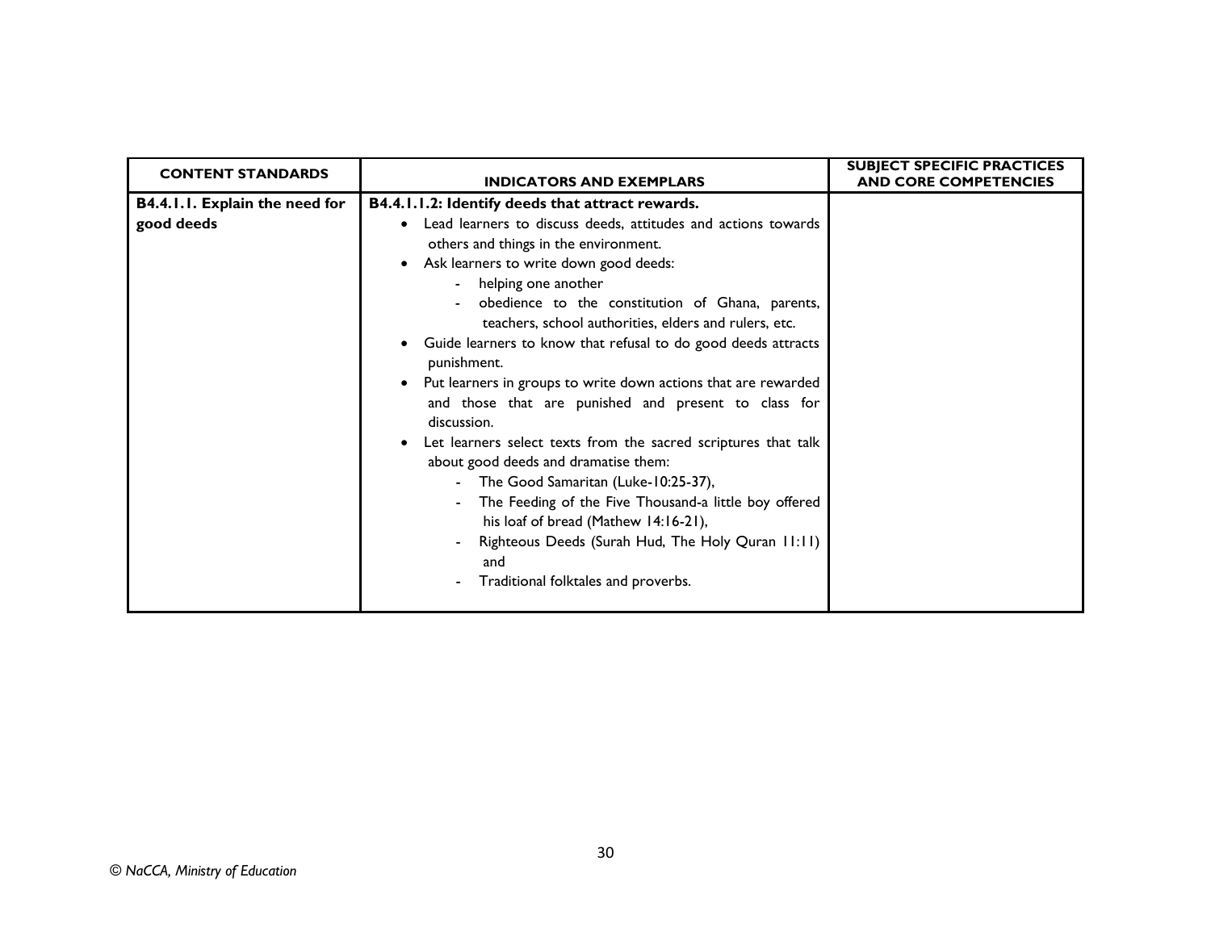| CONTENT STANDARDS | INDICATORS AND EXEMPLARS | SUBJECT SPECIFIC PRACTICES AND CORE COMPETENCIES |
|---|---|---|
| **B4.4.1.1. Explain the need for good deeds** | **B4.4.1.1.2: Identify deeds that attract rewards.**<br>• Lead learners to discuss deeds, attitudes and actions towards others and things in the environment.<br>• Ask learners to write down good deeds:<br>&nbsp;&nbsp;- helping one another<br>&nbsp;&nbsp;- obedience to the constitution of Ghana, parents, teachers, school authorities, elders and rulers, etc.<br>• Guide learners to know that refusal to do good deeds attracts punishment.<br>• Put learners in groups to write down actions that are rewarded and those that are punished and present to class for discussion.<br>• Let learners select texts from the sacred scriptures that talk about good deeds and dramatise them:<br>&nbsp;&nbsp;- The Good Samaritan (Luke-10:25-37),<br>&nbsp;&nbsp;- The Feeding of the Five Thousand-a little boy offered his loaf of bread (Mathew 14:16-21),<br>&nbsp;&nbsp;- Righteous Deeds (Surah Hud, The Holy Quran 11:11) and<br>&nbsp;&nbsp;- Traditional folktales and proverbs. | |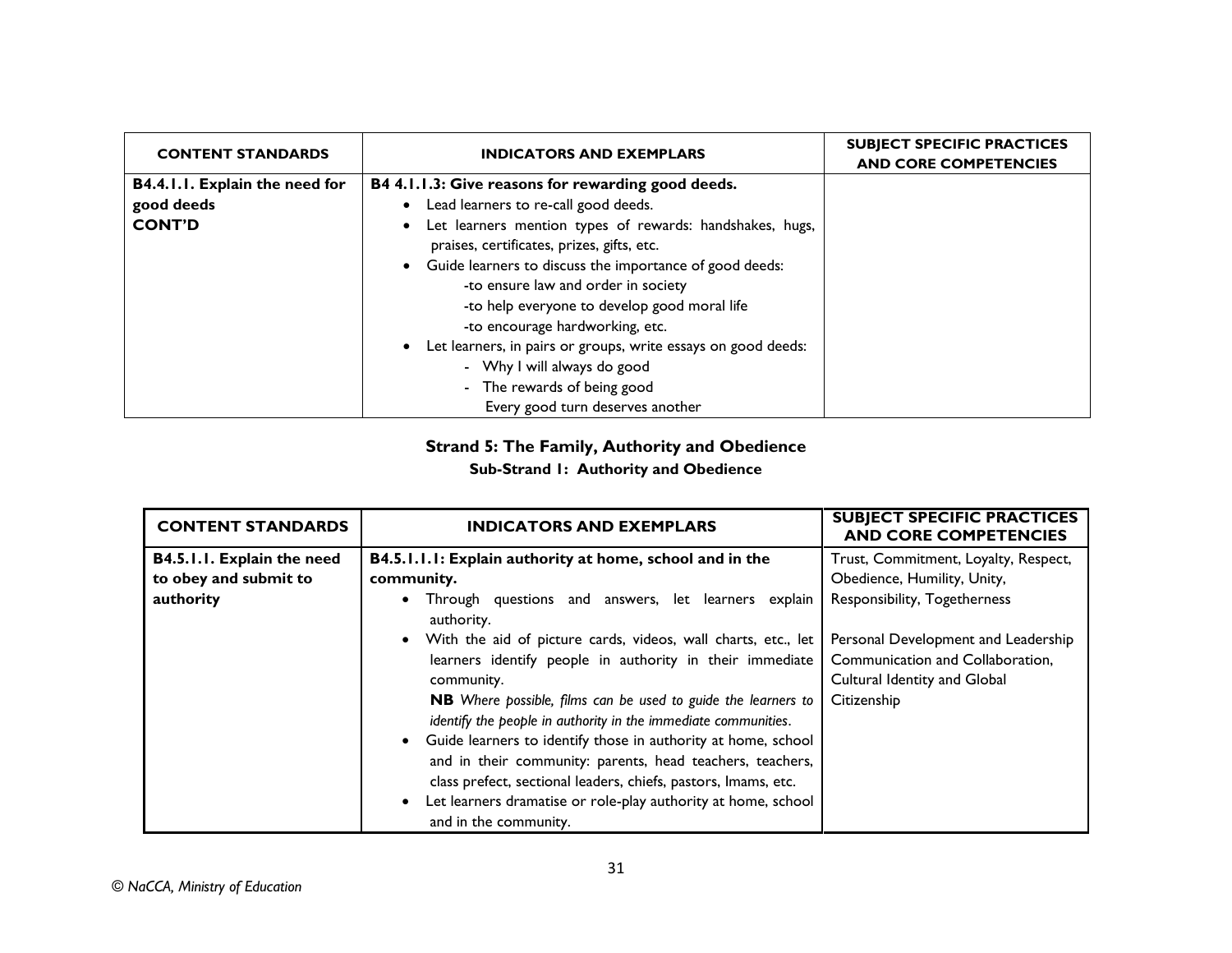| CONTENT STANDARDS | INDICATORS AND EXEMPLARS | SUBJECT SPECIFIC PRACTICES AND CORE COMPETENCIES |
|---|---|---|
| **B4.4.1.1. Explain the need for good deeds**<br>**CONT'D** | **B4 4.1.1.3: Give reasons for rewarding good deeds.**<br>• Lead learners to re-call good deeds.<br>• Let learners mention types of rewards: handshakes, hugs, praises, certificates, prizes, gifts, etc.<br>• Guide learners to discuss the importance of good deeds:<br>-to ensure law and order in society<br>-to help everyone to develop good moral life<br>-to encourage hardworking, etc.<br>• Let learners, in pairs or groups, write essays on good deeds:<br>- Why I will always do good<br>- The rewards of being good<br>Every good turn deserves another | |

## Strand 5: The Family, Authority and Obedience

### Sub-Strand 1: Authority and Obedience

| CONTENT STANDARDS | INDICATORS AND EXEMPLARS | SUBJECT SPECIFIC PRACTICES AND CORE COMPETENCIES |
|---|---|---|
| **B4.5.1.1. Explain the need to obey and submit to authority** | **B4.5.1.1.1: Explain authority at home, school and in the community.**<br>• Through questions and answers, let learners explain authority.<br>• With the aid of picture cards, videos, wall charts, etc., let learners identify people in authority in their immediate community.<br>**NB** *Where possible, films can be used to guide the learners to identify the people in authority in the immediate communities*.<br>• Guide learners to identify those in authority at home, school and in their community: parents, head teachers, teachers, class prefect, sectional leaders, chiefs, pastors, Imams, etc.<br>• Let learners dramatise or role-play authority at home, school and in the community. | Trust, Commitment, Loyalty, Respect, Obedience, Humility, Unity, Responsibility, Togetherness<br><br>Personal Development and Leadership<br>Communication and Collaboration,<br>Cultural Identity and Global Citizenship |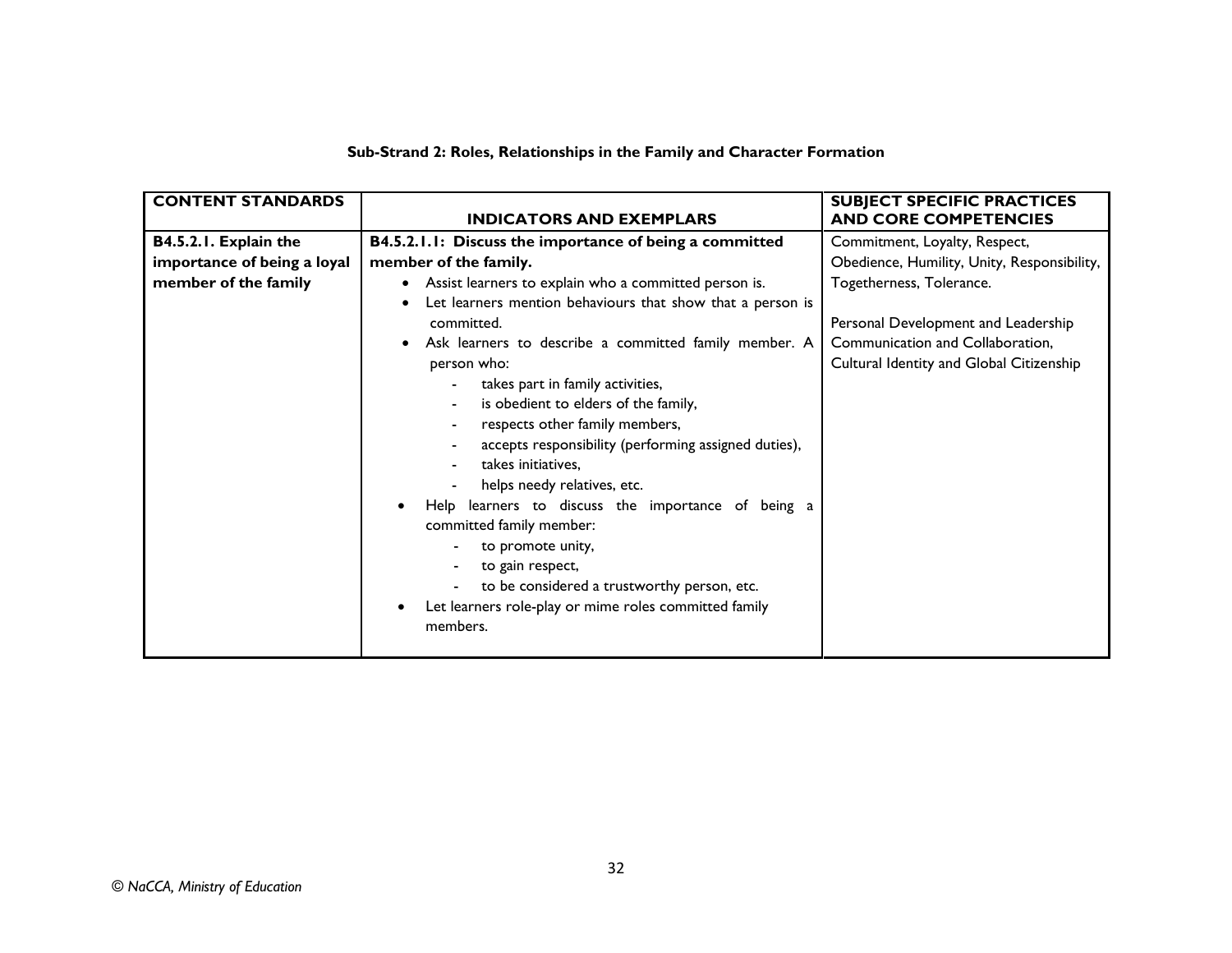**Sub-Strand 2: Roles, Relationships in the Family and Character Formation**

| CONTENT STANDARDS | INDICATORS AND EXEMPLARS | SUBJECT SPECIFIC PRACTICES AND CORE COMPETENCIES |
|---|---|---|
| **B4.5.2.1. Explain the importance of being a loyal member of the family** | **B4.5.2.1.1: Discuss the importance of being a committed member of the family.**<br>• Assist learners to explain who a committed person is.<br>• Let learners mention behaviours that show that a person is committed.<br>• Ask learners to describe a committed family member. A person who:<br>- takes part in family activities,<br>- is obedient to elders of the family,<br>- respects other family members,<br>- accepts responsibility (performing assigned duties),<br>- takes initiatives,<br>- helps needy relatives, etc.<br>• Help learners to discuss the importance of being a committed family member:<br>- to promote unity,<br>- to gain respect,<br>- to be considered a trustworthy person, etc.<br>• Let learners role-play or mime roles committed family members. | Commitment, Loyalty, Respect, Obedience, Humility, Unity, Responsibility, Togetherness, Tolerance.<br><br>Personal Development and Leadership<br>Communication and Collaboration,<br>Cultural Identity and Global Citizenship |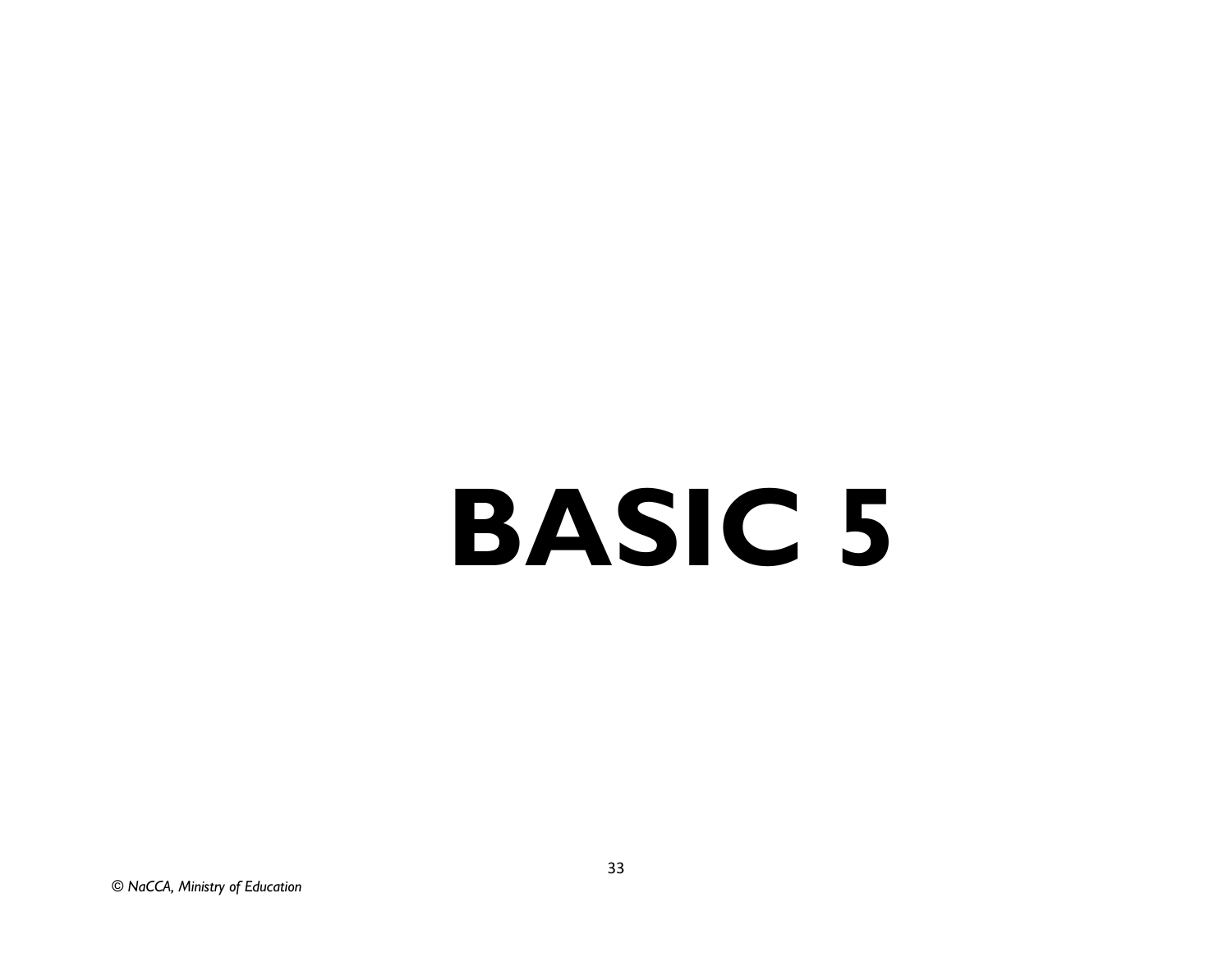# BASIC 5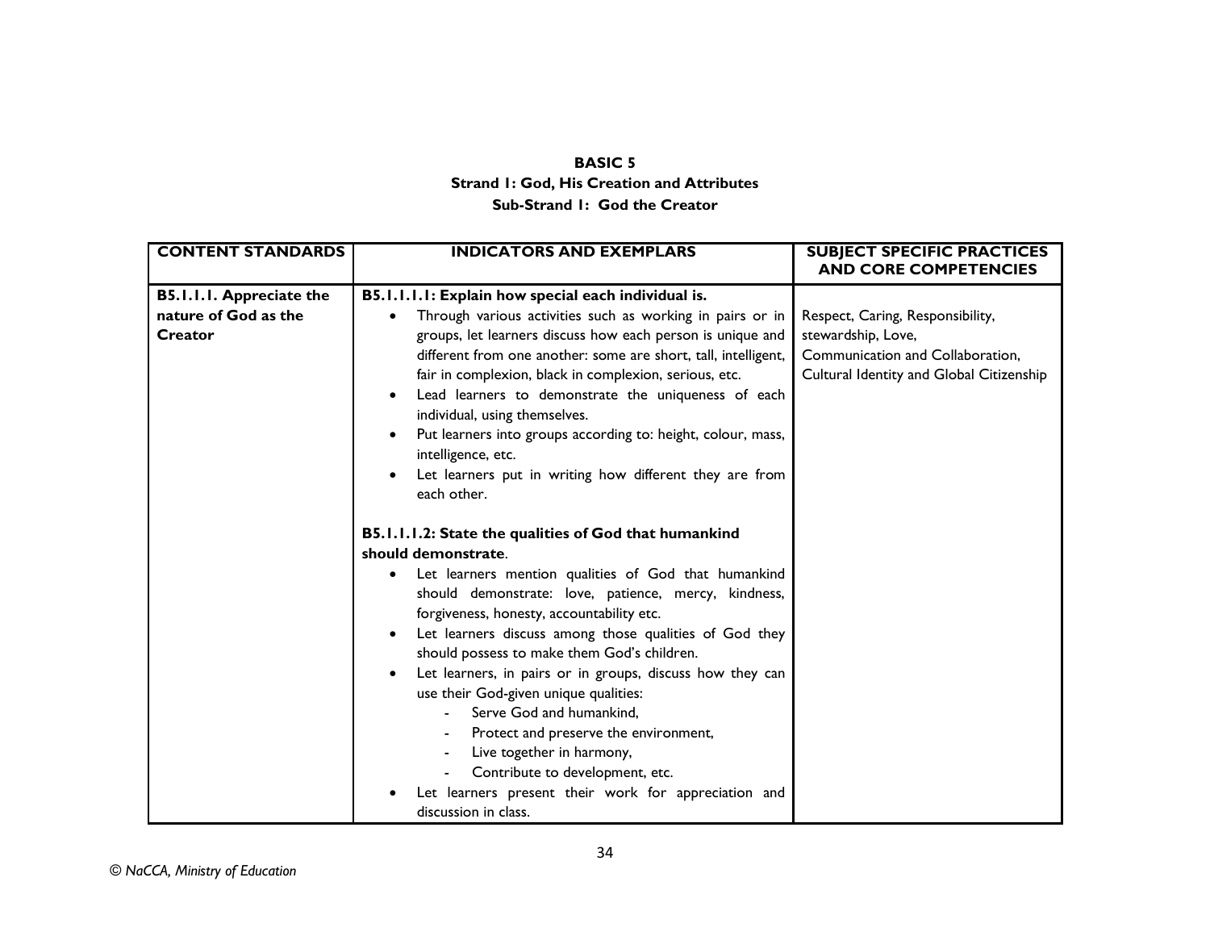**BASIC 5**

**Strand 1: God, His Creation and Attributes**

**Sub-Strand 1: God the Creator**

| CONTENT STANDARDS | INDICATORS AND EXEMPLARS | SUBJECT SPECIFIC PRACTICES AND CORE COMPETENCIES |
|---|---|---|
| **B5.1.1.1. Appreciate the nature of God as the Creator** | **B5.1.1.1.1: Explain how special each individual is.**<br>• Through various activities such as working in pairs or in groups, let learners discuss how each person is unique and different from one another: some are short, tall, intelligent, fair in complexion, black in complexion, serious, etc.<br>• Lead learners to demonstrate the uniqueness of each individual, using themselves.<br>• Put learners into groups according to: height, colour, mass, intelligence, etc.<br>• Let learners put in writing how different they are from each other.<br><br>**B5.1.1.1.2: State the qualities of God that humankind should demonstrate**.<br>• Let learners mention qualities of God that humankind should demonstrate: love, patience, mercy, kindness, forgiveness, honesty, accountability etc.<br>• Let learners discuss among those qualities of God they should possess to make them God's children.<br>• Let learners, in pairs or in groups, discuss how they can use their God-given unique qualities:<br>&nbsp;&nbsp;- Serve God and humankind,<br>&nbsp;&nbsp;- Protect and preserve the environment,<br>&nbsp;&nbsp;- Live together in harmony,<br>&nbsp;&nbsp;- Contribute to development, etc.<br>• Let learners present their work for appreciation and discussion in class. | Respect, Caring, Responsibility, stewardship, Love,<br>Communication and Collaboration,<br>Cultural Identity and Global Citizenship |

© NaCCA, Ministry of Education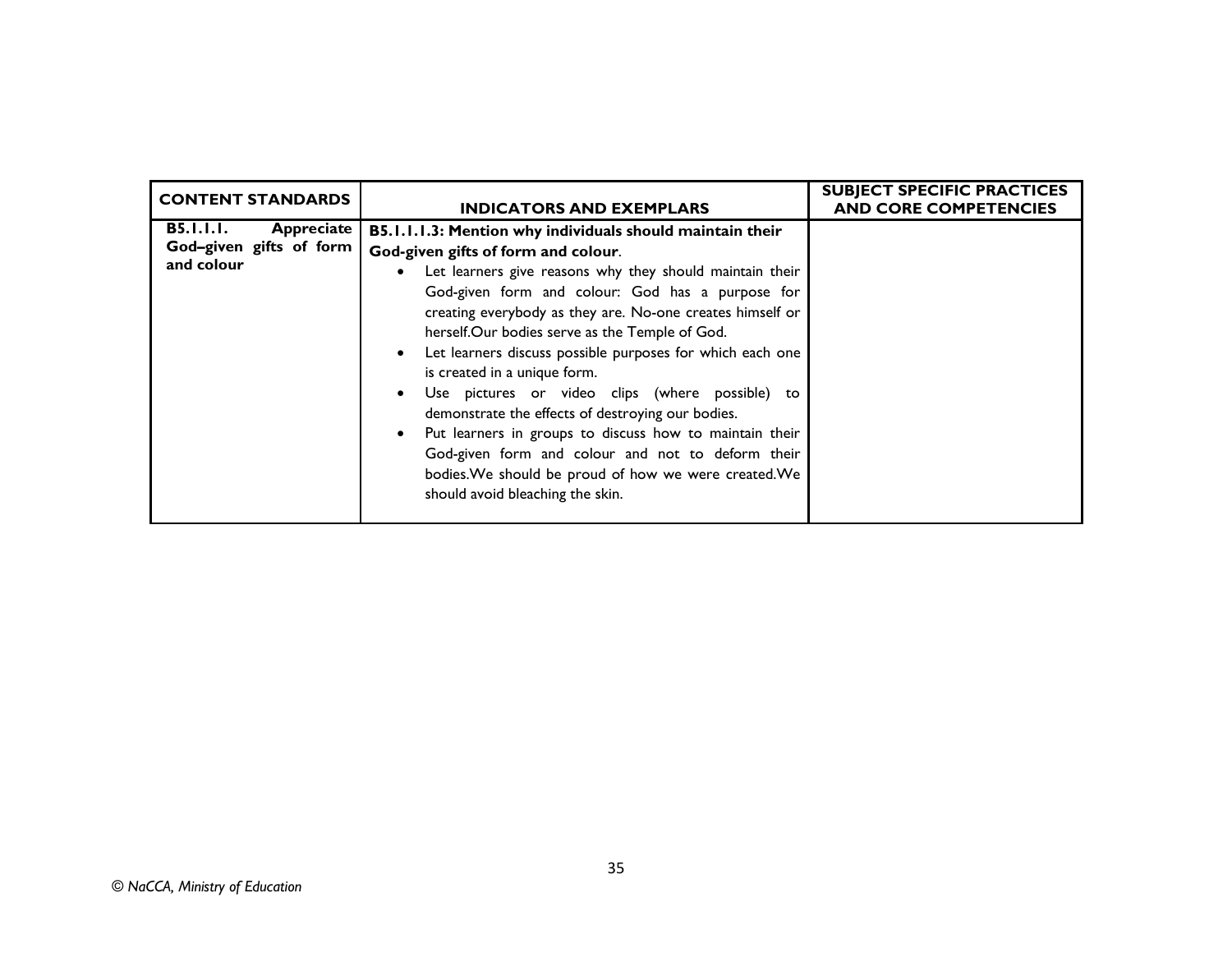| CONTENT STANDARDS | INDICATORS AND EXEMPLARS | SUBJECT SPECIFIC PRACTICES AND CORE COMPETENCIES |
|---|---|---|
| **B5.1.1.1. Appreciate God–given gifts of form and colour** | **B5.1.1.1.3: Mention why individuals should maintain their God-given gifts of form and colour**.<br>• Let learners give reasons why they should maintain their God-given form and colour: God has a purpose for creating everybody as they are. No-one creates himself or herself.Our bodies serve as the Temple of God.<br>• Let learners discuss possible purposes for which each one is created in a unique form.<br>• Use pictures or video clips (where possible) to demonstrate the effects of destroying our bodies.<br>• Put learners in groups to discuss how to maintain their God-given form and colour and not to deform their bodies.We should be proud of how we were created.We should avoid bleaching the skin. | |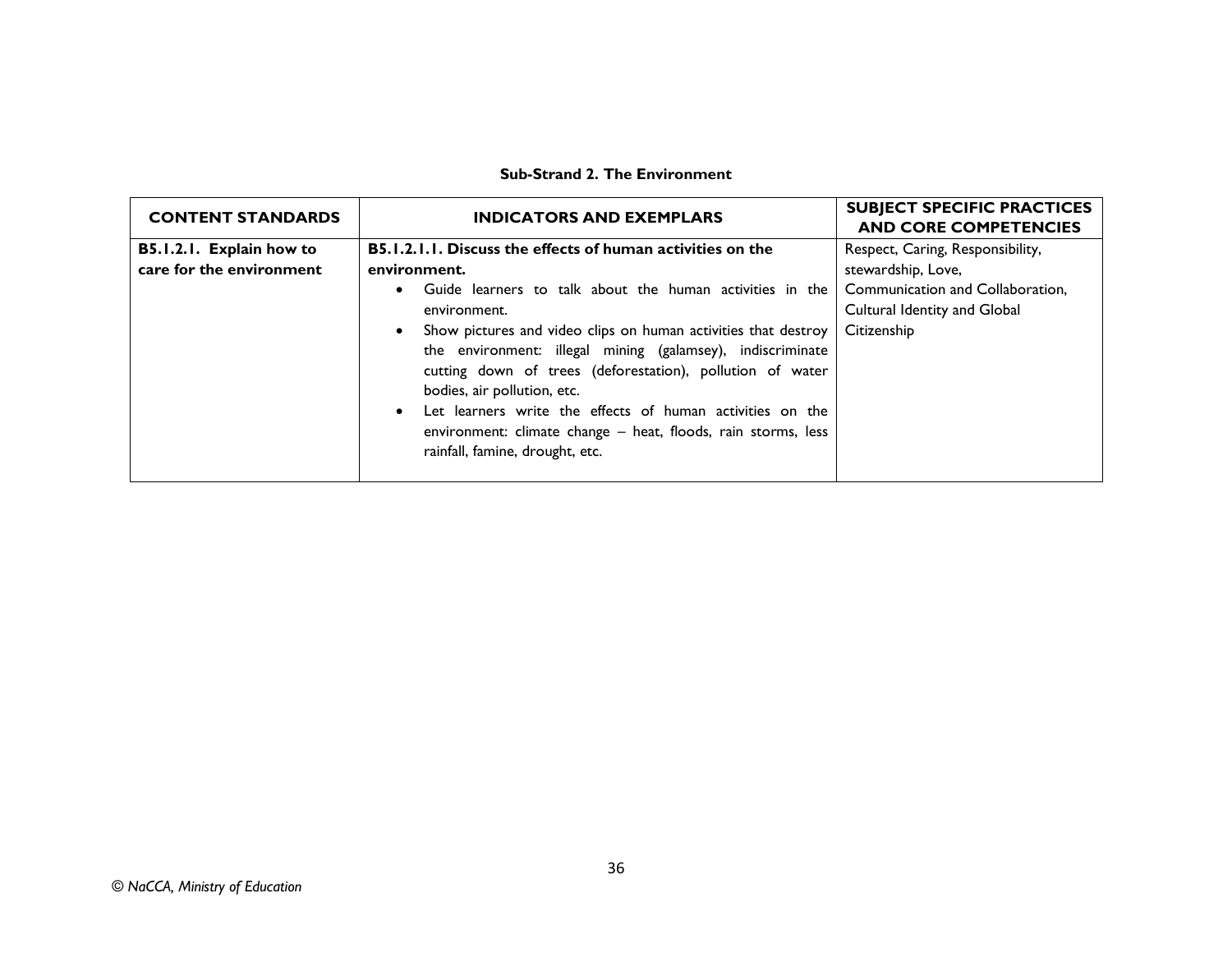**Sub-Strand 2. The Environment**

| CONTENT STANDARDS | INDICATORS AND EXEMPLARS | SUBJECT SPECIFIC PRACTICES AND CORE COMPETENCIES |
|---|---|---|
| **B5.1.2.1. Explain how to care for the environment** | **B5.1.2.1.1. Discuss the effects of human activities on the environment.**<br>• Guide learners to talk about the human activities in the environment.<br>• Show pictures and video clips on human activities that destroy the environment: illegal mining (galamsey), indiscriminate cutting down of trees (deforestation), pollution of water bodies, air pollution, etc.<br>• Let learners write the effects of human activities on the environment: climate change – heat, floods, rain storms, less rainfall, famine, drought, etc. | Respect, Caring, Responsibility, stewardship, Love, Communication and Collaboration, Cultural Identity and Global Citizenship |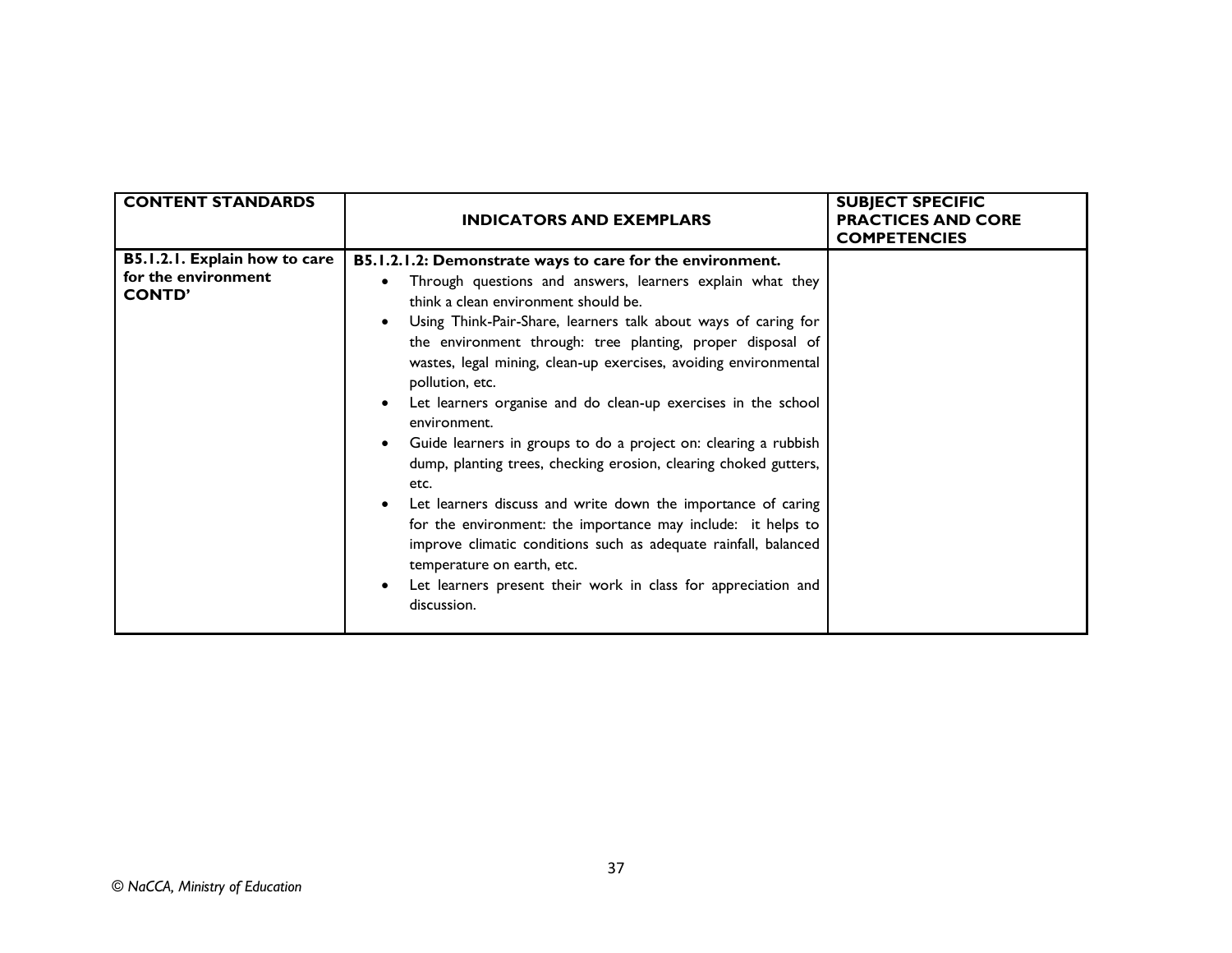| CONTENT STANDARDS | INDICATORS AND EXEMPLARS | SUBJECT SPECIFIC PRACTICES AND CORE COMPETENCIES |
|---|---|---|
| **B5.1.2.1. Explain how to care for the environment CONTD'** | **B5.1.2.1.2: Demonstrate ways to care for the environment.**<br>• Through questions and answers, learners explain what they think a clean environment should be.<br>• Using Think-Pair-Share, learners talk about ways of caring for the environment through: tree planting, proper disposal of wastes, legal mining, clean-up exercises, avoiding environmental pollution, etc.<br>• Let learners organise and do clean-up exercises in the school environment.<br>• Guide learners in groups to do a project on: clearing a rubbish dump, planting trees, checking erosion, clearing choked gutters, etc.<br>• Let learners discuss and write down the importance of caring for the environment: the importance may include: it helps to improve climatic conditions such as adequate rainfall, balanced temperature on earth, etc.<br>• Let learners present their work in class for appreciation and discussion. | |

*© NaCCA, Ministry of Education*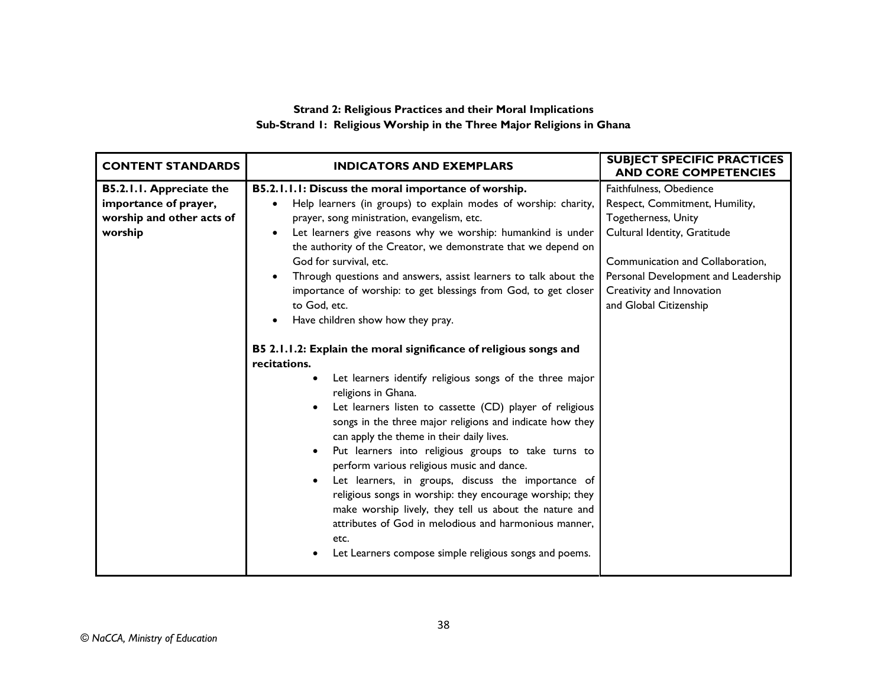**Strand 2: Religious Practices and their Moral Implications**
**Sub-Strand 1: Religious Worship in the Three Major Religions in Ghana**

| CONTENT STANDARDS | INDICATORS AND EXEMPLARS | SUBJECT SPECIFIC PRACTICES AND CORE COMPETENCIES |
|---|---|---|
| **B5.2.1.1. Appreciate the importance of prayer, worship and other acts of worship** | **B5.2.1.1.1: Discuss the moral importance of worship.**<br>• Help learners (in groups) to explain modes of worship: charity, prayer, song ministration, evangelism, etc.<br>• Let learners give reasons why we worship: humankind is under the authority of the Creator, we demonstrate that we depend on God for survival, etc.<br>• Through questions and answers, assist learners to talk about the importance of worship: to get blessings from God, to get closer to God, etc.<br>• Have children show how they pray.<br><br>**B5 2.1.1.2: Explain the moral significance of religious songs and recitations.**<br>• Let learners identify religious songs of the three major religions in Ghana.<br>• Let learners listen to cassette (CD) player of religious songs in the three major religions and indicate how they can apply the theme in their daily lives.<br>• Put learners into religious groups to take turns to perform various religious music and dance.<br>• Let learners, in groups, discuss the importance of religious songs in worship: they encourage worship; they make worship lively, they tell us about the nature and attributes of God in melodious and harmonious manner, etc.<br>• Let Learners compose simple religious songs and poems. | Faithfulness, Obedience<br>Respect, Commitment, Humility, Togetherness, Unity<br>Cultural Identity, Gratitude<br><br>Communication and Collaboration, Personal Development and Leadership<br>Creativity and Innovation<br>and Global Citizenship |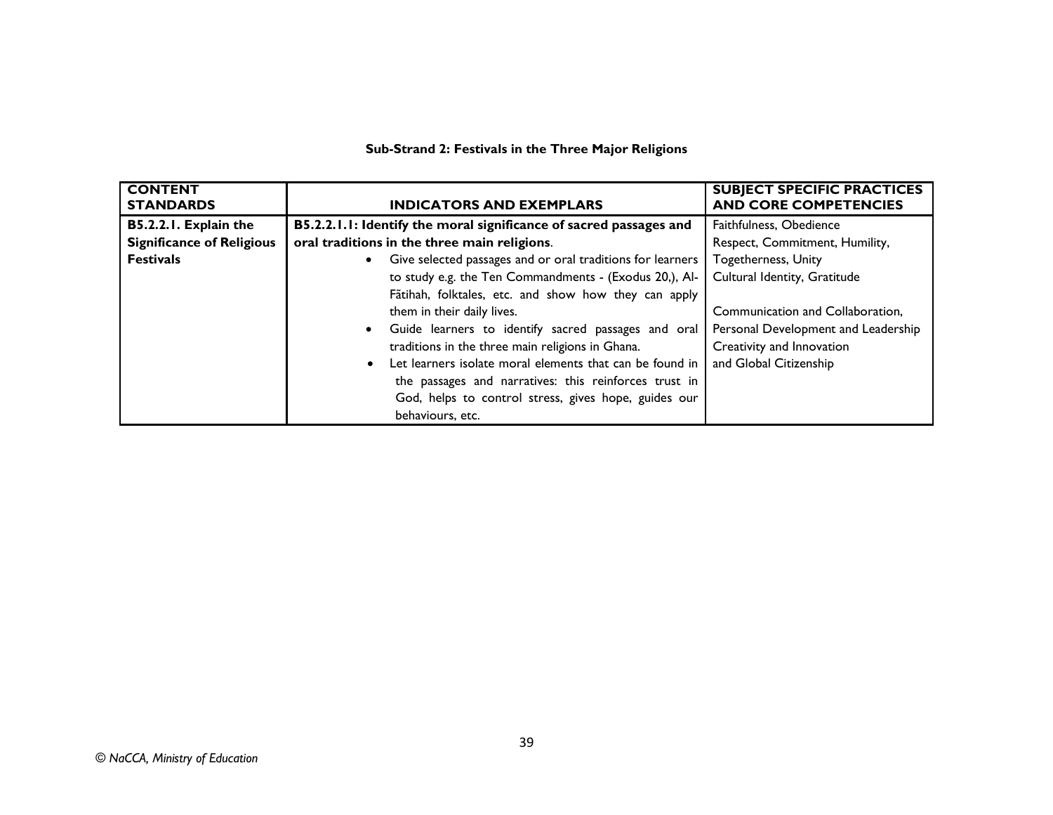**Sub-Strand 2: Festivals in the Three Major Religions**

| CONTENT STANDARDS | INDICATORS AND EXEMPLARS | SUBJECT SPECIFIC PRACTICES AND CORE COMPETENCIES |
|---|---|---|
| **B5.2.2.1. Explain the Significance of Religious Festivals** | **B5.2.2.1.1: Identify the moral significance of sacred passages and oral traditions in the three main religions**.<br>• Give selected passages and or oral traditions for learners to study e.g. the Ten Commandments - (Exodus 20,), Al-Fãtihah, folktales, etc. and show how they can apply them in their daily lives.<br>• Guide learners to identify sacred passages and oral traditions in the three main religions in Ghana.<br>• Let learners isolate moral elements that can be found in the passages and narratives: this reinforces trust in God, helps to control stress, gives hope, guides our behaviours, etc. | Faithfulness, Obedience<br>Respect, Commitment, Humility,<br>Togetherness, Unity<br>Cultural Identity, Gratitude<br><br>Communication and Collaboration,<br>Personal Development and Leadership<br>Creativity and Innovation<br>and Global Citizenship |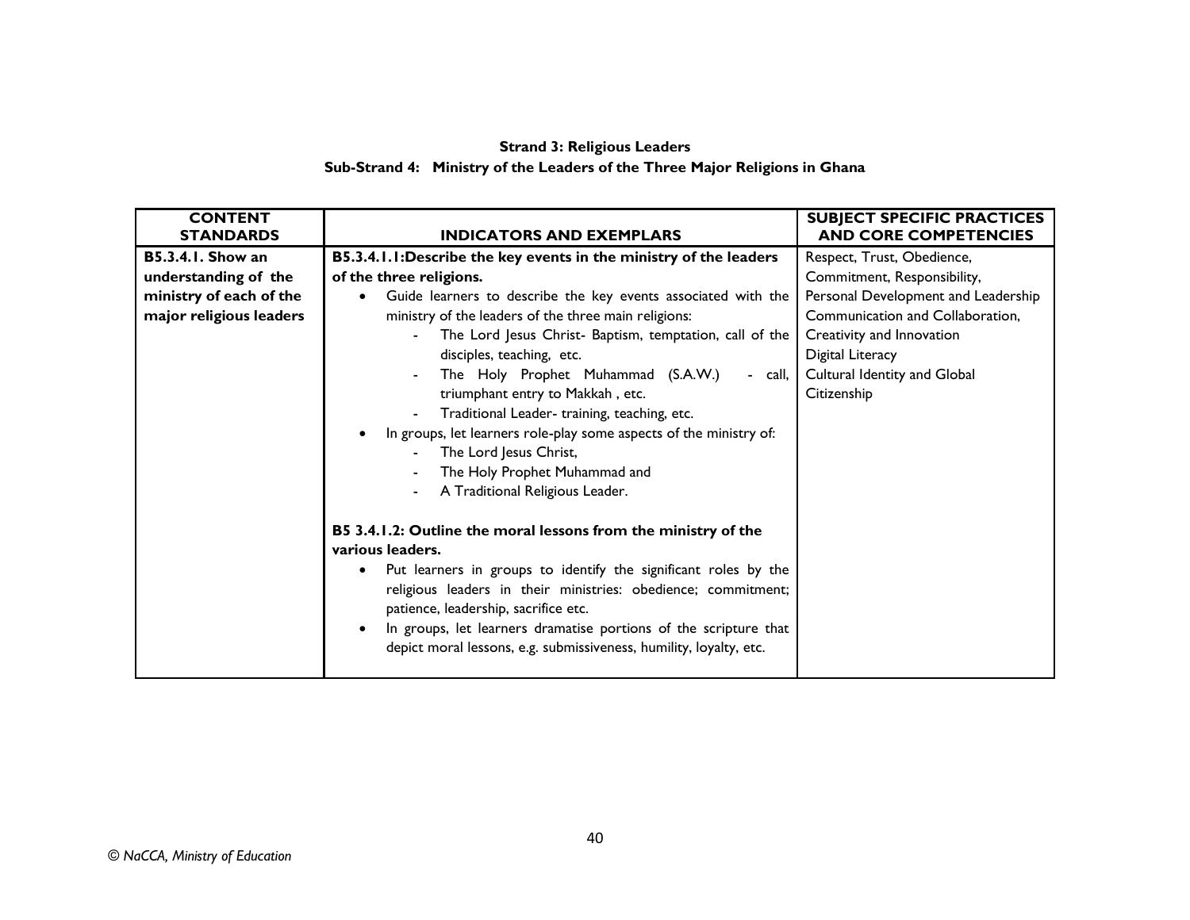**Strand 3: Religious Leaders**

**Sub-Strand 4: Ministry of the Leaders of the Three Major Religions in Ghana**

| CONTENT STANDARDS | INDICATORS AND EXEMPLARS | SUBJECT SPECIFIC PRACTICES AND CORE COMPETENCIES |
|---|---|---|
| **B5.3.4.1. Show an understanding of the ministry of each of the major religious leaders** | **B5.3.4.1.1:Describe the key events in the ministry of the leaders of the three religions.**<br>• Guide learners to describe the key events associated with the ministry of the leaders of the three main religions:<br>  - The Lord Jesus Christ- Baptism, temptation, call of the disciples, teaching, etc.<br>  - The Holy Prophet Muhammad (S.A.W.) - call, triumphant entry to Makkah , etc.<br>  - Traditional Leader- training, teaching, etc.<br>• In groups, let learners role-play some aspects of the ministry of:<br>  - The Lord Jesus Christ,<br>  - The Holy Prophet Muhammad and<br>  - A Traditional Religious Leader.<br><br>**B5 3.4.1.2: Outline the moral lessons from the ministry of the various leaders.**<br>• Put learners in groups to identify the significant roles by the religious leaders in their ministries: obedience; commitment; patience, leadership, sacrifice etc.<br>• In groups, let learners dramatise portions of the scripture that depict moral lessons, e.g. submissiveness, humility, loyalty, etc. | Respect, Trust, Obedience, Commitment, Responsibility, Personal Development and Leadership Communication and Collaboration, Creativity and Innovation Digital Literacy Cultural Identity and Global Citizenship |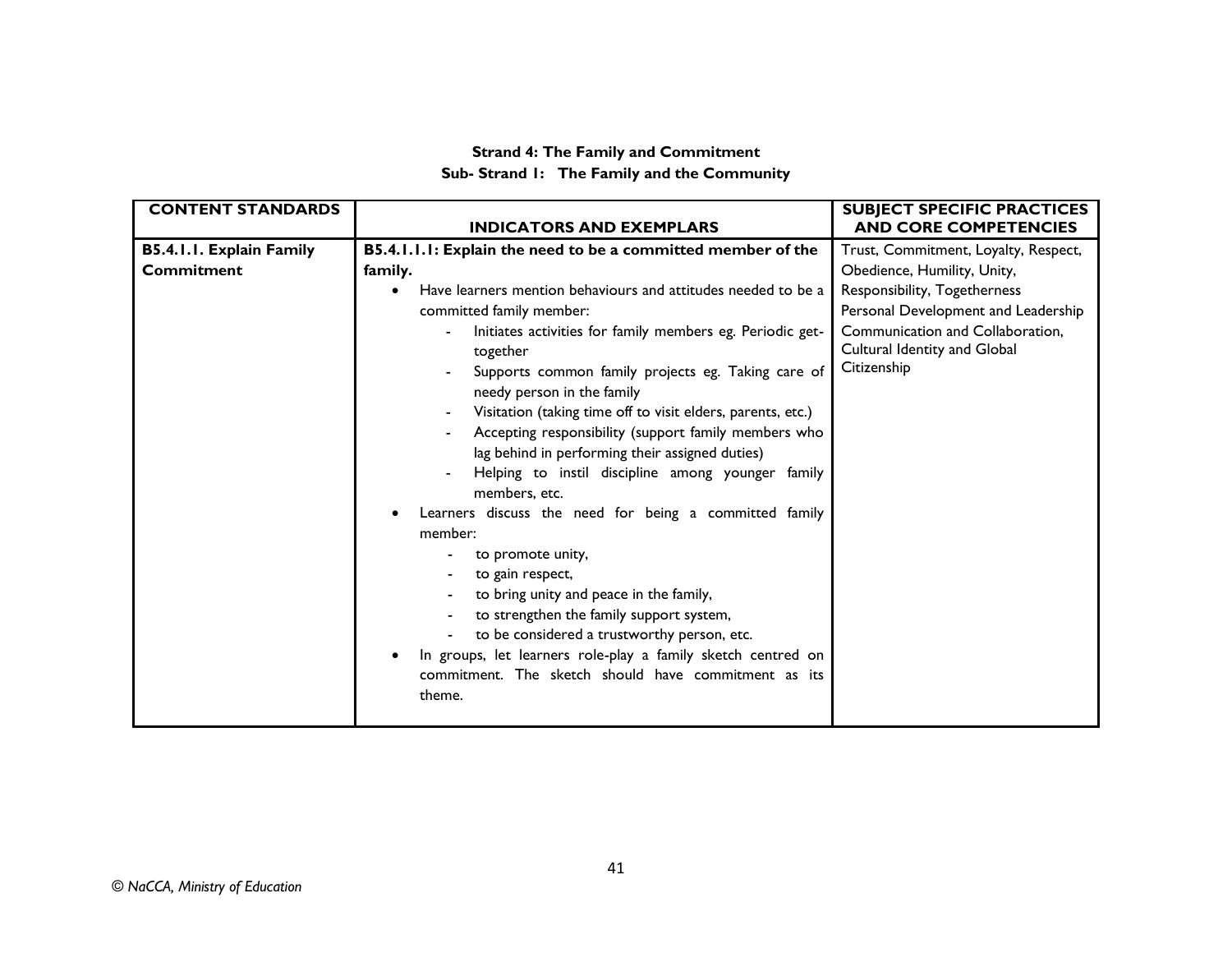**Strand 4: The Family and Commitment**

**Sub- Strand 1: The Family and the Community**

| CONTENT STANDARDS | INDICATORS AND EXEMPLARS | SUBJECT SPECIFIC PRACTICES AND CORE COMPETENCIES |
|---|---|---|
| **B5.4.1.1. Explain Family Commitment** | **B5.4.1.1.1: Explain the need to be a committed member of the family.**<br>• Have learners mention behaviours and attitudes needed to be a committed family member:<br>- Initiates activities for family members eg. Periodic get-together<br>- Supports common family projects eg. Taking care of needy person in the family<br>- Visitation (taking time off to visit elders, parents, etc.)<br>- Accepting responsibility (support family members who lag behind in performing their assigned duties)<br>- Helping to instil discipline among younger family members, etc.<br>• Learners discuss the need for being a committed family member:<br>- to promote unity,<br>- to gain respect,<br>- to bring unity and peace in the family,<br>- to strengthen the family support system,<br>- to be considered a trustworthy person, etc.<br>• In groups, let learners role-play a family sketch centred on commitment. The sketch should have commitment as its theme. | Trust, Commitment, Loyalty, Respect, Obedience, Humility, Unity, Responsibility, Togetherness<br>Personal Development and Leadership<br>Communication and Collaboration, Cultural Identity and Global Citizenship |

*© NaCCA, Ministry of Education*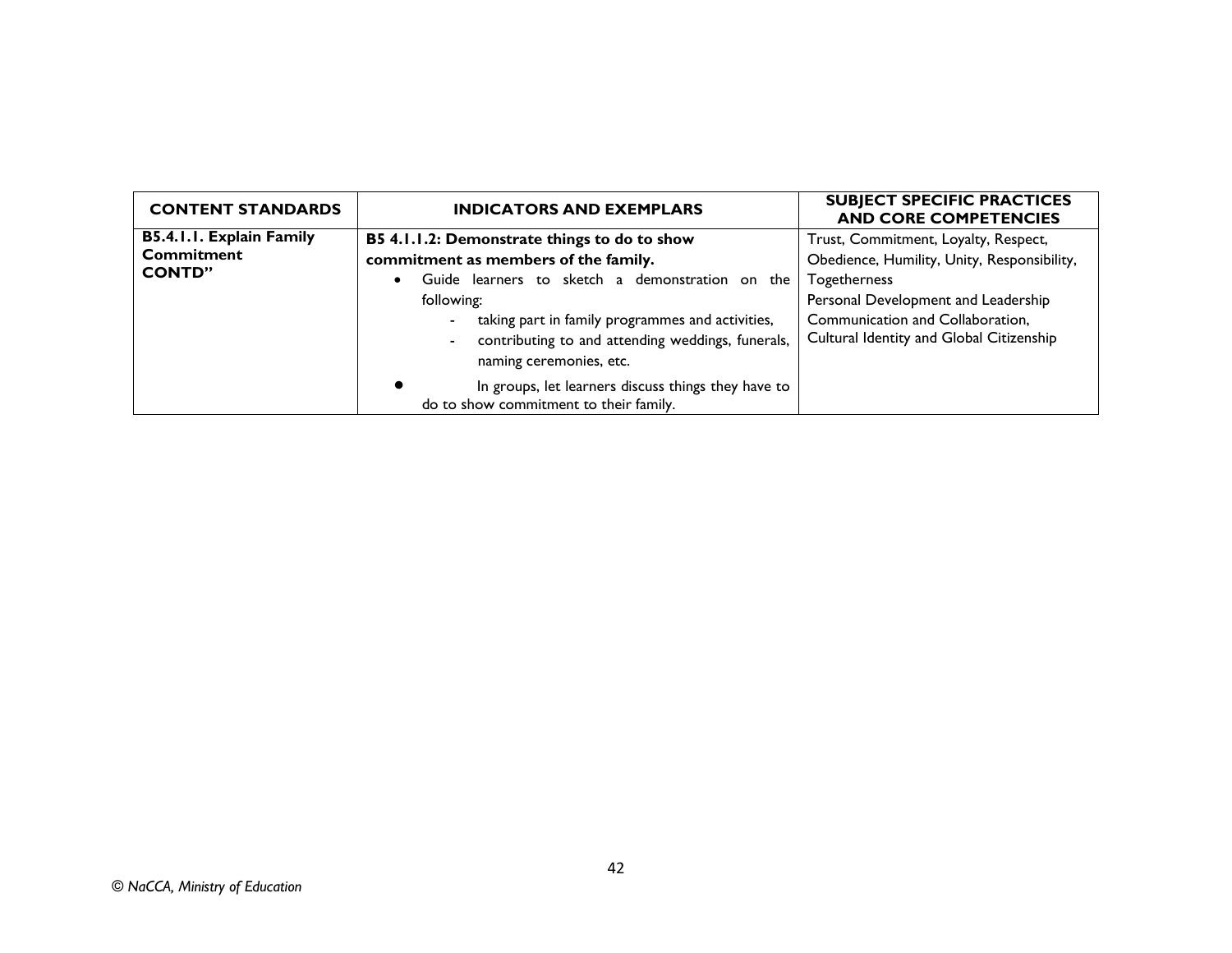| CONTENT STANDARDS | INDICATORS AND EXEMPLARS | SUBJECT SPECIFIC PRACTICES AND CORE COMPETENCIES |
|---|---|---|
| **B5.4.1.1. Explain Family Commitment CONTD"** | **B5 4.1.1.2: Demonstrate things to do to show commitment as members of the family.**<br>• Guide learners to sketch a demonstration on the following:<br>- taking part in family programmes and activities,<br>- contributing to and attending weddings, funerals, naming ceremonies, etc.<br>• In groups, let learners discuss things they have to do to show commitment to their family. | Trust, Commitment, Loyalty, Respect, Obedience, Humility, Unity, Responsibility, Togetherness<br>Personal Development and Leadership<br>Communication and Collaboration,<br>Cultural Identity and Global Citizenship |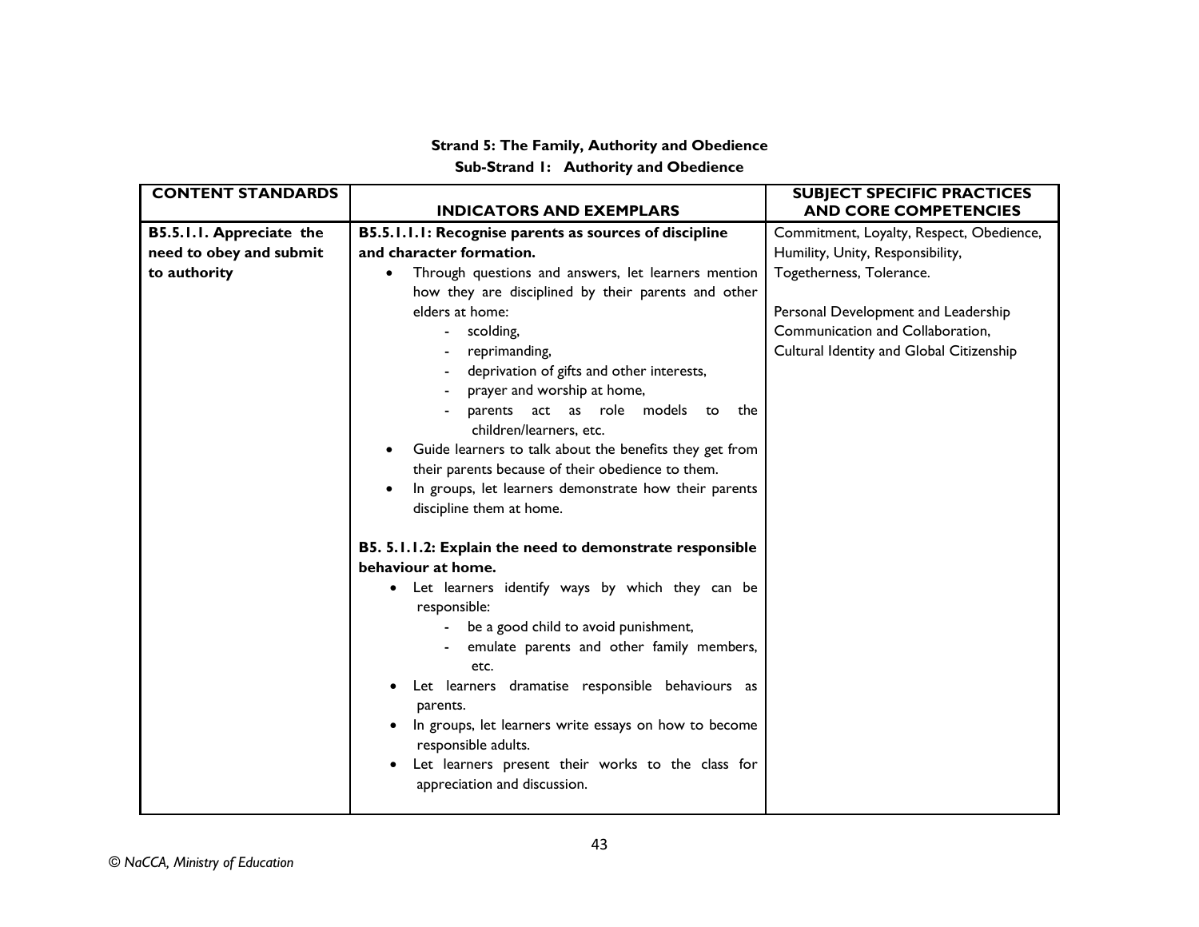**Strand 5: The Family, Authority and Obedience**

**Sub-Strand 1: Authority and Obedience**

| CONTENT STANDARDS | INDICATORS AND EXEMPLARS | SUBJECT SPECIFIC PRACTICES AND CORE COMPETENCIES |
|---|---|---|
| **B5.5.1.1. Appreciate the need to obey and submit to authority** | **B5.5.1.1.1: Recognise parents as sources of discipline and character formation.**<br>• Through questions and answers, let learners mention how they are disciplined by their parents and other elders at home:<br>- scolding,<br>- reprimanding,<br>- deprivation of gifts and other interests,<br>- prayer and worship at home,<br>- parents act as role models to the children/learners, etc.<br>• Guide learners to talk about the benefits they get from their parents because of their obedience to them.<br>• In groups, let learners demonstrate how their parents discipline them at home.<br><br>**B5. 5.1.1.2: Explain the need to demonstrate responsible behaviour at home.**<br>• Let learners identify ways by which they can be responsible:<br>- be a good child to avoid punishment,<br>- emulate parents and other family members, etc.<br>• Let learners dramatise responsible behaviours as parents.<br>• In groups, let learners write essays on how to become responsible adults.<br>• Let learners present their works to the class for appreciation and discussion. | Commitment, Loyalty, Respect, Obedience, Humility, Unity, Responsibility, Togetherness, Tolerance.<br><br>Personal Development and Leadership<br>Communication and Collaboration,<br>Cultural Identity and Global Citizenship |

© NaCCA, Ministry of Education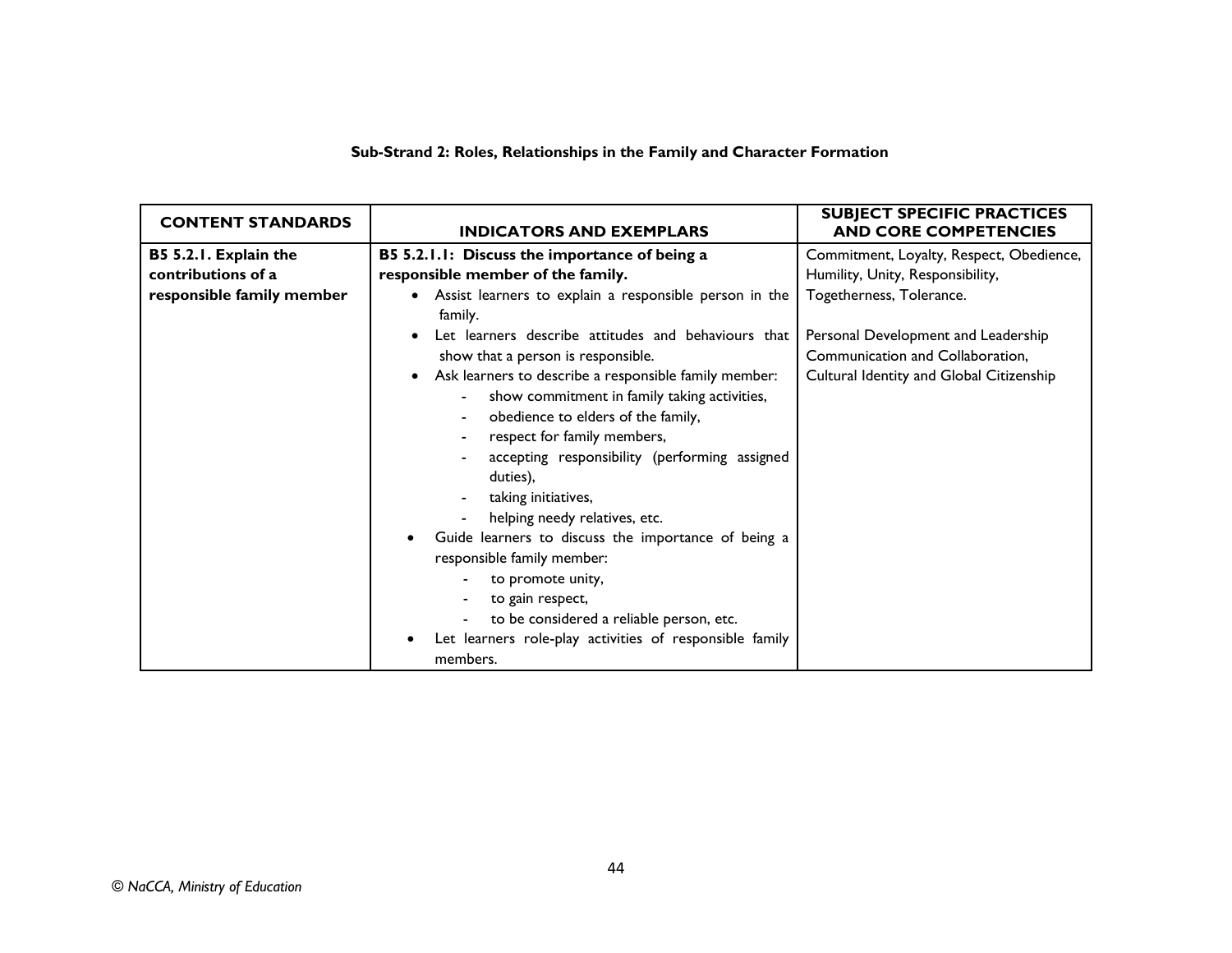**Sub-Strand 2: Roles, Relationships in the Family and Character Formation**

| CONTENT STANDARDS | INDICATORS AND EXEMPLARS | SUBJECT SPECIFIC PRACTICES AND CORE COMPETENCIES |
|---|---|---|
| **B5 5.2.1. Explain the contributions of a responsible family member** | **B5 5.2.1.1: Discuss the importance of being a responsible member of the family.**<br>• Assist learners to explain a responsible person in the family.<br>• Let learners describe attitudes and behaviours that show that a person is responsible.<br>• Ask learners to describe a responsible family member:<br>- show commitment in family taking activities,<br>- obedience to elders of the family,<br>- respect for family members,<br>- accepting responsibility (performing assigned duties),<br>- taking initiatives,<br>- helping needy relatives, etc.<br>• Guide learners to discuss the importance of being a responsible family member:<br>- to promote unity,<br>- to gain respect,<br>- to be considered a reliable person, etc.<br>• Let learners role-play activities of responsible family members. | Commitment, Loyalty, Respect, Obedience, Humility, Unity, Responsibility, Togetherness, Tolerance.<br><br>Personal Development and Leadership<br>Communication and Collaboration,<br>Cultural Identity and Global Citizenship |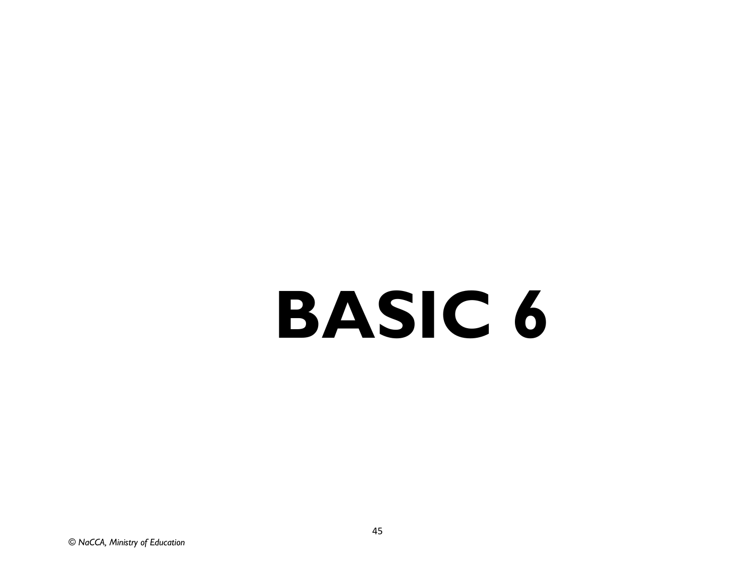# BASIC 6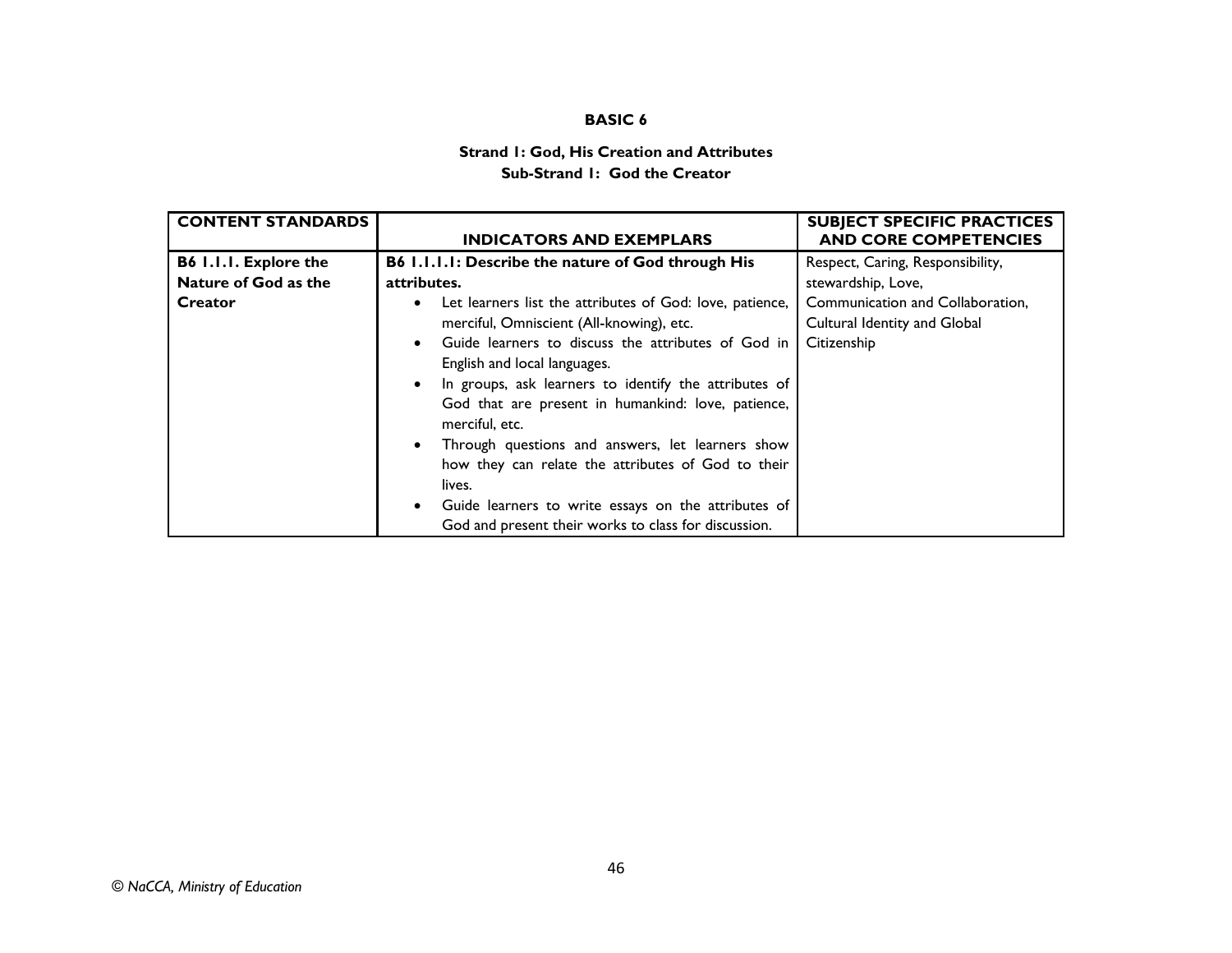## BASIC 6

### Strand 1: God, His Creation and Attributes

### Sub-Strand 1: God the Creator

| CONTENT STANDARDS | INDICATORS AND EXEMPLARS | SUBJECT SPECIFIC PRACTICES AND CORE COMPETENCIES |
|---|---|---|
| **B6 1.1.1. Explore the Nature of God as the Creator** | **B6 1.1.1.1: Describe the nature of God through His attributes.**<br>• Let learners list the attributes of God: love, patience, merciful, Omniscient (All-knowing), etc.<br>• Guide learners to discuss the attributes of God in English and local languages.<br>• In groups, ask learners to identify the attributes of God that are present in humankind: love, patience, merciful, etc.<br>• Through questions and answers, let learners show how they can relate the attributes of God to their lives.<br>• Guide learners to write essays on the attributes of God and present their works to class for discussion. | Respect, Caring, Responsibility, stewardship, Love, Communication and Collaboration, Cultural Identity and Global Citizenship |

*© NaCCA, Ministry of Education*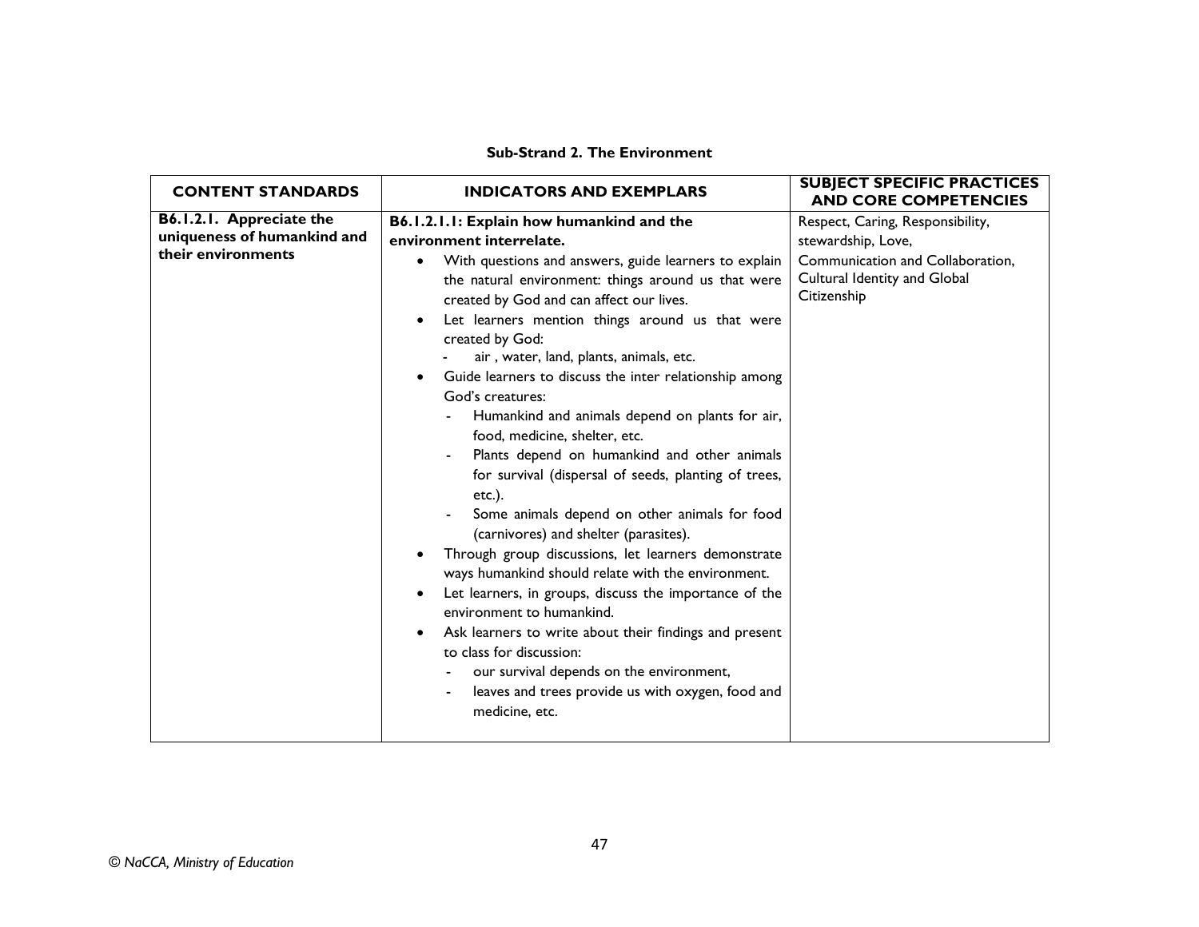**Sub-Strand 2. The Environment**

| CONTENT STANDARDS | INDICATORS AND EXEMPLARS | SUBJECT SPECIFIC PRACTICES AND CORE COMPETENCIES |
|---|---|---|
| **B6.1.2.1. Appreciate the uniqueness of humankind and their environments** | **B6.1.2.1.1: Explain how humankind and the environment interrelate.**<br>• With questions and answers, guide learners to explain the natural environment: things around us that were created by God and can affect our lives.<br>• Let learners mention things around us that were created by God:<br>  - air , water, land, plants, animals, etc.<br>• Guide learners to discuss the inter relationship among God's creatures:<br>  - Humankind and animals depend on plants for air, food, medicine, shelter, etc.<br>  - Plants depend on humankind and other animals for survival (dispersal of seeds, planting of trees, etc.).<br>  - Some animals depend on other animals for food (carnivores) and shelter (parasites).<br>• Through group discussions, let learners demonstrate ways humankind should relate with the environment.<br>• Let learners, in groups, discuss the importance of the environment to humankind.<br>• Ask learners to write about their findings and present to class for discussion:<br>  - our survival depends on the environment,<br>  - leaves and trees provide us with oxygen, food and medicine, etc. | Respect, Caring, Responsibility, stewardship, Love,<br>Communication and Collaboration, Cultural Identity and Global Citizenship |

*© NaCCA, Ministry of Education*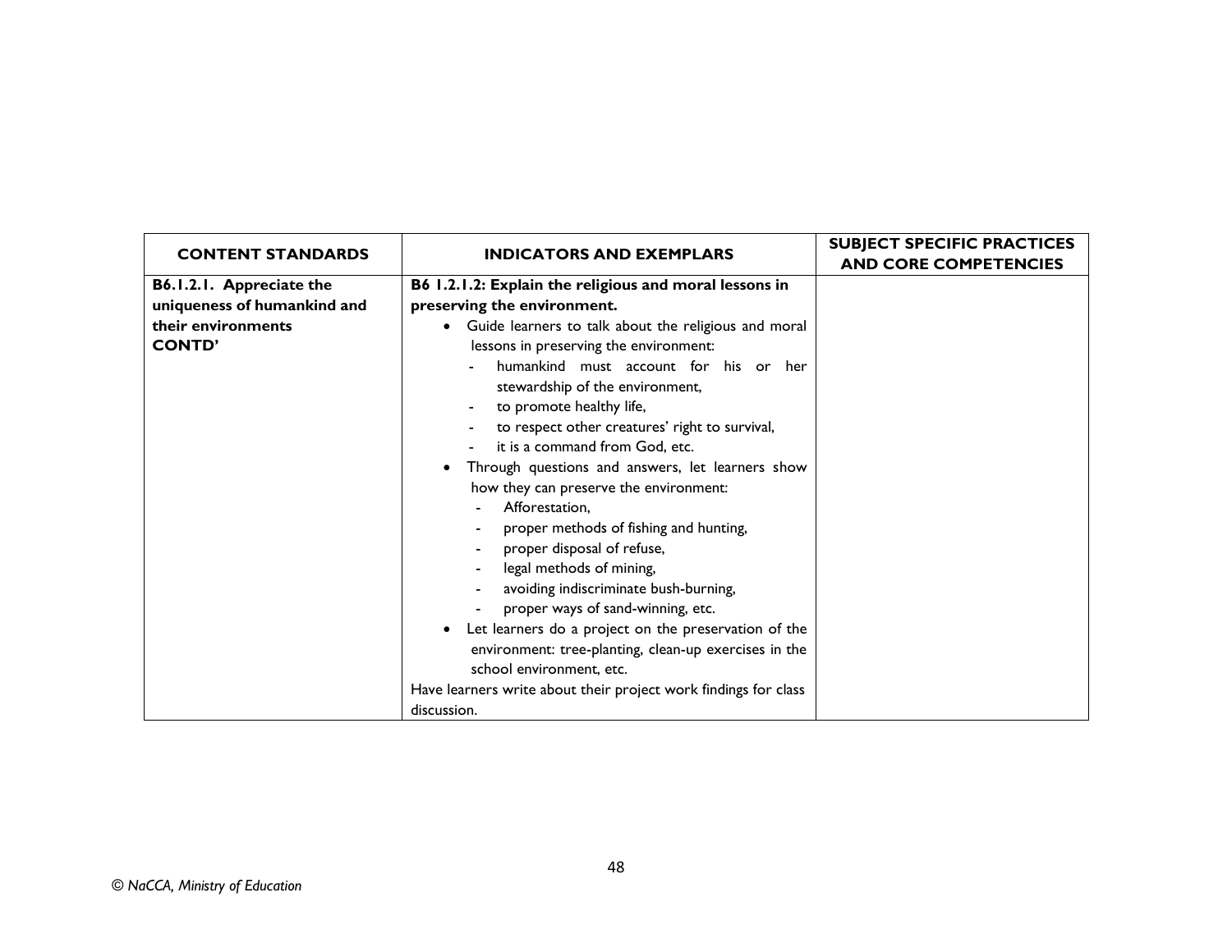| CONTENT STANDARDS | INDICATORS AND EXEMPLARS | SUBJECT SPECIFIC PRACTICES AND CORE COMPETENCIES |
|---|---|---|
| **B6.1.2.1. Appreciate the uniqueness of humankind and their environments CONTD'** | **B6 1.2.1.2: Explain the religious and moral lessons in preserving the environment.**<br>• Guide learners to talk about the religious and moral lessons in preserving the environment:<br>- humankind must account for his or her stewardship of the environment,<br>- to promote healthy life,<br>- to respect other creatures' right to survival,<br>- it is a command from God, etc.<br>• Through questions and answers, let learners show how they can preserve the environment:<br>- Afforestation,<br>- proper methods of fishing and hunting,<br>- proper disposal of refuse,<br>- legal methods of mining,<br>- avoiding indiscriminate bush-burning,<br>- proper ways of sand-winning, etc.<br>• Let learners do a project on the preservation of the environment: tree-planting, clean-up exercises in the school environment, etc.<br>Have learners write about their project work findings for class discussion. | |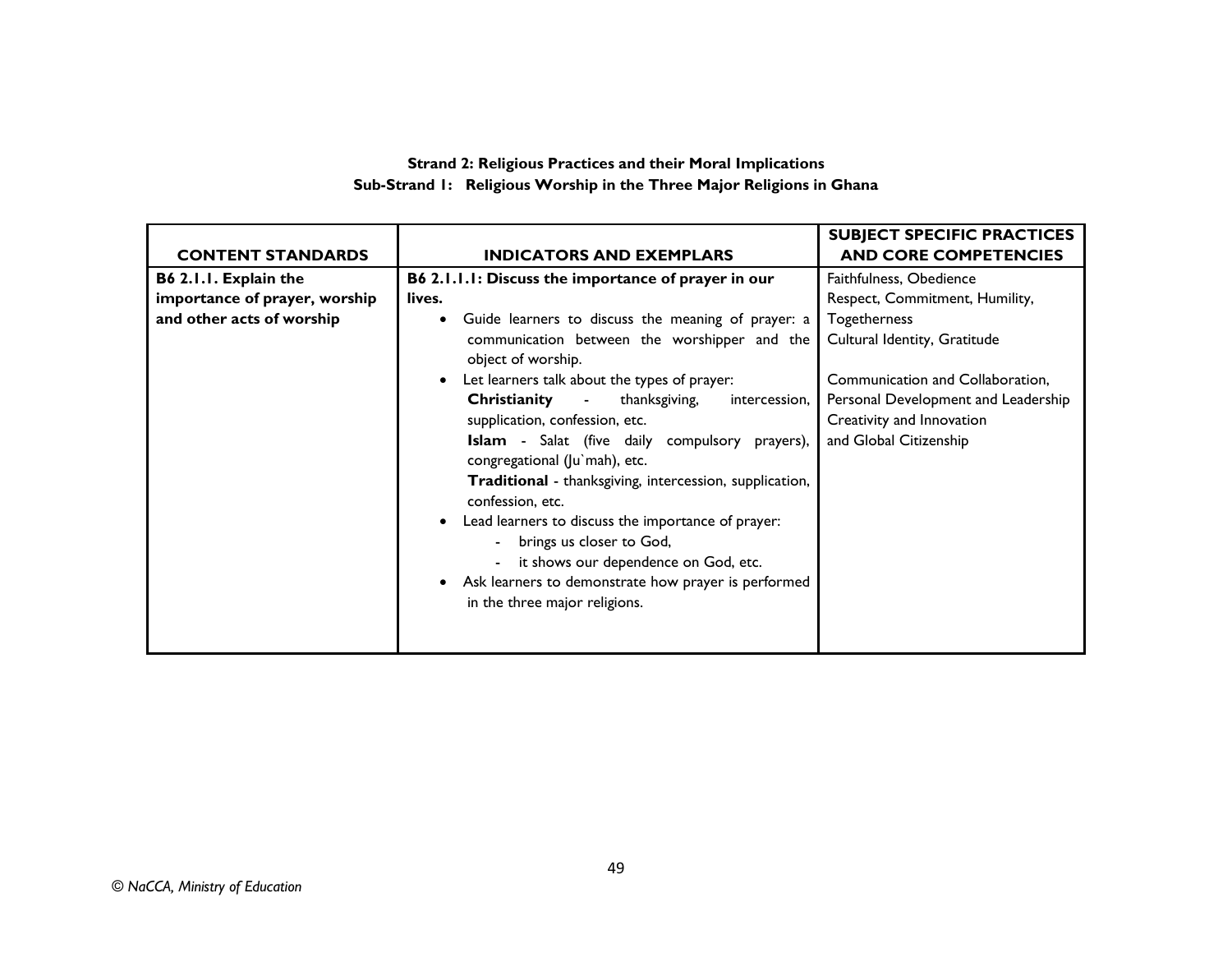**Strand 2: Religious Practices and their Moral Implications**

**Sub-Strand 1: Religious Worship in the Three Major Religions in Ghana**

| CONTENT STANDARDS | INDICATORS AND EXEMPLARS | SUBJECT SPECIFIC PRACTICES AND CORE COMPETENCIES |
|---|---|---|
| **B6 2.1.1. Explain the importance of prayer, worship and other acts of worship** | **B6 2.1.1.1: Discuss the importance of prayer in our lives.**<br>• Guide learners to discuss the meaning of prayer: a communication between the worshipper and the object of worship.<br>• Let learners talk about the types of prayer:<br>**Christianity** - thanksgiving, intercession, supplication, confession, etc.<br>**Islam** - Salat (five daily compulsory prayers), congregational (Ju`mah), etc.<br>**Traditional** - thanksgiving, intercession, supplication, confession, etc.<br>• Lead learners to discuss the importance of prayer:<br>- brings us closer to God,<br>- it shows our dependence on God, etc.<br>• Ask learners to demonstrate how prayer is performed in the three major religions. | Faithfulness, Obedience<br>Respect, Commitment, Humility, Togetherness<br>Cultural Identity, Gratitude<br><br>Communication and Collaboration, Personal Development and Leadership<br>Creativity and Innovation<br>and Global Citizenship |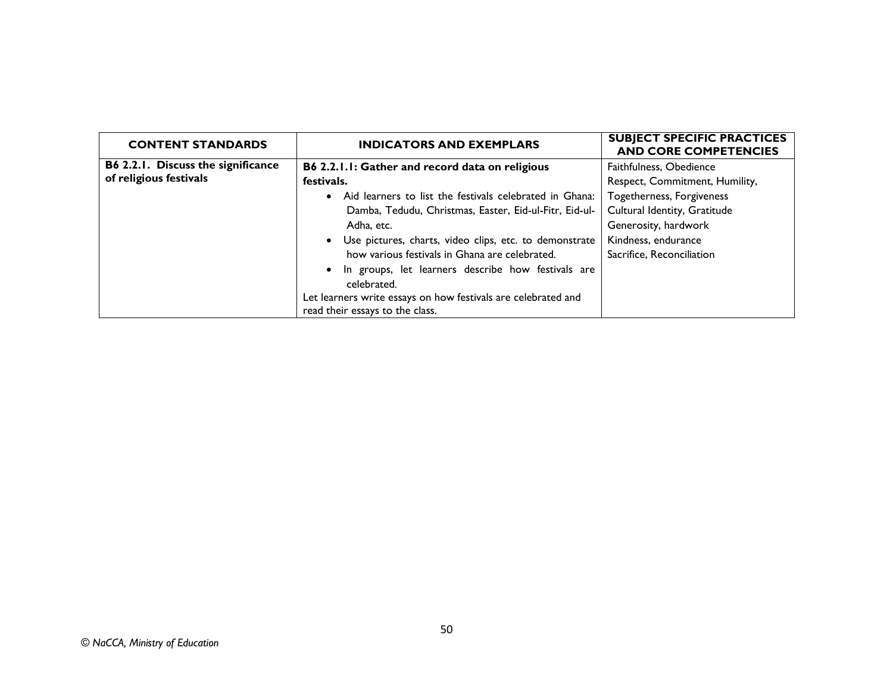| CONTENT STANDARDS | INDICATORS AND EXEMPLARS | SUBJECT SPECIFIC PRACTICES AND CORE COMPETENCIES |
|---|---|---|
| **B6 2.2.1. Discuss the significance of religious festivals** | **B6 2.2.1.1: Gather and record data on religious festivals.**<br>• Aid learners to list the festivals celebrated in Ghana: Damba, Tedudu, Christmas, Easter, Eid-ul-Fitr, Eid-ul-Adha, etc.<br>• Use pictures, charts, video clips, etc. to demonstrate how various festivals in Ghana are celebrated.<br>• In groups, let learners describe how festivals are celebrated.<br>Let learners write essays on how festivals are celebrated and read their essays to the class. | Faithfulness, Obedience<br>Respect, Commitment, Humility,<br>Togetherness, Forgiveness<br>Cultural Identity, Gratitude<br>Generosity, hardwork<br>Kindness, endurance<br>Sacrifice, Reconciliation |

*© NaCCA, Ministry of Education*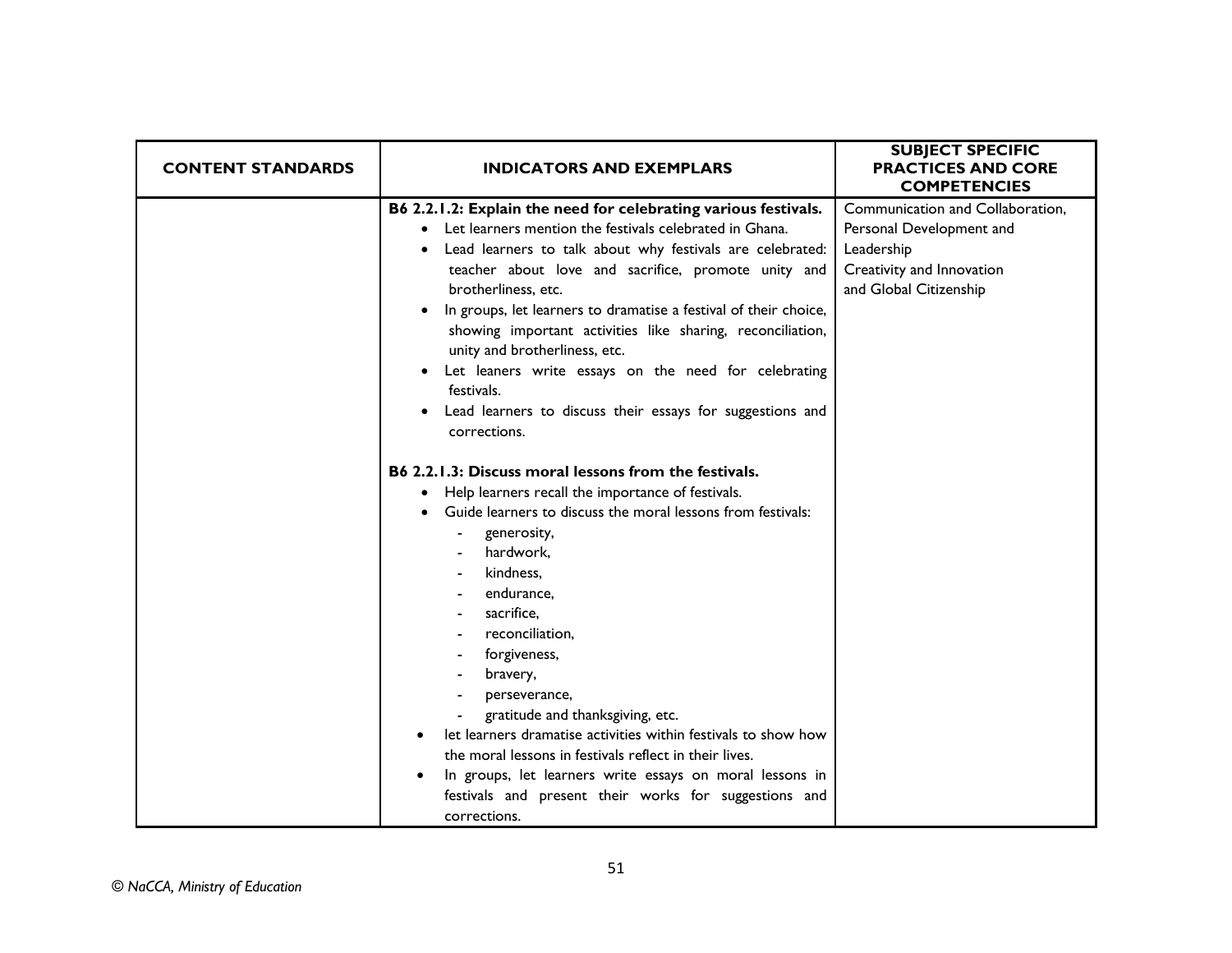| CONTENT STANDARDS | INDICATORS AND EXEMPLARS | SUBJECT SPECIFIC PRACTICES AND CORE COMPETENCIES |
|---|---|---|
| | **B6 2.2.1.2: Explain the need for celebrating various festivals.**<br>• Let learners mention the festivals celebrated in Ghana.<br>• Lead learners to talk about why festivals are celebrated: teacher about love and sacrifice, promote unity and brotherliness, etc.<br>• In groups, let learners to dramatise a festival of their choice, showing important activities like sharing, reconciliation, unity and brotherliness, etc.<br>• Let leaners write essays on the need for celebrating festivals.<br>• Lead learners to discuss their essays for suggestions and corrections.<br><br>**B6 2.2.1.3: Discuss moral lessons from the festivals.**<br>• Help learners recall the importance of festivals.<br>• Guide learners to discuss the moral lessons from festivals:<br>- generosity,<br>- hardwork,<br>- kindness,<br>- endurance,<br>- sacrifice,<br>- reconciliation,<br>- forgiveness,<br>- bravery,<br>- perseverance,<br>- gratitude and thanksgiving, etc.<br>• let learners dramatise activities within festivals to show how the moral lessons in festivals reflect in their lives.<br>• In groups, let learners write essays on moral lessons in festivals and present their works for suggestions and corrections. | Communication and Collaboration, Personal Development and Leadership<br>Creativity and Innovation and Global Citizenship |

© NaCCA, Ministry of Education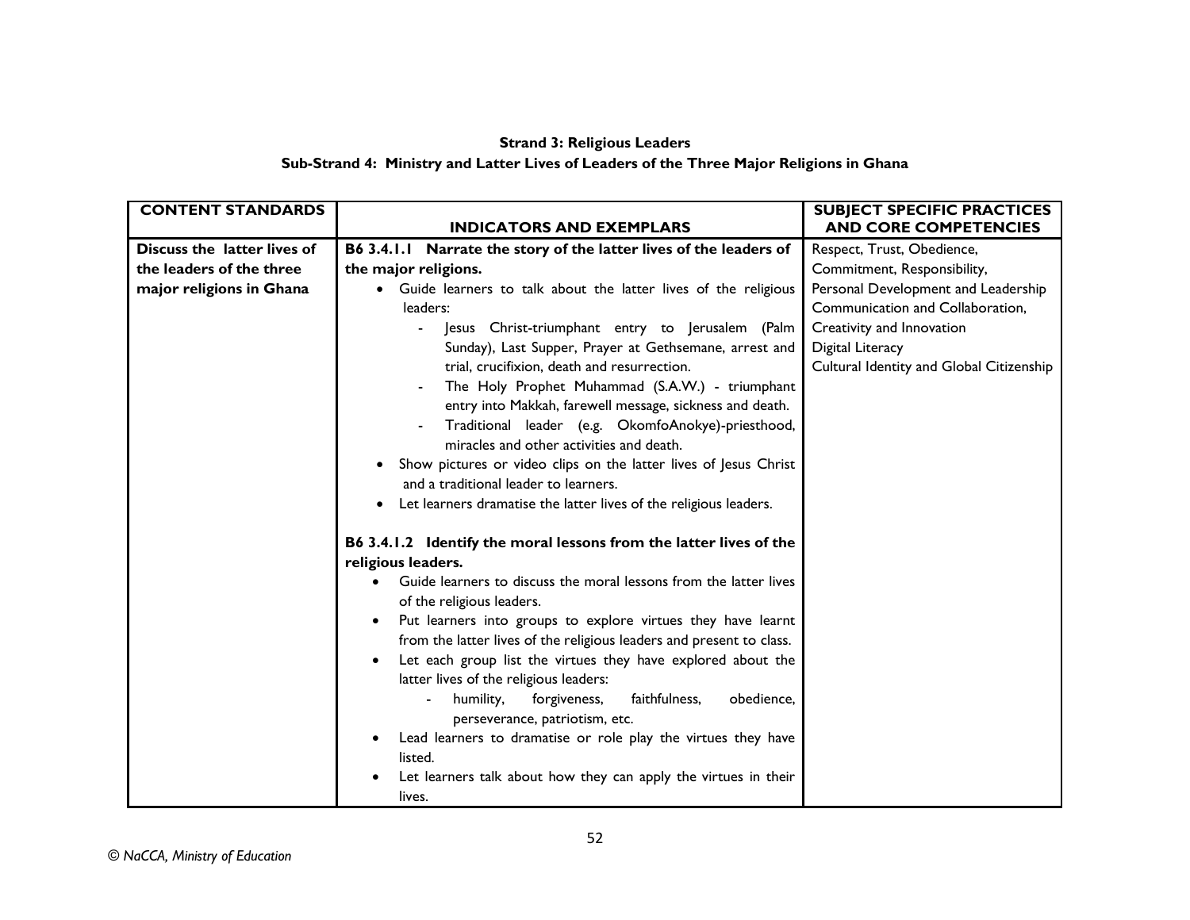**Strand 3: Religious Leaders**

**Sub-Strand 4: Ministry and Latter Lives of Leaders of the Three Major Religions in Ghana**

| CONTENT STANDARDS | INDICATORS AND EXEMPLARS | SUBJECT SPECIFIC PRACTICES AND CORE COMPETENCIES |
|---|---|---|
| **Discuss the latter lives of the leaders of the three major religions in Ghana** | **B6 3.4.1.1 Narrate the story of the latter lives of the leaders of the major religions.**<br>• Guide learners to talk about the latter lives of the religious leaders:<br>&nbsp;&nbsp;- Jesus Christ-triumphant entry to Jerusalem (Palm Sunday), Last Supper, Prayer at Gethsemane, arrest and trial, crucifixion, death and resurrection.<br>&nbsp;&nbsp;- The Holy Prophet Muhammad (S.A.W.) - triumphant entry into Makkah, farewell message, sickness and death.<br>&nbsp;&nbsp;- Traditional leader (e.g. OkomfoAnokye)-priesthood, miracles and other activities and death.<br>• Show pictures or video clips on the latter lives of Jesus Christ and a traditional leader to learners.<br>• Let learners dramatise the latter lives of the religious leaders.<br><br>**B6 3.4.1.2 Identify the moral lessons from the latter lives of the religious leaders.**<br>• Guide learners to discuss the moral lessons from the latter lives of the religious leaders.<br>• Put learners into groups to explore virtues they have learnt from the latter lives of the religious leaders and present to class.<br>• Let each group list the virtues they have explored about the latter lives of the religious leaders:<br>&nbsp;&nbsp;- humility, forgiveness, faithfulness, obedience, perseverance, patriotism, etc.<br>• Lead learners to dramatise or role play the virtues they have listed.<br>• Let learners talk about how they can apply the virtues in their lives. | Respect, Trust, Obedience,<br>Commitment, Responsibility,<br>Personal Development and Leadership<br>Communication and Collaboration,<br>Creativity and Innovation<br>Digital Literacy<br>Cultural Identity and Global Citizenship |

*© NaCCA, Ministry of Education*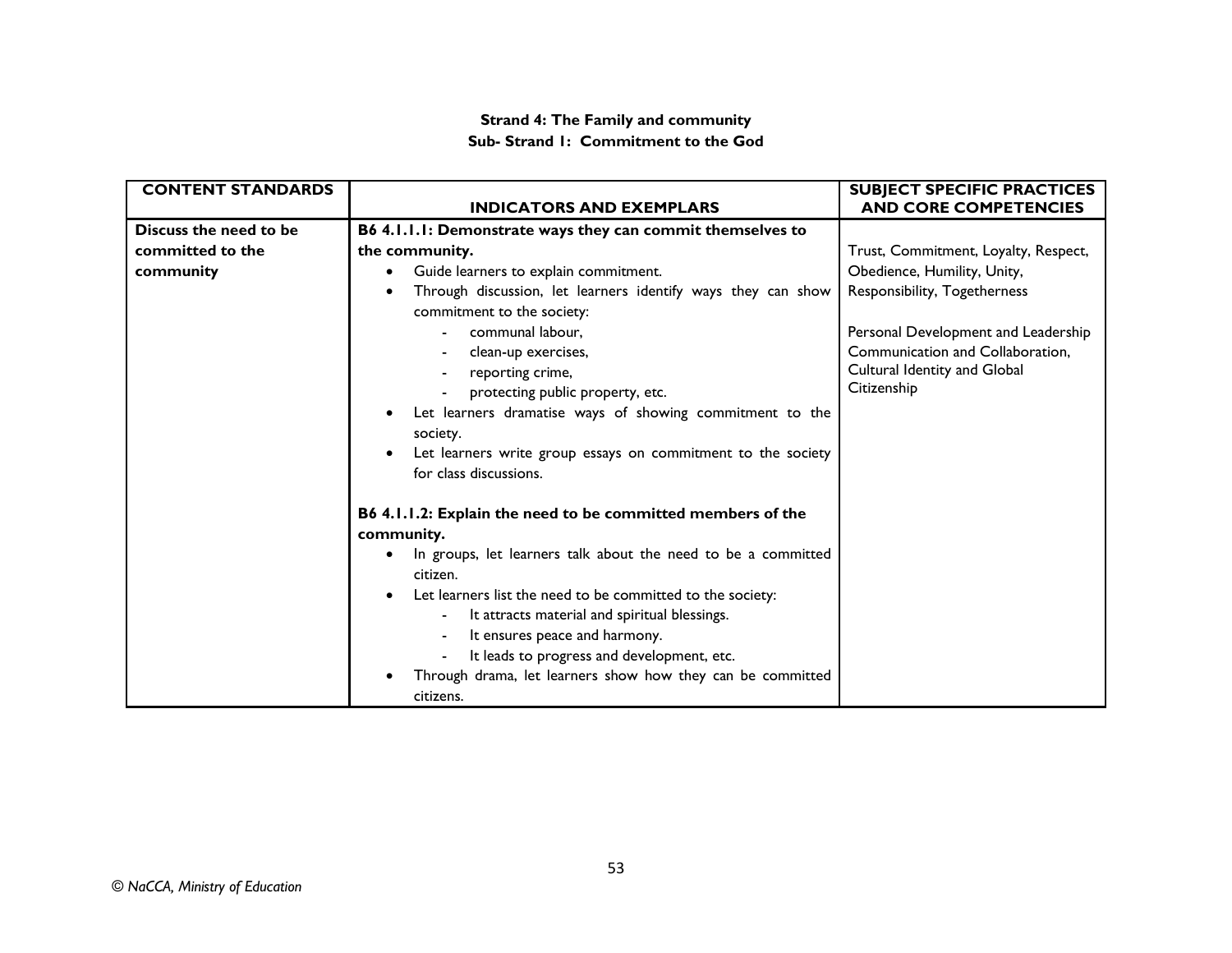**Strand 4: The Family and community**

**Sub- Strand 1: Commitment to the God**

| CONTENT STANDARDS | INDICATORS AND EXEMPLARS | SUBJECT SPECIFIC PRACTICES AND CORE COMPETENCIES |
|---|---|---|
| **Discuss the need to be committed to the community** | **B6 4.1.1.1: Demonstrate ways they can commit themselves to the community.**<br>• Guide learners to explain commitment.<br>• Through discussion, let learners identify ways they can show commitment to the society:<br>  - communal labour,<br>  - clean-up exercises,<br>  - reporting crime,<br>  - protecting public property, etc.<br>• Let learners dramatise ways of showing commitment to the society.<br>• Let learners write group essays on commitment to the society for class discussions.<br><br>**B6 4.1.1.2: Explain the need to be committed members of the community.**<br>• In groups, let learners talk about the need to be a committed citizen.<br>• Let learners list the need to be committed to the society:<br>  - It attracts material and spiritual blessings.<br>  - It ensures peace and harmony.<br>  - It leads to progress and development, etc.<br>• Through drama, let learners show how they can be committed citizens. | Trust, Commitment, Loyalty, Respect, Obedience, Humility, Unity, Responsibility, Togetherness<br><br>Personal Development and Leadership<br>Communication and Collaboration,<br>Cultural Identity and Global Citizenship |

© NaCCA, Ministry of Education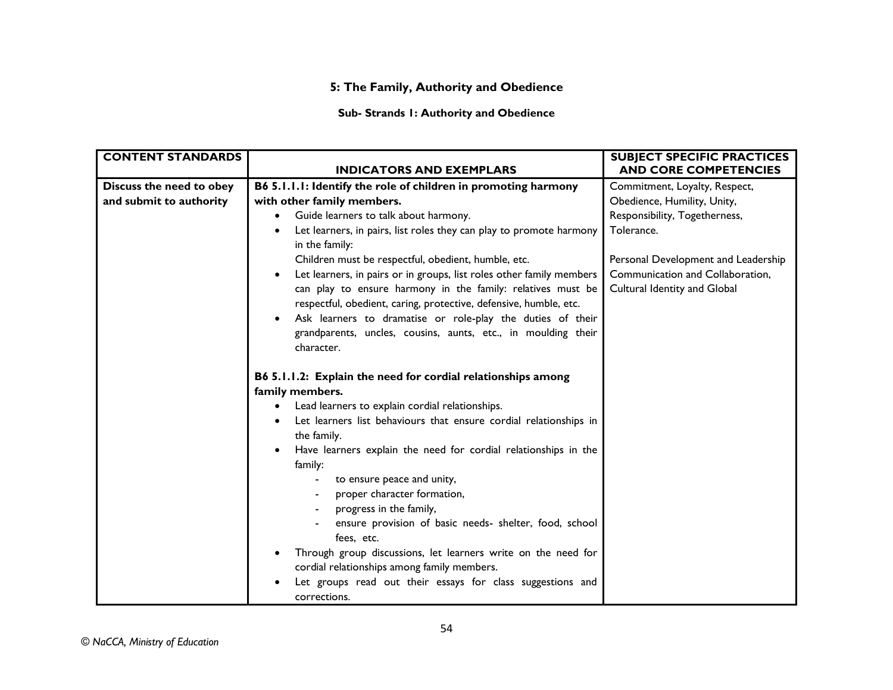## 5: The Family, Authority and Obedience

### Sub- Strands 1: Authority and Obedience

| CONTENT STANDARDS | INDICATORS AND EXEMPLARS | SUBJECT SPECIFIC PRACTICES AND CORE COMPETENCIES |
|---|---|---|
| **Discuss the need to obey and submit to authority** | **B6 5.1.1.1: Identify the role of children in promoting harmony with other family members.**<br>• Guide learners to talk about harmony.<br>• Let learners, in pairs, list roles they can play to promote harmony in the family:<br>Children must be respectful, obedient, humble, etc.<br>• Let learners, in pairs or in groups, list roles other family members can play to ensure harmony in the family: relatives must be respectful, obedient, caring, protective, defensive, humble, etc.<br>• Ask learners to dramatise or role-play the duties of their grandparents, uncles, cousins, aunts, etc., in moulding their character.<br><br>**B6 5.1.1.2: Explain the need for cordial relationships among family members.**<br>• Lead learners to explain cordial relationships.<br>• Let learners list behaviours that ensure cordial relationships in the family.<br>• Have learners explain the need for cordial relationships in the family:<br>- to ensure peace and unity,<br>- proper character formation,<br>- progress in the family,<br>- ensure provision of basic needs- shelter, food, school fees, etc.<br>• Through group discussions, let learners write on the need for cordial relationships among family members.<br>• Let groups read out their essays for class suggestions and corrections. | Commitment, Loyalty, Respect, Obedience, Humility, Unity, Responsibility, Togetherness, Tolerance.<br><br>Personal Development and Leadership<br>Communication and Collaboration,<br>Cultural Identity and Global |

*© NaCCA, Ministry of Education*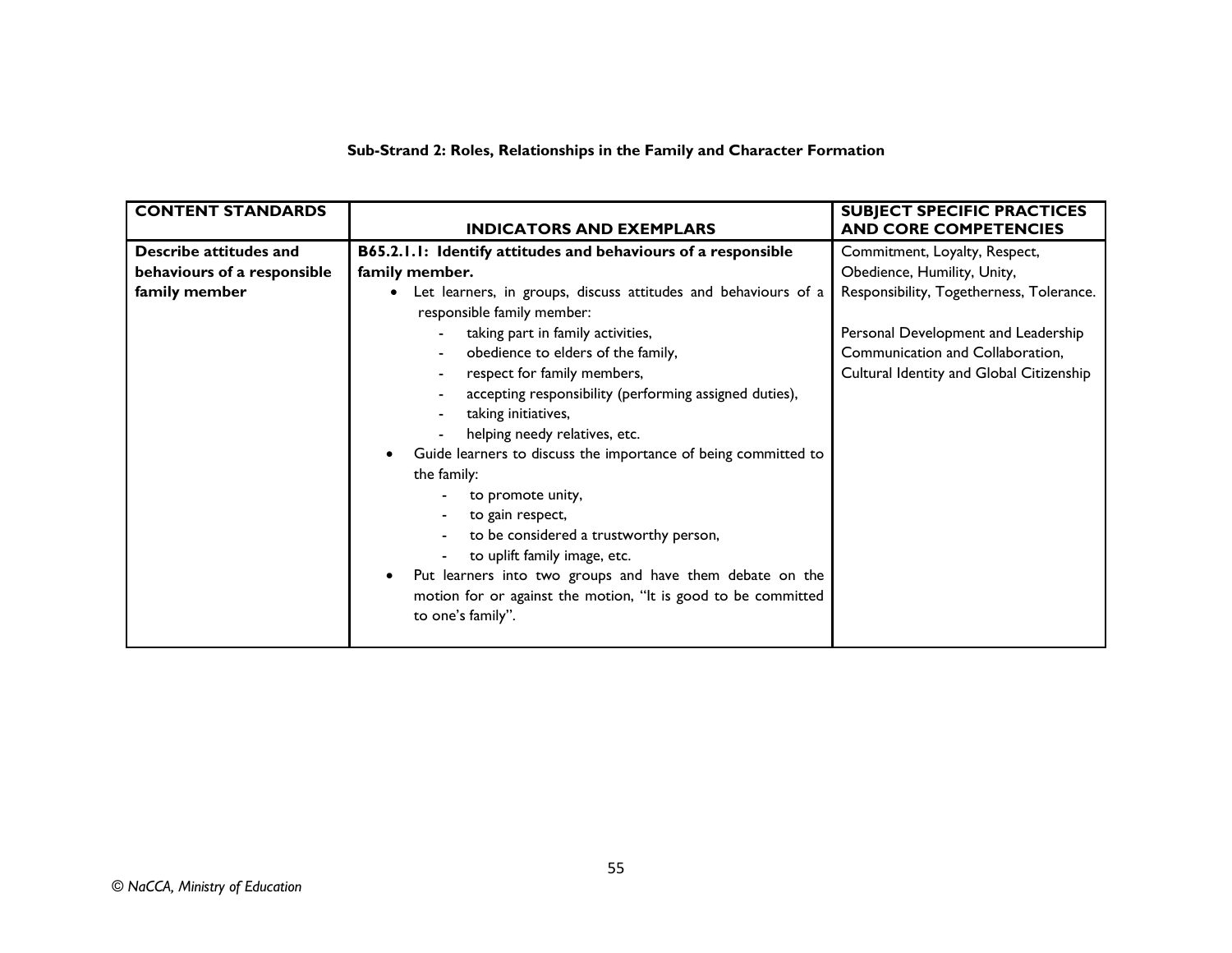**Sub-Strand 2: Roles, Relationships in the Family and Character Formation**

| CONTENT STANDARDS | INDICATORS AND EXEMPLARS | SUBJECT SPECIFIC PRACTICES AND CORE COMPETENCIES |
|---|---|---|
| **Describe attitudes and behaviours of a responsible family member** | **B65.2.1.1: Identify attitudes and behaviours of a responsible family member.**<br>• Let learners, in groups, discuss attitudes and behaviours of a responsible family member:<br>- taking part in family activities,<br>- obedience to elders of the family,<br>- respect for family members,<br>- accepting responsibility (performing assigned duties),<br>- taking initiatives,<br>- helping needy relatives, etc.<br>• Guide learners to discuss the importance of being committed to the family:<br>- to promote unity,<br>- to gain respect,<br>- to be considered a trustworthy person,<br>- to uplift family image, etc.<br>• Put learners into two groups and have them debate on the motion for or against the motion, "It is good to be committed to one's family". | Commitment, Loyalty, Respect, Obedience, Humility, Unity, Responsibility, Togetherness, Tolerance.<br><br>Personal Development and Leadership<br>Communication and Collaboration,<br>Cultural Identity and Global Citizenship |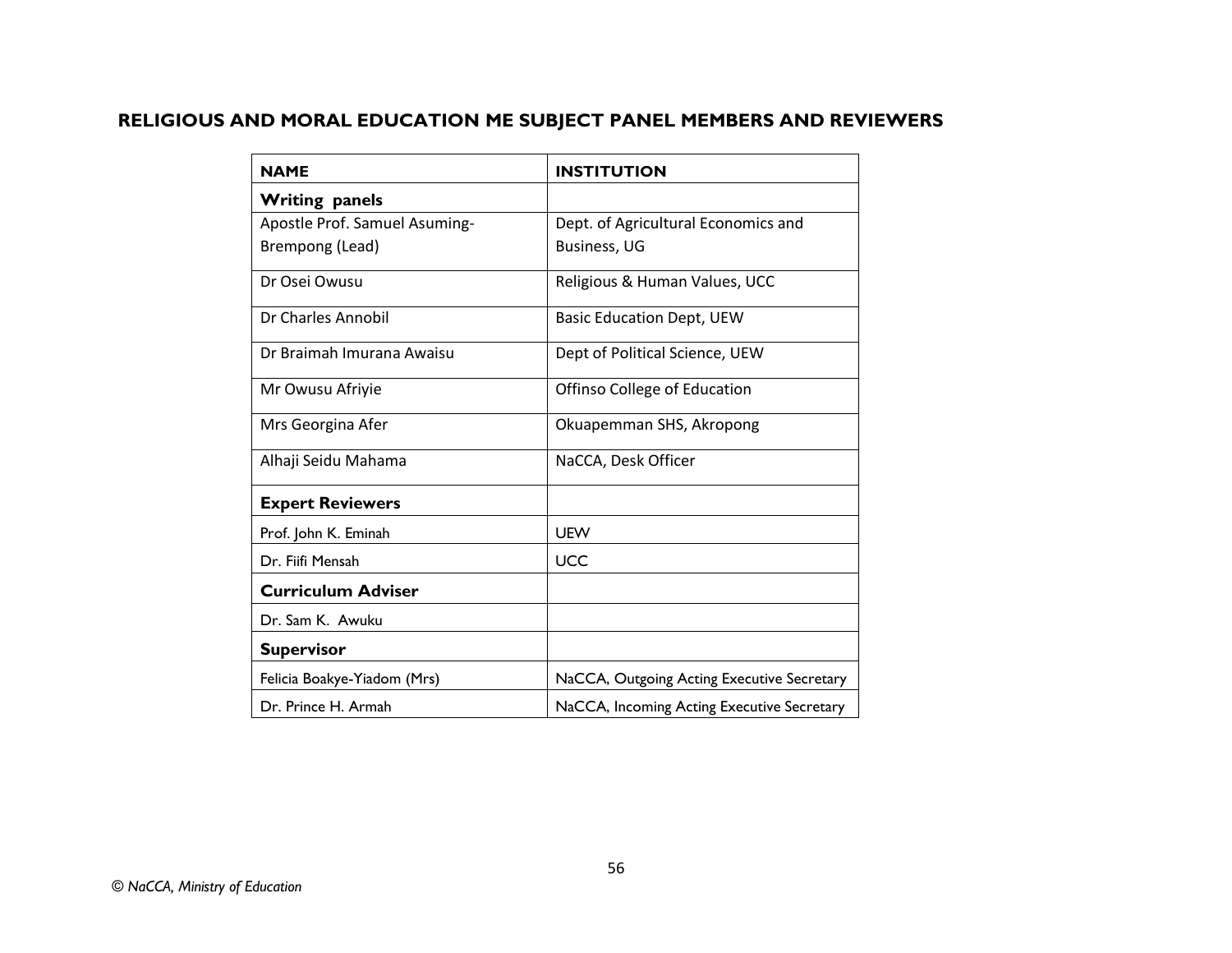## RELIGIOUS AND MORAL EDUCATION ME SUBJECT PANEL MEMBERS AND REVIEWERS

| NAME | INSTITUTION |
|---|---|
| **Writing panels** | |
| Apostle Prof. Samuel Asuming-Brempong (Lead) | Dept. of Agricultural Economics and Business, UG |
| Dr Osei Owusu | Religious & Human Values, UCC |
| Dr Charles Annobil | Basic Education Dept, UEW |
| Dr Braimah Imurana Awaisu | Dept of Political Science, UEW |
| Mr Owusu Afriyie | Offinso College of Education |
| Mrs Georgina Afer | Okuapemman SHS, Akropong |
| Alhaji Seidu Mahama | NaCCA, Desk Officer |
| **Expert Reviewers** | |
| Prof. John K. Eminah | UEW |
| Dr. Fiifi Mensah | UCC |
| **Curriculum Adviser** | |
| Dr. Sam K. Awuku | |
| **Supervisor** | |
| Felicia Boakye-Yiadom (Mrs) | NaCCA, Outgoing Acting Executive Secretary |
| Dr. Prince H. Armah | NaCCA, Incoming Acting Executive Secretary |

*© NaCCA, Ministry of Education*